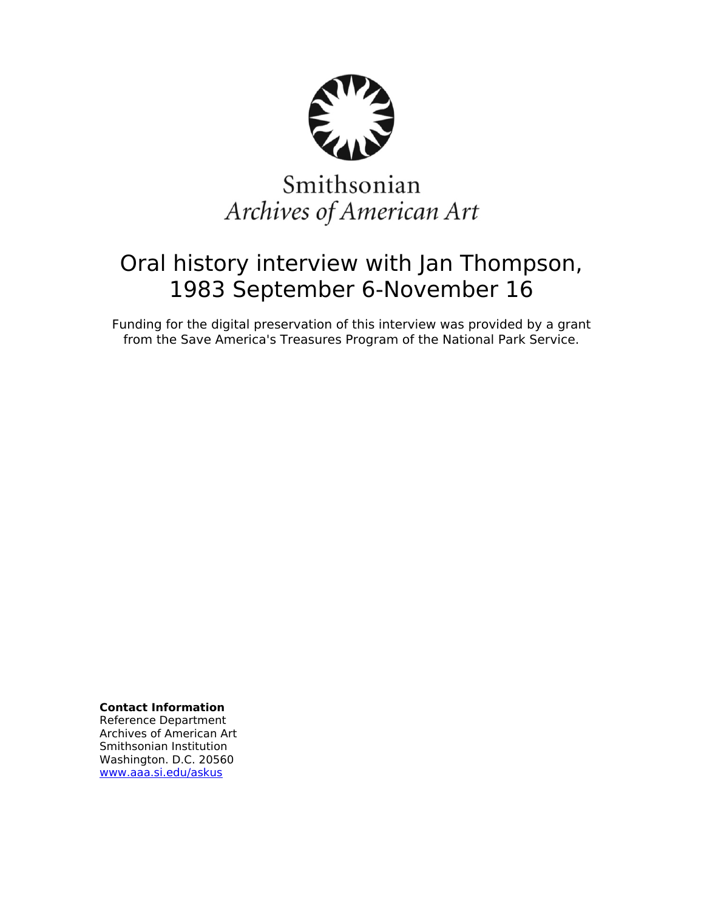Smithsonian
*Archives of American Art*

# Oral history interview with Jan Thompson, 1983 September 6-November 16

Funding for the digital preservation of this interview was provided by a grant from the Save America's Treasures Program of the National Park Service.

**Contact Information**
Reference Department
Archives of American Art
Smithsonian Institution
Washington. D.C. 20560
www.aaa.si.edu/askus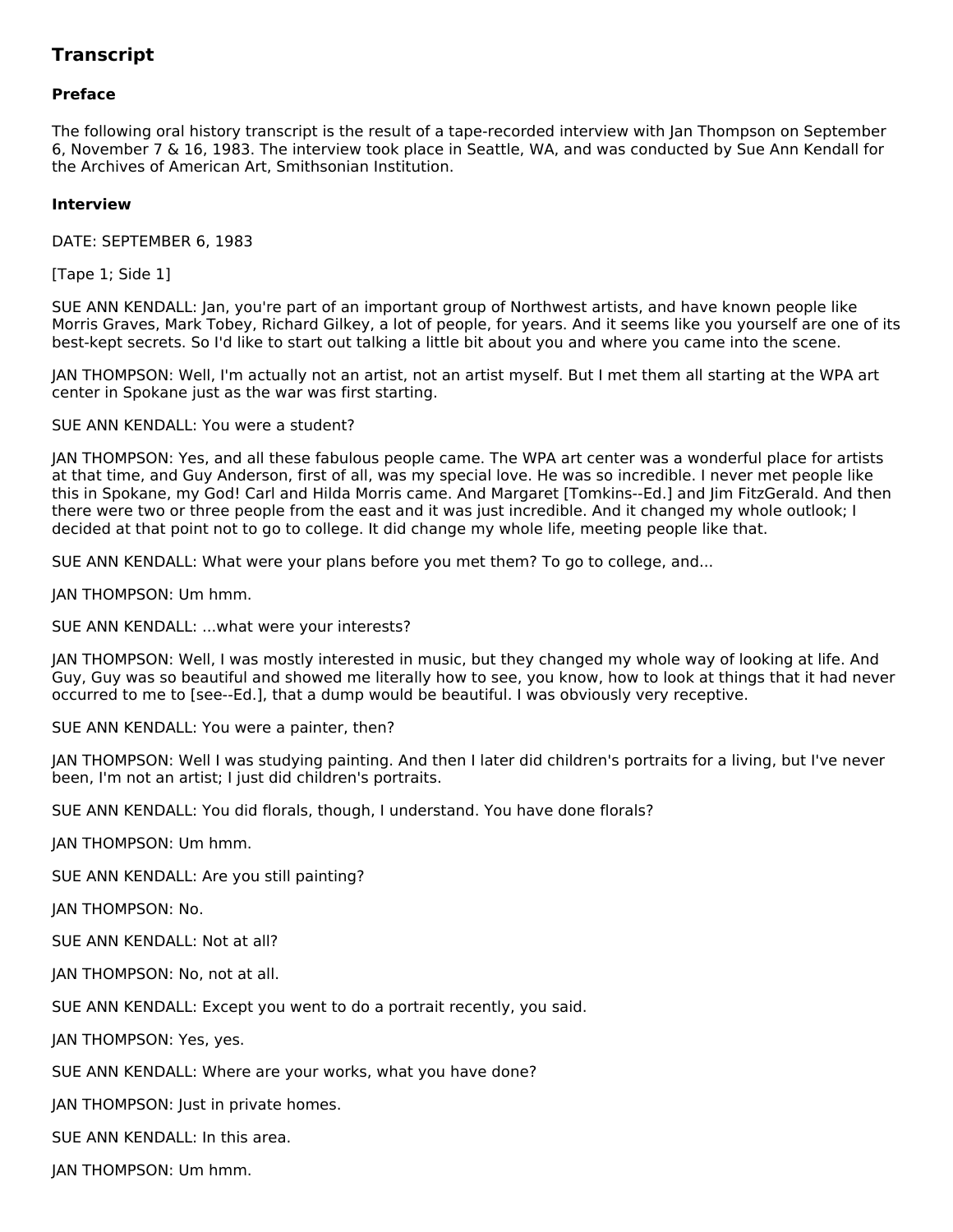## Transcript

### Preface

The following oral history transcript is the result of a tape-recorded interview with Jan Thompson on September 6, November 7 & 16, 1983. The interview took place in Seattle, WA, and was conducted by Sue Ann Kendall for the Archives of American Art, Smithsonian Institution.

### Interview

DATE: SEPTEMBER 6, 1983

[Tape 1; Side 1]

SUE ANN KENDALL: Jan, you're part of an important group of Northwest artists, and have known people like Morris Graves, Mark Tobey, Richard Gilkey, a lot of people, for years. And it seems like you yourself are one of its best-kept secrets. So I'd like to start out talking a little bit about you and where you came into the scene.

JAN THOMPSON: Well, I'm actually not an artist, not an artist myself. But I met them all starting at the WPA art center in Spokane just as the war was first starting.

SUE ANN KENDALL: You were a student?

JAN THOMPSON: Yes, and all these fabulous people came. The WPA art center was a wonderful place for artists at that time, and Guy Anderson, first of all, was my special love. He was so incredible. I never met people like this in Spokane, my God! Carl and Hilda Morris came. And Margaret [Tomkins--Ed.] and Jim FitzGerald. And then there were two or three people from the east and it was just incredible. And it changed my whole outlook; I decided at that point not to go to college. It did change my whole life, meeting people like that.

SUE ANN KENDALL: What were your plans before you met them? To go to college, and...

JAN THOMPSON: Um hmm.

SUE ANN KENDALL: ...what were your interests?

JAN THOMPSON: Well, I was mostly interested in music, but they changed my whole way of looking at life. And Guy, Guy was so beautiful and showed me literally how to see, you know, how to look at things that it had never occurred to me to [see--Ed.], that a dump would be beautiful. I was obviously very receptive.

SUE ANN KENDALL: You were a painter, then?

JAN THOMPSON: Well I was studying painting. And then I later did children's portraits for a living, but I've never been, I'm not an artist; I just did children's portraits.

SUE ANN KENDALL: You did florals, though, I understand. You have done florals?

JAN THOMPSON: Um hmm.

SUE ANN KENDALL: Are you still painting?

JAN THOMPSON: No.

SUE ANN KENDALL: Not at all?

JAN THOMPSON: No, not at all.

SUE ANN KENDALL: Except you went to do a portrait recently, you said.

JAN THOMPSON: Yes, yes.

SUE ANN KENDALL: Where are your works, what you have done?

JAN THOMPSON: Just in private homes.

SUE ANN KENDALL: In this area.

JAN THOMPSON: Um hmm.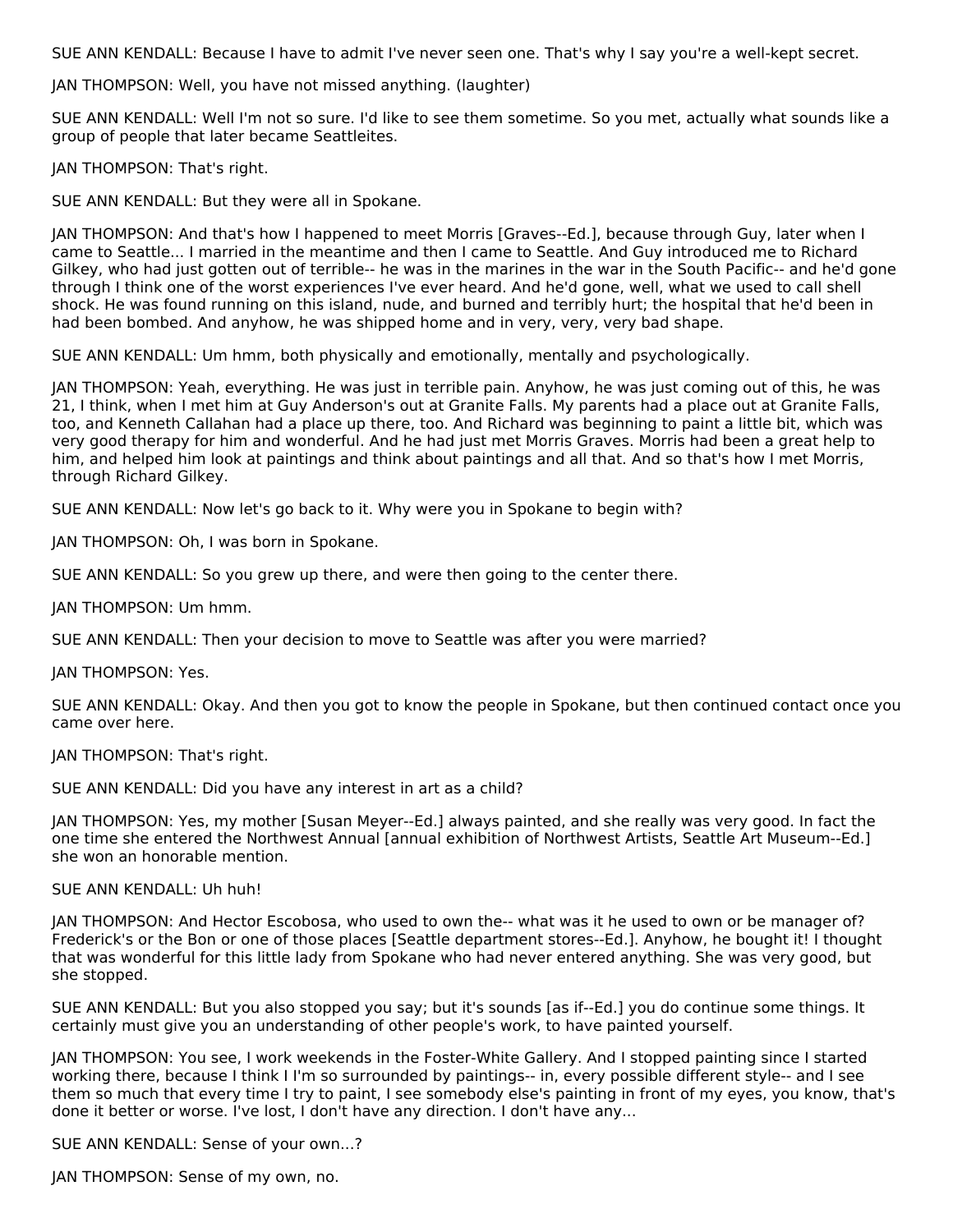SUE ANN KENDALL: Because I have to admit I've never seen one. That's why I say you're a well-kept secret.

JAN THOMPSON: Well, you have not missed anything. (laughter)

SUE ANN KENDALL: Well I'm not so sure. I'd like to see them sometime. So you met, actually what sounds like a group of people that later became Seattleites.

JAN THOMPSON: That's right.

SUE ANN KENDALL: But they were all in Spokane.

JAN THOMPSON: And that's how I happened to meet Morris [Graves--Ed.], because through Guy, later when I came to Seattle... I married in the meantime and then I came to Seattle. And Guy introduced me to Richard Gilkey, who had just gotten out of terrible-- he was in the marines in the war in the South Pacific-- and he'd gone through I think one of the worst experiences I've ever heard. And he'd gone, well, what we used to call shell shock. He was found running on this island, nude, and burned and terribly hurt; the hospital that he'd been in had been bombed. And anyhow, he was shipped home and in very, very, very bad shape.

SUE ANN KENDALL: Um hmm, both physically and emotionally, mentally and psychologically.

JAN THOMPSON: Yeah, everything. He was just in terrible pain. Anyhow, he was just coming out of this, he was 21, I think, when I met him at Guy Anderson's out at Granite Falls. My parents had a place out at Granite Falls, too, and Kenneth Callahan had a place up there, too. And Richard was beginning to paint a little bit, which was very good therapy for him and wonderful. And he had just met Morris Graves. Morris had been a great help to him, and helped him look at paintings and think about paintings and all that. And so that's how I met Morris, through Richard Gilkey.

SUE ANN KENDALL: Now let's go back to it. Why were you in Spokane to begin with?

JAN THOMPSON: Oh, I was born in Spokane.

SUE ANN KENDALL: So you grew up there, and were then going to the center there.

JAN THOMPSON: Um hmm.

SUE ANN KENDALL: Then your decision to move to Seattle was after you were married?

JAN THOMPSON: Yes.

SUE ANN KENDALL: Okay. And then you got to know the people in Spokane, but then continued contact once you came over here.

JAN THOMPSON: That's right.

SUE ANN KENDALL: Did you have any interest in art as a child?

JAN THOMPSON: Yes, my mother [Susan Meyer--Ed.] always painted, and she really was very good. In fact the one time she entered the Northwest Annual [annual exhibition of Northwest Artists, Seattle Art Museum--Ed.] she won an honorable mention.

SUE ANN KENDALL: Uh huh!

JAN THOMPSON: And Hector Escobosa, who used to own the-- what was it he used to own or be manager of? Frederick's or the Bon or one of those places [Seattle department stores--Ed.]. Anyhow, he bought it! I thought that was wonderful for this little lady from Spokane who had never entered anything. She was very good, but she stopped.

SUE ANN KENDALL: But you also stopped you say; but it's sounds [as if--Ed.] you do continue some things. It certainly must give you an understanding of other people's work, to have painted yourself.

JAN THOMPSON: You see, I work weekends in the Foster-White Gallery. And I stopped painting since I started working there, because I think I I'm so surrounded by paintings-- in, every possible different style-- and I see them so much that every time I try to paint, I see somebody else's painting in front of my eyes, you know, that's done it better or worse. I've lost, I don't have any direction. I don't have any...

SUE ANN KENDALL: Sense of your own...?

JAN THOMPSON: Sense of my own, no.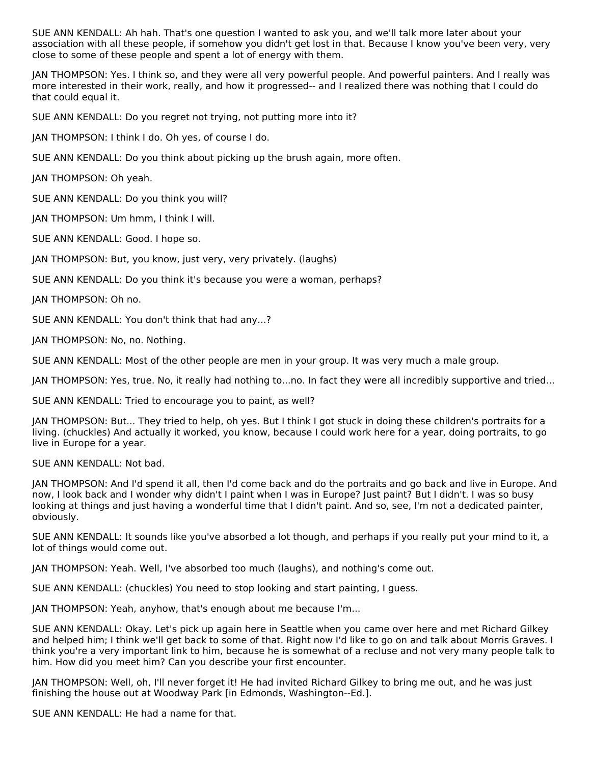SUE ANN KENDALL: Ah hah. That's one question I wanted to ask you, and we'll talk more later about your association with all these people, if somehow you didn't get lost in that. Because I know you've been very, very close to some of these people and spent a lot of energy with them.

JAN THOMPSON: Yes. I think so, and they were all very powerful people. And powerful painters. And I really was more interested in their work, really, and how it progressed-- and I realized there was nothing that I could do that could equal it.

SUE ANN KENDALL: Do you regret not trying, not putting more into it?

JAN THOMPSON: I think I do. Oh yes, of course I do.

SUE ANN KENDALL: Do you think about picking up the brush again, more often.

JAN THOMPSON: Oh yeah.

SUE ANN KENDALL: Do you think you will?

JAN THOMPSON: Um hmm, I think I will.

SUE ANN KENDALL: Good. I hope so.

JAN THOMPSON: But, you know, just very, very privately. (laughs)

SUE ANN KENDALL: Do you think it's because you were a woman, perhaps?

JAN THOMPSON: Oh no.

SUE ANN KENDALL: You don't think that had any...?

JAN THOMPSON: No, no. Nothing.

SUE ANN KENDALL: Most of the other people are men in your group. It was very much a male group.

JAN THOMPSON: Yes, true. No, it really had nothing to...no. In fact they were all incredibly supportive and tried...

SUE ANN KENDALL: Tried to encourage you to paint, as well?

JAN THOMPSON: But... They tried to help, oh yes. But I think I got stuck in doing these children's portraits for a living. (chuckles) And actually it worked, you know, because I could work here for a year, doing portraits, to go live in Europe for a year.

SUE ANN KENDALL: Not bad.

JAN THOMPSON: And I'd spend it all, then I'd come back and do the portraits and go back and live in Europe. And now, I look back and I wonder why didn't I paint when I was in Europe? Just paint? But I didn't. I was so busy looking at things and just having a wonderful time that I didn't paint. And so, see, I'm not a dedicated painter, obviously.

SUE ANN KENDALL: It sounds like you've absorbed a lot though, and perhaps if you really put your mind to it, a lot of things would come out.

JAN THOMPSON: Yeah. Well, I've absorbed too much (laughs), and nothing's come out.

SUE ANN KENDALL: (chuckles) You need to stop looking and start painting, I guess.

JAN THOMPSON: Yeah, anyhow, that's enough about me because I'm...

SUE ANN KENDALL: Okay. Let's pick up again here in Seattle when you came over here and met Richard Gilkey and helped him; I think we'll get back to some of that. Right now I'd like to go on and talk about Morris Graves. I think you're a very important link to him, because he is somewhat of a recluse and not very many people talk to him. How did you meet him? Can you describe your first encounter.

JAN THOMPSON: Well, oh, I'll never forget it! He had invited Richard Gilkey to bring me out, and he was just finishing the house out at Woodway Park [in Edmonds, Washington--Ed.].

SUE ANN KENDALL: He had a name for that.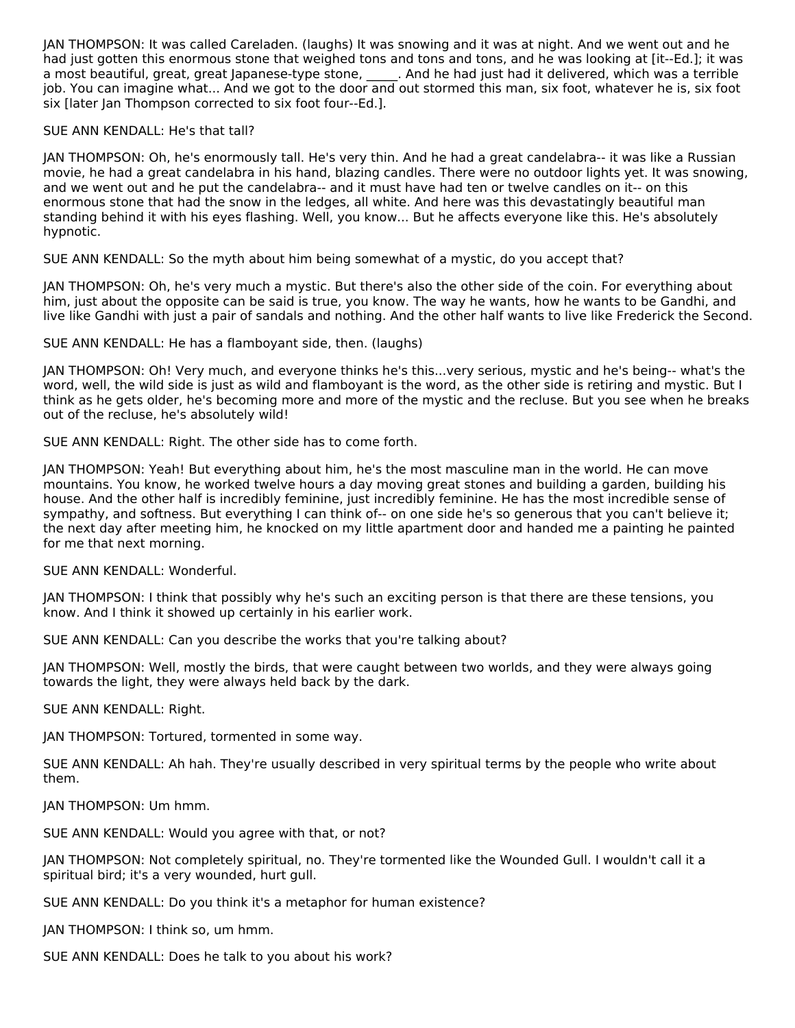JAN THOMPSON: It was called Careladen. (laughs) It was snowing and it was at night. And we went out and he had just gotten this enormous stone that weighed tons and tons and tons, and he was looking at [it--Ed.]; it was a most beautiful, great, great Japanese-type stone, _____. And he had just had it delivered, which was a terrible job. You can imagine what... And we got to the door and out stormed this man, six foot, whatever he is, six foot six [later Jan Thompson corrected to six foot four--Ed.].

SUE ANN KENDALL: He's that tall?

JAN THOMPSON: Oh, he's enormously tall. He's very thin. And he had a great candelabra-- it was like a Russian movie, he had a great candelabra in his hand, blazing candles. There were no outdoor lights yet. It was snowing, and we went out and he put the candelabra-- and it must have had ten or twelve candles on it-- on this enormous stone that had the snow in the ledges, all white. And here was this devastatingly beautiful man standing behind it with his eyes flashing. Well, you know... But he affects everyone like this. He's absolutely hypnotic.

SUE ANN KENDALL: So the myth about him being somewhat of a mystic, do you accept that?

JAN THOMPSON: Oh, he's very much a mystic. But there's also the other side of the coin. For everything about him, just about the opposite can be said is true, you know. The way he wants, how he wants to be Gandhi, and live like Gandhi with just a pair of sandals and nothing. And the other half wants to live like Frederick the Second.

SUE ANN KENDALL: He has a flamboyant side, then. (laughs)

JAN THOMPSON: Oh! Very much, and everyone thinks he's this...very serious, mystic and he's being-- what's the word, well, the wild side is just as wild and flamboyant is the word, as the other side is retiring and mystic. But I think as he gets older, he's becoming more and more of the mystic and the recluse. But you see when he breaks out of the recluse, he's absolutely wild!

SUE ANN KENDALL: Right. The other side has to come forth.

JAN THOMPSON: Yeah! But everything about him, he's the most masculine man in the world. He can move mountains. You know, he worked twelve hours a day moving great stones and building a garden, building his house. And the other half is incredibly feminine, just incredibly feminine. He has the most incredible sense of sympathy, and softness. But everything I can think of-- on one side he's so generous that you can't believe it; the next day after meeting him, he knocked on my little apartment door and handed me a painting he painted for me that next morning.

SUE ANN KENDALL: Wonderful.

JAN THOMPSON: I think that possibly why he's such an exciting person is that there are these tensions, you know. And I think it showed up certainly in his earlier work.

SUE ANN KENDALL: Can you describe the works that you're talking about?

JAN THOMPSON: Well, mostly the birds, that were caught between two worlds, and they were always going towards the light, they were always held back by the dark.

SUE ANN KENDALL: Right.

JAN THOMPSON: Tortured, tormented in some way.

SUE ANN KENDALL: Ah hah. They're usually described in very spiritual terms by the people who write about them.

JAN THOMPSON: Um hmm.

SUE ANN KENDALL: Would you agree with that, or not?

JAN THOMPSON: Not completely spiritual, no. They're tormented like the Wounded Gull. I wouldn't call it a spiritual bird; it's a very wounded, hurt gull.

SUE ANN KENDALL: Do you think it's a metaphor for human existence?

JAN THOMPSON: I think so, um hmm.

SUE ANN KENDALL: Does he talk to you about his work?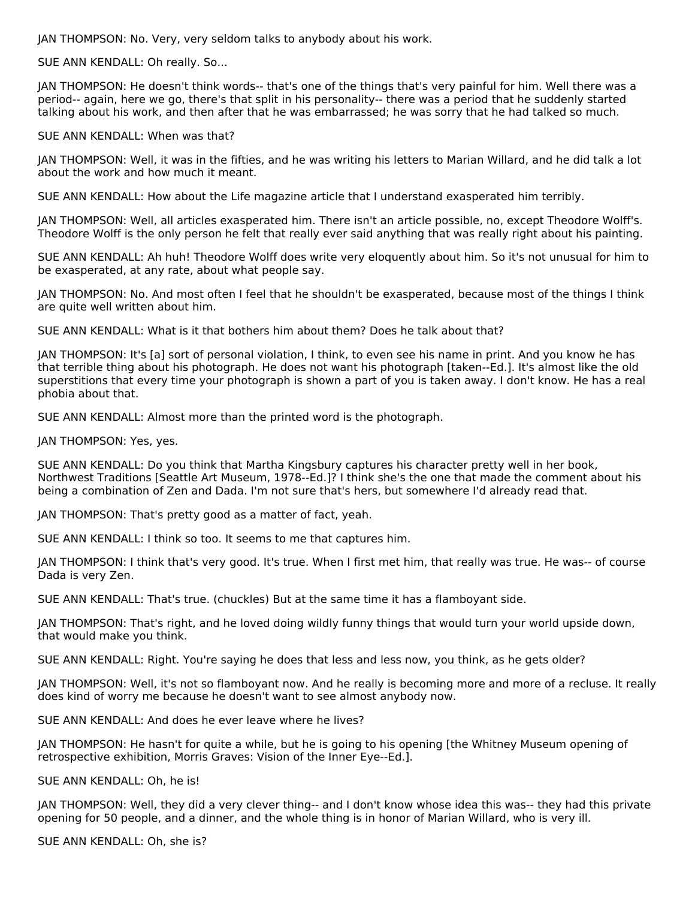JAN THOMPSON: No. Very, very seldom talks to anybody about his work.

SUE ANN KENDALL: Oh really. So...

JAN THOMPSON: He doesn't think words-- that's one of the things that's very painful for him. Well there was a period-- again, here we go, there's that split in his personality-- there was a period that he suddenly started talking about his work, and then after that he was embarrassed; he was sorry that he had talked so much.

SUE ANN KENDALL: When was that?

JAN THOMPSON: Well, it was in the fifties, and he was writing his letters to Marian Willard, and he did talk a lot about the work and how much it meant.

SUE ANN KENDALL: How about the Life magazine article that I understand exasperated him terribly.

JAN THOMPSON: Well, all articles exasperated him. There isn't an article possible, no, except Theodore Wolff's. Theodore Wolff is the only person he felt that really ever said anything that was really right about his painting.

SUE ANN KENDALL: Ah huh! Theodore Wolff does write very eloquently about him. So it's not unusual for him to be exasperated, at any rate, about what people say.

JAN THOMPSON: No. And most often I feel that he shouldn't be exasperated, because most of the things I think are quite well written about him.

SUE ANN KENDALL: What is it that bothers him about them? Does he talk about that?

JAN THOMPSON: It's [a] sort of personal violation, I think, to even see his name in print. And you know he has that terrible thing about his photograph. He does not want his photograph [taken--Ed.]. It's almost like the old superstitions that every time your photograph is shown a part of you is taken away. I don't know. He has a real phobia about that.

SUE ANN KENDALL: Almost more than the printed word is the photograph.

JAN THOMPSON: Yes, yes.

SUE ANN KENDALL: Do you think that Martha Kingsbury captures his character pretty well in her book, Northwest Traditions [Seattle Art Museum, 1978--Ed.]? I think she's the one that made the comment about his being a combination of Zen and Dada. I'm not sure that's hers, but somewhere I'd already read that.

JAN THOMPSON: That's pretty good as a matter of fact, yeah.

SUE ANN KENDALL: I think so too. It seems to me that captures him.

JAN THOMPSON: I think that's very good. It's true. When I first met him, that really was true. He was-- of course Dada is very Zen.

SUE ANN KENDALL: That's true. (chuckles) But at the same time it has a flamboyant side.

JAN THOMPSON: That's right, and he loved doing wildly funny things that would turn your world upside down, that would make you think.

SUE ANN KENDALL: Right. You're saying he does that less and less now, you think, as he gets older?

JAN THOMPSON: Well, it's not so flamboyant now. And he really is becoming more and more of a recluse. It really does kind of worry me because he doesn't want to see almost anybody now.

SUE ANN KENDALL: And does he ever leave where he lives?

JAN THOMPSON: He hasn't for quite a while, but he is going to his opening [the Whitney Museum opening of retrospective exhibition, Morris Graves: Vision of the Inner Eye--Ed.].

SUE ANN KENDALL: Oh, he is!

JAN THOMPSON: Well, they did a very clever thing-- and I don't know whose idea this was-- they had this private opening for 50 people, and a dinner, and the whole thing is in honor of Marian Willard, who is very ill.

SUE ANN KENDALL: Oh, she is?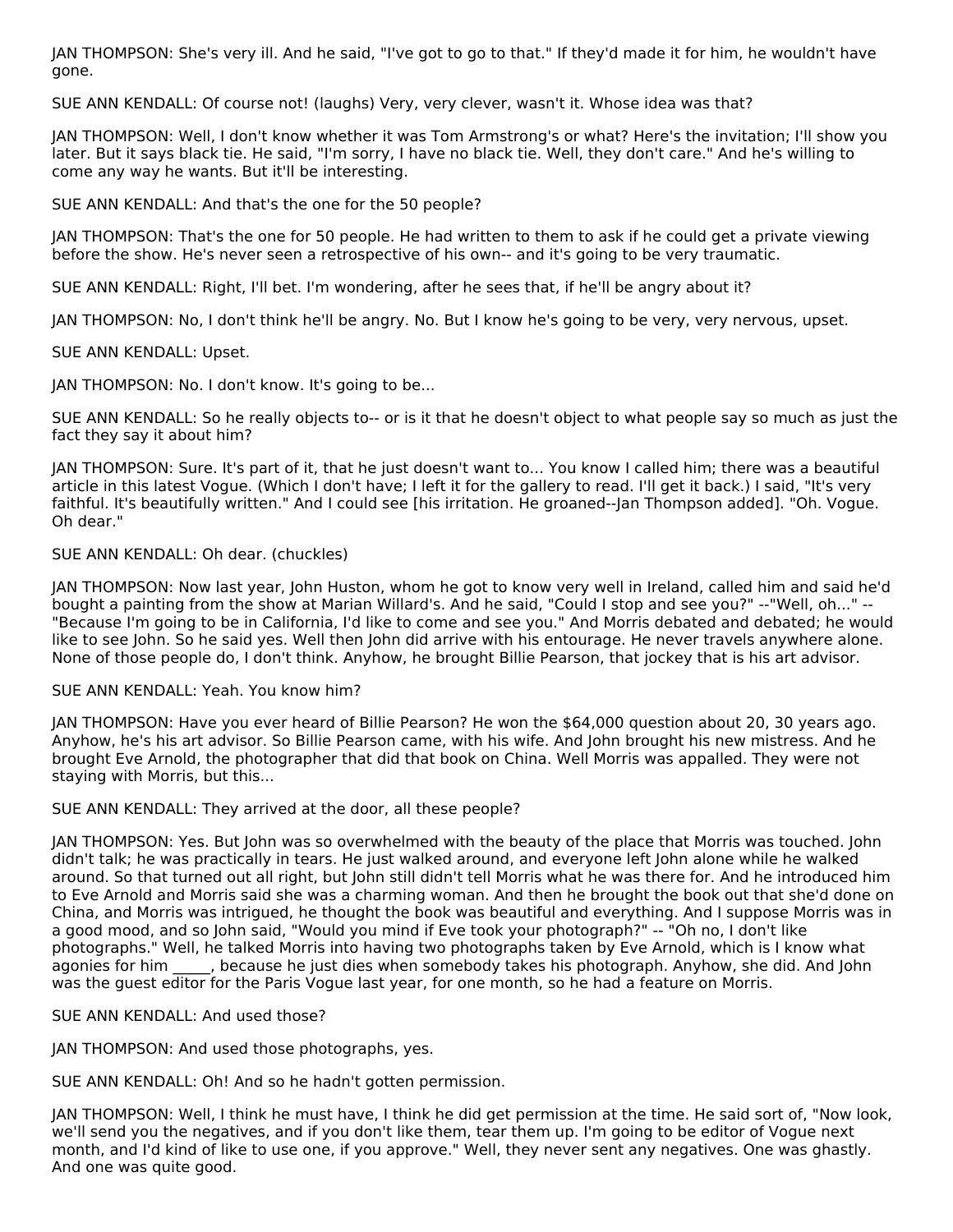JAN THOMPSON: She's very ill. And he said, "I've got to go to that." If they'd made it for him, he wouldn't have gone.

SUE ANN KENDALL: Of course not! (laughs) Very, very clever, wasn't it. Whose idea was that?

JAN THOMPSON: Well, I don't know whether it was Tom Armstrong's or what? Here's the invitation; I'll show you later. But it says black tie. He said, "I'm sorry, I have no black tie. Well, they don't care." And he's willing to come any way he wants. But it'll be interesting.

SUE ANN KENDALL: And that's the one for the 50 people?

JAN THOMPSON: That's the one for 50 people. He had written to them to ask if he could get a private viewing before the show. He's never seen a retrospective of his own-- and it's going to be very traumatic.

SUE ANN KENDALL: Right, I'll bet. I'm wondering, after he sees that, if he'll be angry about it?

JAN THOMPSON: No, I don't think he'll be angry. No. But I know he's going to be very, very nervous, upset.

SUE ANN KENDALL: Upset.

JAN THOMPSON: No. I don't know. It's going to be...

SUE ANN KENDALL: So he really objects to-- or is it that he doesn't object to what people say so much as just the fact they say it about him?

JAN THOMPSON: Sure. It's part of it, that he just doesn't want to... You know I called him; there was a beautiful article in this latest Vogue. (Which I don't have; I left it for the gallery to read. I'll get it back.) I said, "It's very faithful. It's beautifully written." And I could see [his irritation. He groaned--Jan Thompson added]. "Oh. Vogue. Oh dear."

SUE ANN KENDALL: Oh dear. (chuckles)

JAN THOMPSON: Now last year, John Huston, whom he got to know very well in Ireland, called him and said he'd bought a painting from the show at Marian Willard's. And he said, "Could I stop and see you?" --"Well, oh..." -- "Because I'm going to be in California, I'd like to come and see you." And Morris debated and debated; he would like to see John. So he said yes. Well then John did arrive with his entourage. He never travels anywhere alone. None of those people do, I don't think. Anyhow, he brought Billie Pearson, that jockey that is his art advisor.

SUE ANN KENDALL: Yeah. You know him?

JAN THOMPSON: Have you ever heard of Billie Pearson? He won the $64,000 question about 20, 30 years ago. Anyhow, he's his art advisor. So Billie Pearson came, with his wife. And John brought his new mistress. And he brought Eve Arnold, the photographer that did that book on China. Well Morris was appalled. They were not staying with Morris, but this...

SUE ANN KENDALL: They arrived at the door, all these people?

JAN THOMPSON: Yes. But John was so overwhelmed with the beauty of the place that Morris was touched. John didn't talk; he was practically in tears. He just walked around, and everyone left John alone while he walked around. So that turned out all right, but John still didn't tell Morris what he was there for. And he introduced him to Eve Arnold and Morris said she was a charming woman. And then he brought the book out that she'd done on China, and Morris was intrigued, he thought the book was beautiful and everything. And I suppose Morris was in a good mood, and so John said, "Would you mind if Eve took your photograph?" -- "Oh no, I don't like photographs." Well, he talked Morris into having two photographs taken by Eve Arnold, which is I know what agonies for him _____, because he just dies when somebody takes his photograph. Anyhow, she did. And John was the guest editor for the Paris Vogue last year, for one month, so he had a feature on Morris.

SUE ANN KENDALL: And used those?

JAN THOMPSON: And used those photographs, yes.

SUE ANN KENDALL: Oh! And so he hadn't gotten permission.

JAN THOMPSON: Well, I think he must have, I think he did get permission at the time. He said sort of, "Now look, we'll send you the negatives, and if you don't like them, tear them up. I'm going to be editor of Vogue next month, and I'd kind of like to use one, if you approve." Well, they never sent any negatives. One was ghastly. And one was quite good.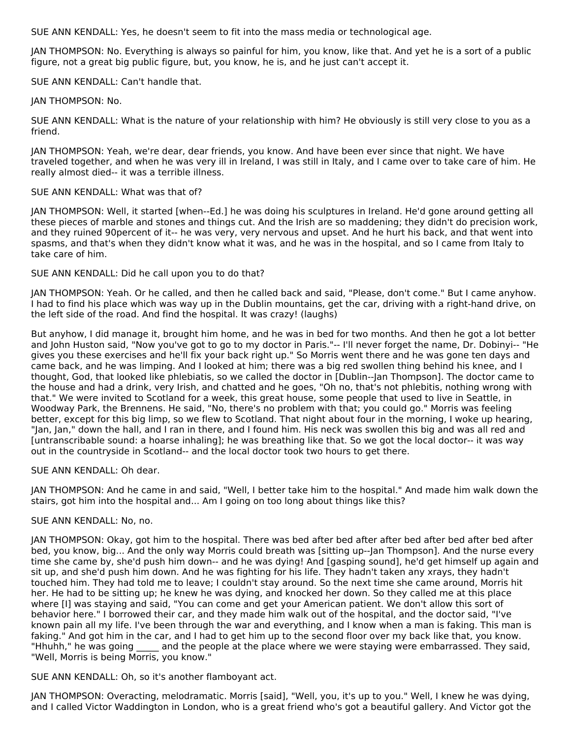SUE ANN KENDALL: Yes, he doesn't seem to fit into the mass media or technological age.

JAN THOMPSON: No. Everything is always so painful for him, you know, like that. And yet he is a sort of a public figure, not a great big public figure, but, you know, he is, and he just can't accept it.

SUE ANN KENDALL: Can't handle that.

JAN THOMPSON: No.

SUE ANN KENDALL: What is the nature of your relationship with him? He obviously is still very close to you as a friend.

JAN THOMPSON: Yeah, we're dear, dear friends, you know. And have been ever since that night. We have traveled together, and when he was very ill in Ireland, I was still in Italy, and I came over to take care of him. He really almost died-- it was a terrible illness.

SUE ANN KENDALL: What was that of?

JAN THOMPSON: Well, it started [when--Ed.] he was doing his sculptures in Ireland. He'd gone around getting all these pieces of marble and stones and things cut. And the Irish are so maddening; they didn't do precision work, and they ruined 90percent of it-- he was very, very nervous and upset. And he hurt his back, and that went into spasms, and that's when they didn't know what it was, and he was in the hospital, and so I came from Italy to take care of him.

SUE ANN KENDALL: Did he call upon you to do that?

JAN THOMPSON: Yeah. Or he called, and then he called back and said, "Please, don't come." But I came anyhow. I had to find his place which was way up in the Dublin mountains, get the car, driving with a right-hand drive, on the left side of the road. And find the hospital. It was crazy! (laughs)

But anyhow, I did manage it, brought him home, and he was in bed for two months. And then he got a lot better and John Huston said, "Now you've got to go to my doctor in Paris."-- I'll never forget the name, Dr. Dobinyi-- "He gives you these exercises and he'll fix your back right up." So Morris went there and he was gone ten days and came back, and he was limping. And I looked at him; there was a big red swollen thing behind his knee, and I thought, God, that looked like phlebiatis, so we called the doctor in [Dublin--Jan Thompson]. The doctor came to the house and had a drink, very Irish, and chatted and he goes, "Oh no, that's not phlebitis, nothing wrong with that." We were invited to Scotland for a week, this great house, some people that used to live in Seattle, in Woodway Park, the Brennens. He said, "No, there's no problem with that; you could go." Morris was feeling better, except for this big limp, so we flew to Scotland. That night about four in the morning, I woke up hearing, "Jan, Jan," down the hall, and I ran in there, and I found him. His neck was swollen this big and was all red and [untranscribable sound: a hoarse inhaling]; he was breathing like that. So we got the local doctor-- it was way out in the countryside in Scotland-- and the local doctor took two hours to get there.

SUE ANN KENDALL: Oh dear.

JAN THOMPSON: And he came in and said, "Well, I better take him to the hospital." And made him walk down the stairs, got him into the hospital and... Am I going on too long about things like this?

SUE ANN KENDALL: No, no.

JAN THOMPSON: Okay, got him to the hospital. There was bed after bed after after bed after bed after bed after bed, you know, big... And the only way Morris could breath was [sitting up--Jan Thompson]. And the nurse every time she came by, she'd push him down-- and he was dying! And [gasping sound], he'd get himself up again and sit up, and she'd push him down. And he was fighting for his life. They hadn't taken any xrays, they hadn't touched him. They had told me to leave; I couldn't stay around. So the next time she came around, Morris hit her. He had to be sitting up; he knew he was dying, and knocked her down. So they called me at this place where [I] was staying and said, "You can come and get your American patient. We don't allow this sort of behavior here." I borrowed their car, and they made him walk out of the hospital, and the doctor said, "I've known pain all my life. I've been through the war and everything, and I know when a man is faking. This man is faking." And got him in the car, and I had to get him up to the second floor over my back like that, you know. "Hhuhh," he was going _____ and the people at the place where we were staying were embarrassed. They said, "Well, Morris is being Morris, you know."

SUE ANN KENDALL: Oh, so it's another flamboyant act.

JAN THOMPSON: Overacting, melodramatic. Morris [said], "Well, you, it's up to you." Well, I knew he was dying, and I called Victor Waddington in London, who is a great friend who's got a beautiful gallery. And Victor got the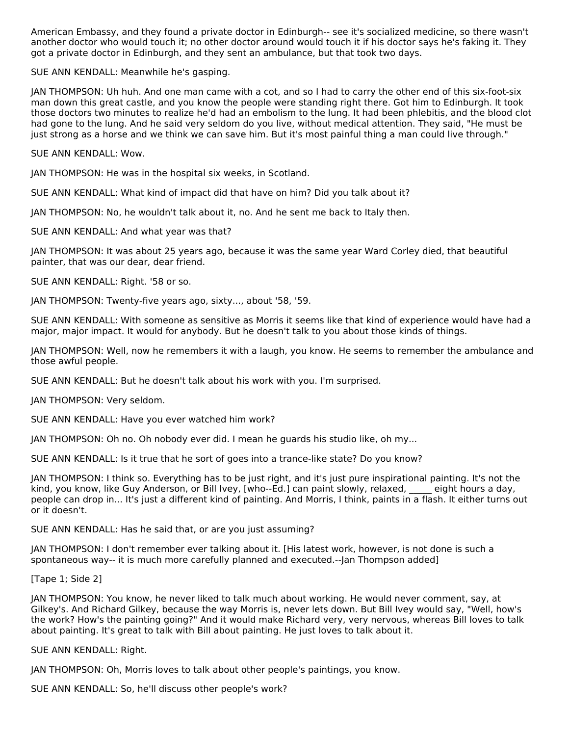American Embassy, and they found a private doctor in Edinburgh-- see it's socialized medicine, so there wasn't another doctor who would touch it; no other doctor around would touch it if his doctor says he's faking it. They got a private doctor in Edinburgh, and they sent an ambulance, but that took two days.

SUE ANN KENDALL: Meanwhile he's gasping.

JAN THOMPSON: Uh huh. And one man came with a cot, and so I had to carry the other end of this six-foot-six man down this great castle, and you know the people were standing right there. Got him to Edinburgh. It took those doctors two minutes to realize he'd had an embolism to the lung. It had been phlebitis, and the blood clot had gone to the lung. And he said very seldom do you live, without medical attention. They said, "He must be just strong as a horse and we think we can save him. But it's most painful thing a man could live through."

SUE ANN KENDALL: Wow.

JAN THOMPSON: He was in the hospital six weeks, in Scotland.

SUE ANN KENDALL: What kind of impact did that have on him? Did you talk about it?

JAN THOMPSON: No, he wouldn't talk about it, no. And he sent me back to Italy then.

SUE ANN KENDALL: And what year was that?

JAN THOMPSON: It was about 25 years ago, because it was the same year Ward Corley died, that beautiful painter, that was our dear, dear friend.

SUE ANN KENDALL: Right. '58 or so.

JAN THOMPSON: Twenty-five years ago, sixty..., about '58, '59.

SUE ANN KENDALL: With someone as sensitive as Morris it seems like that kind of experience would have had a major, major impact. It would for anybody. But he doesn't talk to you about those kinds of things.

JAN THOMPSON: Well, now he remembers it with a laugh, you know. He seems to remember the ambulance and those awful people.

SUE ANN KENDALL: But he doesn't talk about his work with you. I'm surprised.

JAN THOMPSON: Very seldom.

SUE ANN KENDALL: Have you ever watched him work?

JAN THOMPSON: Oh no. Oh nobody ever did. I mean he guards his studio like, oh my...

SUE ANN KENDALL: Is it true that he sort of goes into a trance-like state? Do you know?

JAN THOMPSON: I think so. Everything has to be just right, and it's just pure inspirational painting. It's not the kind, you know, like Guy Anderson, or Bill Ivey, [who--Ed.] can paint slowly, relaxed, _____ eight hours a day, people can drop in... It's just a different kind of painting. And Morris, I think, paints in a flash. It either turns out or it doesn't.

SUE ANN KENDALL: Has he said that, or are you just assuming?

JAN THOMPSON: I don't remember ever talking about it. [His latest work, however, is not done is such a spontaneous way-- it is much more carefully planned and executed.--Jan Thompson added]

[Tape 1; Side 2]

JAN THOMPSON: You know, he never liked to talk much about working. He would never comment, say, at Gilkey's. And Richard Gilkey, because the way Morris is, never lets down. But Bill Ivey would say, "Well, how's the work? How's the painting going?" And it would make Richard very, very nervous, whereas Bill loves to talk about painting. It's great to talk with Bill about painting. He just loves to talk about it.

SUE ANN KENDALL: Right.

JAN THOMPSON: Oh, Morris loves to talk about other people's paintings, you know.

SUE ANN KENDALL: So, he'll discuss other people's work?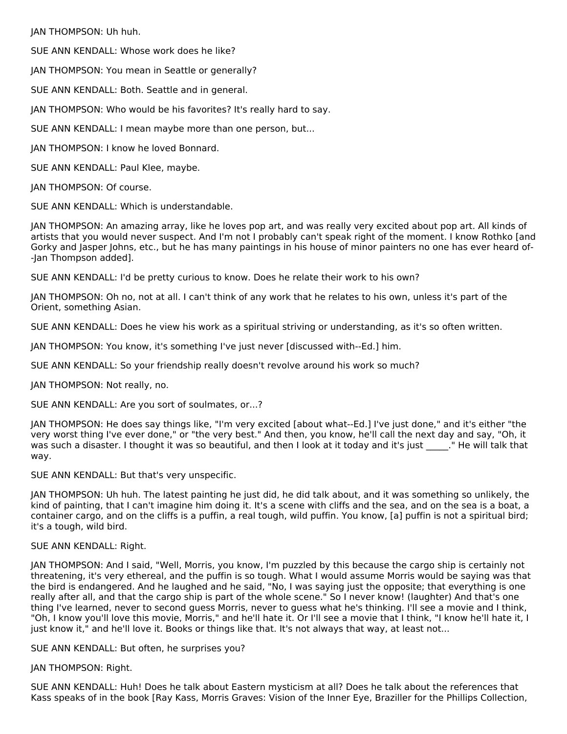JAN THOMPSON: Uh huh.

SUE ANN KENDALL: Whose work does he like?

JAN THOMPSON: You mean in Seattle or generally?

SUE ANN KENDALL: Both. Seattle and in general.

JAN THOMPSON: Who would be his favorites? It's really hard to say.

SUE ANN KENDALL: I mean maybe more than one person, but...

JAN THOMPSON: I know he loved Bonnard.

SUE ANN KENDALL: Paul Klee, maybe.

JAN THOMPSON: Of course.

SUE ANN KENDALL: Which is understandable.

JAN THOMPSON: An amazing array, like he loves pop art, and was really very excited about pop art. All kinds of artists that you would never suspect. And I'm not I probably can't speak right of the moment. I know Rothko [and Gorky and Jasper Johns, etc., but he has many paintings in his house of minor painters no one has ever heard of--Jan Thompson added].

SUE ANN KENDALL: I'd be pretty curious to know. Does he relate their work to his own?

JAN THOMPSON: Oh no, not at all. I can't think of any work that he relates to his own, unless it's part of the Orient, something Asian.

SUE ANN KENDALL: Does he view his work as a spiritual striving or understanding, as it's so often written.

JAN THOMPSON: You know, it's something I've just never [discussed with--Ed.] him.

SUE ANN KENDALL: So your friendship really doesn't revolve around his work so much?

JAN THOMPSON: Not really, no.

SUE ANN KENDALL: Are you sort of soulmates, or...?

JAN THOMPSON: He does say things like, "I'm very excited [about what--Ed.] I've just done," and it's either "the very worst thing I've ever done," or "the very best." And then, you know, he'll call the next day and say, "Oh, it was such a disaster. I thought it was so beautiful, and then I look at it today and it's just _____." He will talk that way.

SUE ANN KENDALL: But that's very unspecific.

JAN THOMPSON: Uh huh. The latest painting he just did, he did talk about, and it was something so unlikely, the kind of painting, that I can't imagine him doing it. It's a scene with cliffs and the sea, and on the sea is a boat, a container cargo, and on the cliffs is a puffin, a real tough, wild puffin. You know, [a] puffin is not a spiritual bird; it's a tough, wild bird.

SUE ANN KENDALL: Right.

JAN THOMPSON: And I said, "Well, Morris, you know, I'm puzzled by this because the cargo ship is certainly not threatening, it's very ethereal, and the puffin is so tough. What I would assume Morris would be saying was that the bird is endangered. And he laughed and he said, "No, I was saying just the opposite; that everything is one really after all, and that the cargo ship is part of the whole scene." So I never know! (laughter) And that's one thing I've learned, never to second guess Morris, never to guess what he's thinking. I'll see a movie and I think, "Oh, I know you'll love this movie, Morris," and he'll hate it. Or I'll see a movie that I think, "I know he'll hate it, I just know it," and he'll love it. Books or things like that. It's not always that way, at least not...

SUE ANN KENDALL: But often, he surprises you?

JAN THOMPSON: Right.

SUE ANN KENDALL: Huh! Does he talk about Eastern mysticism at all? Does he talk about the references that Kass speaks of in the book [Ray Kass, Morris Graves: Vision of the Inner Eye, Braziller for the Phillips Collection,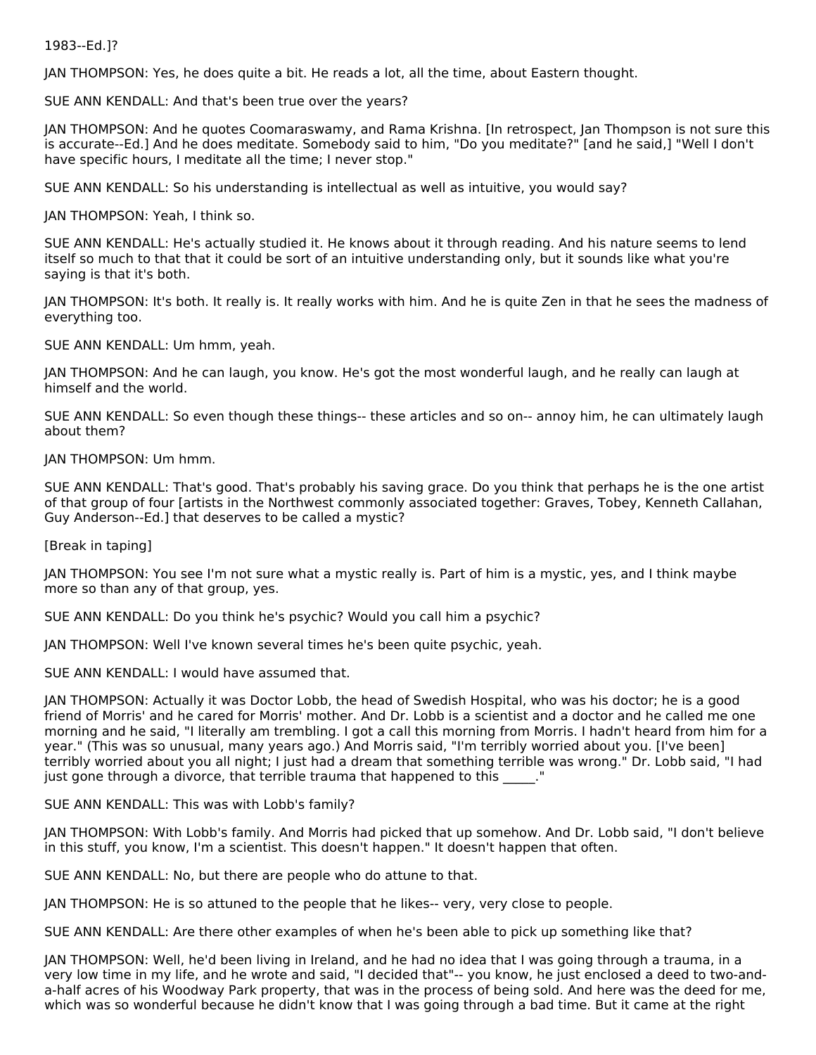1983--Ed.]?

JAN THOMPSON: Yes, he does quite a bit. He reads a lot, all the time, about Eastern thought.

SUE ANN KENDALL: And that's been true over the years?

JAN THOMPSON: And he quotes Coomaraswamy, and Rama Krishna. [In retrospect, Jan Thompson is not sure this is accurate--Ed.] And he does meditate. Somebody said to him, "Do you meditate?" [and he said,] "Well I don't have specific hours, I meditate all the time; I never stop."

SUE ANN KENDALL: So his understanding is intellectual as well as intuitive, you would say?

JAN THOMPSON: Yeah, I think so.

SUE ANN KENDALL: He's actually studied it. He knows about it through reading. And his nature seems to lend itself so much to that that it could be sort of an intuitive understanding only, but it sounds like what you're saying is that it's both.

JAN THOMPSON: It's both. It really is. It really works with him. And he is quite Zen in that he sees the madness of everything too.

SUE ANN KENDALL: Um hmm, yeah.

JAN THOMPSON: And he can laugh, you know. He's got the most wonderful laugh, and he really can laugh at himself and the world.

SUE ANN KENDALL: So even though these things-- these articles and so on-- annoy him, he can ultimately laugh about them?

JAN THOMPSON: Um hmm.

SUE ANN KENDALL: That's good. That's probably his saving grace. Do you think that perhaps he is the one artist of that group of four [artists in the Northwest commonly associated together: Graves, Tobey, Kenneth Callahan, Guy Anderson--Ed.] that deserves to be called a mystic?

[Break in taping]

JAN THOMPSON: You see I'm not sure what a mystic really is. Part of him is a mystic, yes, and I think maybe more so than any of that group, yes.

SUE ANN KENDALL: Do you think he's psychic? Would you call him a psychic?

JAN THOMPSON: Well I've known several times he's been quite psychic, yeah.

SUE ANN KENDALL: I would have assumed that.

JAN THOMPSON: Actually it was Doctor Lobb, the head of Swedish Hospital, who was his doctor; he is a good friend of Morris' and he cared for Morris' mother. And Dr. Lobb is a scientist and a doctor and he called me one morning and he said, "I literally am trembling. I got a call this morning from Morris. I hadn't heard from him for a year." (This was so unusual, many years ago.) And Morris said, "I'm terribly worried about you. [I've been] terribly worried about you all night; I just had a dream that something terrible was wrong." Dr. Lobb said, "I had just gone through a divorce, that terrible trauma that happened to this _____."

SUE ANN KENDALL: This was with Lobb's family?

JAN THOMPSON: With Lobb's family. And Morris had picked that up somehow. And Dr. Lobb said, "I don't believe in this stuff, you know, I'm a scientist. This doesn't happen." It doesn't happen that often.

SUE ANN KENDALL: No, but there are people who do attune to that.

JAN THOMPSON: He is so attuned to the people that he likes-- very, very close to people.

SUE ANN KENDALL: Are there other examples of when he's been able to pick up something like that?

JAN THOMPSON: Well, he'd been living in Ireland, and he had no idea that I was going through a trauma, in a very low time in my life, and he wrote and said, "I decided that"-- you know, he just enclosed a deed to two-and-a-half acres of his Woodway Park property, that was in the process of being sold. And here was the deed for me, which was so wonderful because he didn't know that I was going through a bad time. But it came at the right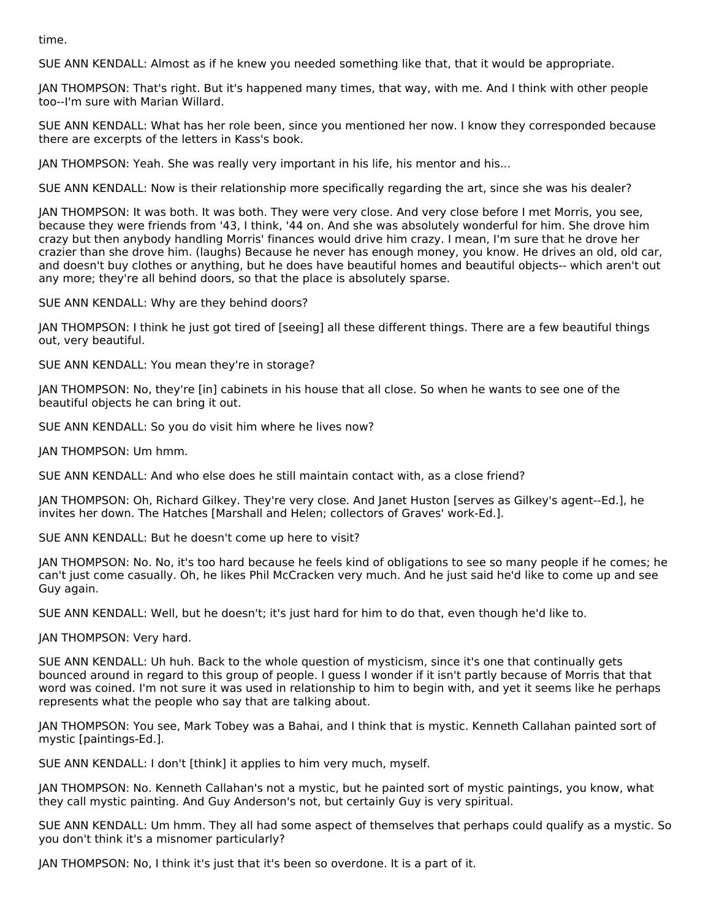time.

SUE ANN KENDALL: Almost as if he knew you needed something like that, that it would be appropriate.

JAN THOMPSON: That's right. But it's happened many times, that way, with me. And I think with other people too--I'm sure with Marian Willard.

SUE ANN KENDALL: What has her role been, since you mentioned her now. I know they corresponded because there are excerpts of the letters in Kass's book.

JAN THOMPSON: Yeah. She was really very important in his life, his mentor and his...

SUE ANN KENDALL: Now is their relationship more specifically regarding the art, since she was his dealer?

JAN THOMPSON: It was both. It was both. They were very close. And very close before I met Morris, you see, because they were friends from '43, I think, '44 on. And she was absolutely wonderful for him. She drove him crazy but then anybody handling Morris' finances would drive him crazy. I mean, I'm sure that he drove her crazier than she drove him. (laughs) Because he never has enough money, you know. He drives an old, old car, and doesn't buy clothes or anything, but he does have beautiful homes and beautiful objects-- which aren't out any more; they're all behind doors, so that the place is absolutely sparse.

SUE ANN KENDALL: Why are they behind doors?

JAN THOMPSON: I think he just got tired of [seeing] all these different things. There are a few beautiful things out, very beautiful.

SUE ANN KENDALL: You mean they're in storage?

JAN THOMPSON: No, they're [in] cabinets in his house that all close. So when he wants to see one of the beautiful objects he can bring it out.

SUE ANN KENDALL: So you do visit him where he lives now?

JAN THOMPSON: Um hmm.

SUE ANN KENDALL: And who else does he still maintain contact with, as a close friend?

JAN THOMPSON: Oh, Richard Gilkey. They're very close. And Janet Huston [serves as Gilkey's agent--Ed.], he invites her down. The Hatches [Marshall and Helen; collectors of Graves' work-Ed.].

SUE ANN KENDALL: But he doesn't come up here to visit?

JAN THOMPSON: No. No, it's too hard because he feels kind of obligations to see so many people if he comes; he can't just come casually. Oh, he likes Phil McCracken very much. And he just said he'd like to come up and see Guy again.

SUE ANN KENDALL: Well, but he doesn't; it's just hard for him to do that, even though he'd like to.

JAN THOMPSON: Very hard.

SUE ANN KENDALL: Uh huh. Back to the whole question of mysticism, since it's one that continually gets bounced around in regard to this group of people. I guess I wonder if it isn't partly because of Morris that that word was coined. I'm not sure it was used in relationship to him to begin with, and yet it seems like he perhaps represents what the people who say that are talking about.

JAN THOMPSON: You see, Mark Tobey was a Bahai, and I think that is mystic. Kenneth Callahan painted sort of mystic [paintings-Ed.].

SUE ANN KENDALL: I don't [think] it applies to him very much, myself.

JAN THOMPSON: No. Kenneth Callahan's not a mystic, but he painted sort of mystic paintings, you know, what they call mystic painting. And Guy Anderson's not, but certainly Guy is very spiritual.

SUE ANN KENDALL: Um hmm. They all had some aspect of themselves that perhaps could qualify as a mystic. So you don't think it's a misnomer particularly?

JAN THOMPSON: No, I think it's just that it's been so overdone. It is a part of it.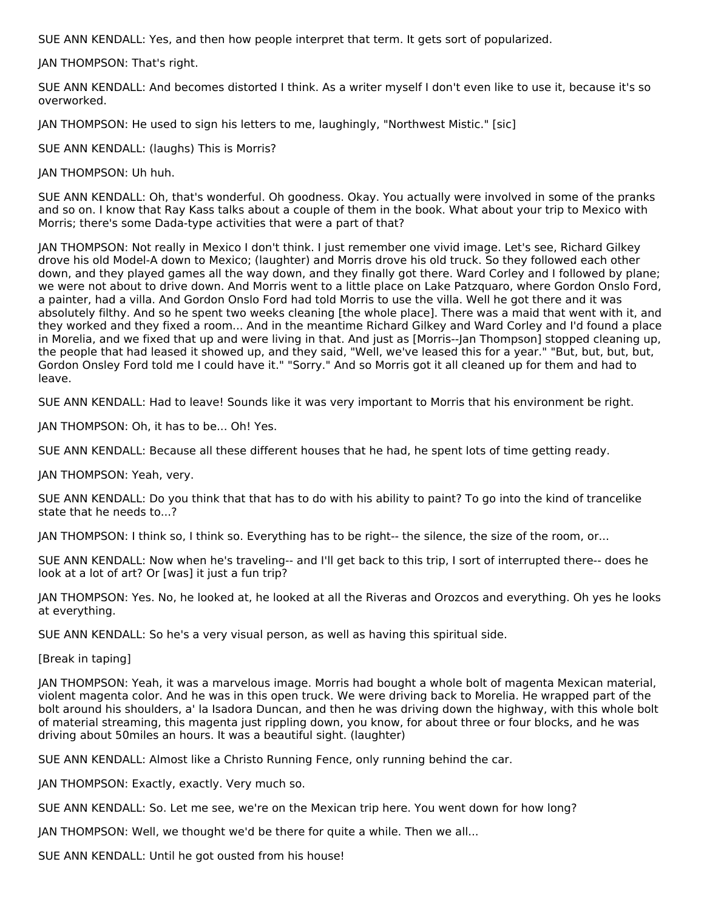SUE ANN KENDALL: Yes, and then how people interpret that term. It gets sort of popularized.

JAN THOMPSON: That's right.

SUE ANN KENDALL: And becomes distorted I think. As a writer myself I don't even like to use it, because it's so overworked.

JAN THOMPSON: He used to sign his letters to me, laughingly, "Northwest Mistic." [sic]

SUE ANN KENDALL: (laughs) This is Morris?

JAN THOMPSON: Uh huh.

SUE ANN KENDALL: Oh, that's wonderful. Oh goodness. Okay. You actually were involved in some of the pranks and so on. I know that Ray Kass talks about a couple of them in the book. What about your trip to Mexico with Morris; there's some Dada-type activities that were a part of that?

JAN THOMPSON: Not really in Mexico I don't think. I just remember one vivid image. Let's see, Richard Gilkey drove his old Model-A down to Mexico; (laughter) and Morris drove his old truck. So they followed each other down, and they played games all the way down, and they finally got there. Ward Corley and I followed by plane; we were not about to drive down. And Morris went to a little place on Lake Patzquaro, where Gordon Onslo Ford, a painter, had a villa. And Gordon Onslo Ford had told Morris to use the villa. Well he got there and it was absolutely filthy. And so he spent two weeks cleaning [the whole place]. There was a maid that went with it, and they worked and they fixed a room... And in the meantime Richard Gilkey and Ward Corley and I'd found a place in Morelia, and we fixed that up and were living in that. And just as [Morris--Jan Thompson] stopped cleaning up, the people that had leased it showed up, and they said, "Well, we've leased this for a year." "But, but, but, but, Gordon Onsley Ford told me I could have it." "Sorry." And so Morris got it all cleaned up for them and had to leave.

SUE ANN KENDALL: Had to leave! Sounds like it was very important to Morris that his environment be right.

JAN THOMPSON: Oh, it has to be... Oh! Yes.

SUE ANN KENDALL: Because all these different houses that he had, he spent lots of time getting ready.

JAN THOMPSON: Yeah, very.

SUE ANN KENDALL: Do you think that that has to do with his ability to paint? To go into the kind of trancelike state that he needs to...?

JAN THOMPSON: I think so, I think so. Everything has to be right-- the silence, the size of the room, or...

SUE ANN KENDALL: Now when he's traveling-- and I'll get back to this trip, I sort of interrupted there-- does he look at a lot of art? Or [was] it just a fun trip?

JAN THOMPSON: Yes. No, he looked at, he looked at all the Riveras and Orozcos and everything. Oh yes he looks at everything.

SUE ANN KENDALL: So he's a very visual person, as well as having this spiritual side.

[Break in taping]

JAN THOMPSON: Yeah, it was a marvelous image. Morris had bought a whole bolt of magenta Mexican material, violent magenta color. And he was in this open truck. We were driving back to Morelia. He wrapped part of the bolt around his shoulders, a' la Isadora Duncan, and then he was driving down the highway, with this whole bolt of material streaming, this magenta just rippling down, you know, for about three or four blocks, and he was driving about 50miles an hours. It was a beautiful sight. (laughter)

SUE ANN KENDALL: Almost like a Christo Running Fence, only running behind the car.

JAN THOMPSON: Exactly, exactly. Very much so.

SUE ANN KENDALL: So. Let me see, we're on the Mexican trip here. You went down for how long?

JAN THOMPSON: Well, we thought we'd be there for quite a while. Then we all...

SUE ANN KENDALL: Until he got ousted from his house!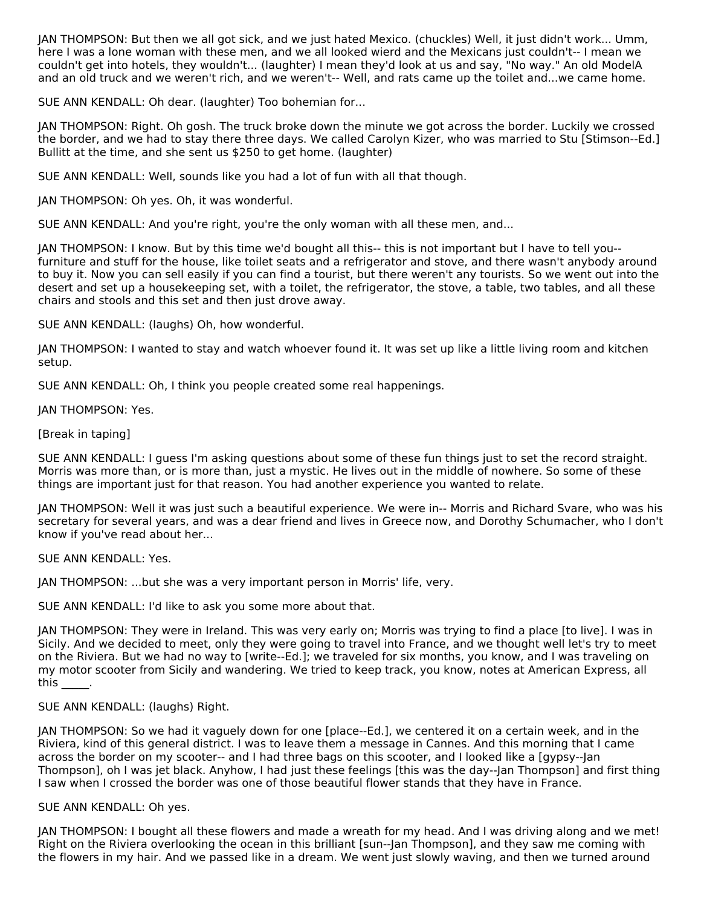JAN THOMPSON: But then we all got sick, and we just hated Mexico. (chuckles) Well, it just didn't work... Umm, here I was a lone woman with these men, and we all looked wierd and the Mexicans just couldn't-- I mean we couldn't get into hotels, they wouldn't... (laughter) I mean they'd look at us and say, "No way." An old ModelA and an old truck and we weren't rich, and we weren't-- Well, and rats came up the toilet and...we came home.

SUE ANN KENDALL: Oh dear. (laughter) Too bohemian for...

JAN THOMPSON: Right. Oh gosh. The truck broke down the minute we got across the border. Luckily we crossed the border, and we had to stay there three days. We called Carolyn Kizer, who was married to Stu [Stimson--Ed.] Bullitt at the time, and she sent us $250 to get home. (laughter)

SUE ANN KENDALL: Well, sounds like you had a lot of fun with all that though.

JAN THOMPSON: Oh yes. Oh, it was wonderful.

SUE ANN KENDALL: And you're right, you're the only woman with all these men, and...

JAN THOMPSON: I know. But by this time we'd bought all this-- this is not important but I have to tell you-- furniture and stuff for the house, like toilet seats and a refrigerator and stove, and there wasn't anybody around to buy it. Now you can sell easily if you can find a tourist, but there weren't any tourists. So we went out into the desert and set up a housekeeping set, with a toilet, the refrigerator, the stove, a table, two tables, and all these chairs and stools and this set and then just drove away.

SUE ANN KENDALL: (laughs) Oh, how wonderful.

JAN THOMPSON: I wanted to stay and watch whoever found it. It was set up like a little living room and kitchen setup.

SUE ANN KENDALL: Oh, I think you people created some real happenings.

JAN THOMPSON: Yes.

[Break in taping]

SUE ANN KENDALL: I guess I'm asking questions about some of these fun things just to set the record straight. Morris was more than, or is more than, just a mystic. He lives out in the middle of nowhere. So some of these things are important just for that reason. You had another experience you wanted to relate.

JAN THOMPSON: Well it was just such a beautiful experience. We were in-- Morris and Richard Svare, who was his secretary for several years, and was a dear friend and lives in Greece now, and Dorothy Schumacher, who I don't know if you've read about her...

SUE ANN KENDALL: Yes.

JAN THOMPSON: ...but she was a very important person in Morris' life, very.

SUE ANN KENDALL: I'd like to ask you some more about that.

JAN THOMPSON: They were in Ireland. This was very early on; Morris was trying to find a place [to live]. I was in Sicily. And we decided to meet, only they were going to travel into France, and we thought well let's try to meet on the Riviera. But we had no way to [write--Ed.]; we traveled for six months, you know, and I was traveling on my motor scooter from Sicily and wandering. We tried to keep track, you know, notes at American Express, all this _____.

SUE ANN KENDALL: (laughs) Right.

JAN THOMPSON: So we had it vaguely down for one [place--Ed.], we centered it on a certain week, and in the Riviera, kind of this general district. I was to leave them a message in Cannes. And this morning that I came across the border on my scooter-- and I had three bags on this scooter, and I looked like a [gypsy--Jan Thompson], oh I was jet black. Anyhow, I had just these feelings [this was the day--Jan Thompson] and first thing I saw when I crossed the border was one of those beautiful flower stands that they have in France.

SUE ANN KENDALL: Oh yes.

JAN THOMPSON: I bought all these flowers and made a wreath for my head. And I was driving along and we met! Right on the Riviera overlooking the ocean in this brilliant [sun--Jan Thompson], and they saw me coming with the flowers in my hair. And we passed like in a dream. We went just slowly waving, and then we turned around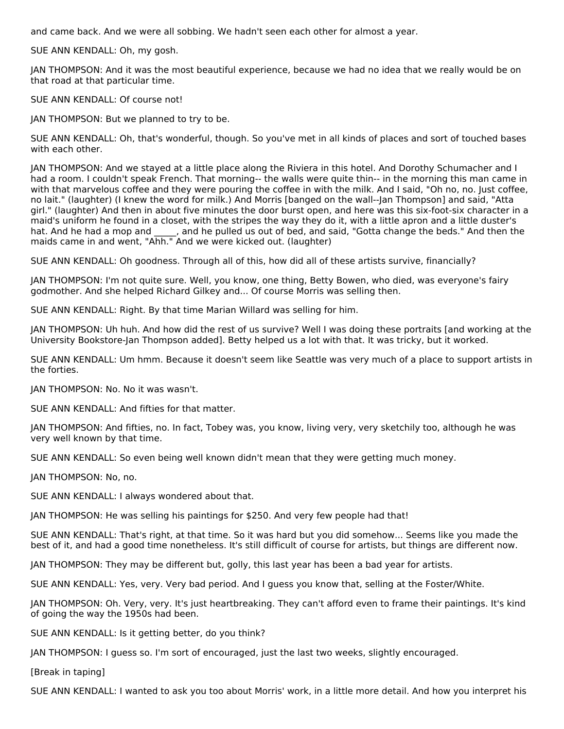and came back. And we were all sobbing. We hadn't seen each other for almost a year.

SUE ANN KENDALL: Oh, my gosh.

JAN THOMPSON: And it was the most beautiful experience, because we had no idea that we really would be on that road at that particular time.

SUE ANN KENDALL: Of course not!

JAN THOMPSON: But we planned to try to be.

SUE ANN KENDALL: Oh, that's wonderful, though. So you've met in all kinds of places and sort of touched bases with each other.

JAN THOMPSON: And we stayed at a little place along the Riviera in this hotel. And Dorothy Schumacher and I had a room. I couldn't speak French. That morning-- the walls were quite thin-- in the morning this man came in with that marvelous coffee and they were pouring the coffee in with the milk. And I said, "Oh no, no. Just coffee, no lait." (laughter) (I knew the word for milk.) And Morris [banged on the wall--Jan Thompson] and said, "Atta girl." (laughter) And then in about five minutes the door burst open, and here was this six-foot-six character in a maid's uniform he found in a closet, with the stripes the way they do it, with a little apron and a little duster's hat. And he had a mop and _____, and he pulled us out of bed, and said, "Gotta change the beds." And then the maids came in and went, "Ahh." And we were kicked out. (laughter)

SUE ANN KENDALL: Oh goodness. Through all of this, how did all of these artists survive, financially?

JAN THOMPSON: I'm not quite sure. Well, you know, one thing, Betty Bowen, who died, was everyone's fairy godmother. And she helped Richard Gilkey and... Of course Morris was selling then.

SUE ANN KENDALL: Right. By that time Marian Willard was selling for him.

JAN THOMPSON: Uh huh. And how did the rest of us survive? Well I was doing these portraits [and working at the University Bookstore-Jan Thompson added]. Betty helped us a lot with that. It was tricky, but it worked.

SUE ANN KENDALL: Um hmm. Because it doesn't seem like Seattle was very much of a place to support artists in the forties.

JAN THOMPSON: No. No it was wasn't.

SUE ANN KENDALL: And fifties for that matter.

JAN THOMPSON: And fifties, no. In fact, Tobey was, you know, living very, very sketchily too, although he was very well known by that time.

SUE ANN KENDALL: So even being well known didn't mean that they were getting much money.

JAN THOMPSON: No, no.

SUE ANN KENDALL: I always wondered about that.

JAN THOMPSON: He was selling his paintings for $250. And very few people had that!

SUE ANN KENDALL: That's right, at that time. So it was hard but you did somehow... Seems like you made the best of it, and had a good time nonetheless. It's still difficult of course for artists, but things are different now.

JAN THOMPSON: They may be different but, golly, this last year has been a bad year for artists.

SUE ANN KENDALL: Yes, very. Very bad period. And I guess you know that, selling at the Foster/White.

JAN THOMPSON: Oh. Very, very. It's just heartbreaking. They can't afford even to frame their paintings. It's kind of going the way the 1950s had been.

SUE ANN KENDALL: Is it getting better, do you think?

JAN THOMPSON: I guess so. I'm sort of encouraged, just the last two weeks, slightly encouraged.

[Break in taping]

SUE ANN KENDALL: I wanted to ask you too about Morris' work, in a little more detail. And how you interpret his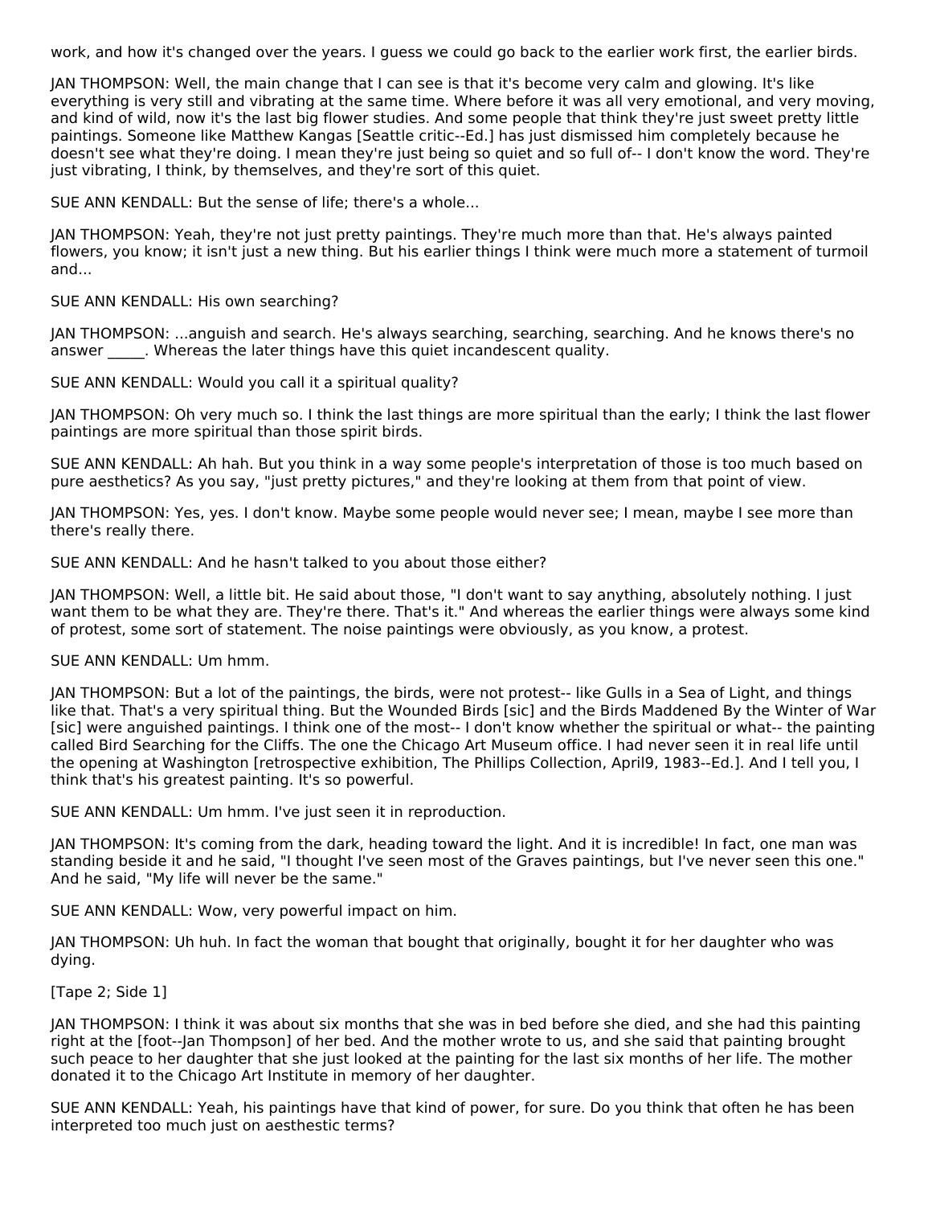work, and how it's changed over the years. I guess we could go back to the earlier work first, the earlier birds.

JAN THOMPSON: Well, the main change that I can see is that it's become very calm and glowing. It's like everything is very still and vibrating at the same time. Where before it was all very emotional, and very moving, and kind of wild, now it's the last big flower studies. And some people that think they're just sweet pretty little paintings. Someone like Matthew Kangas [Seattle critic--Ed.] has just dismissed him completely because he doesn't see what they're doing. I mean they're just being so quiet and so full of-- I don't know the word. They're just vibrating, I think, by themselves, and they're sort of this quiet.

SUE ANN KENDALL: But the sense of life; there's a whole...

JAN THOMPSON: Yeah, they're not just pretty paintings. They're much more than that. He's always painted flowers, you know; it isn't just a new thing. But his earlier things I think were much more a statement of turmoil and...

SUE ANN KENDALL: His own searching?

JAN THOMPSON: ...anguish and search. He's always searching, searching, searching. And he knows there's no answer _____. Whereas the later things have this quiet incandescent quality.

SUE ANN KENDALL: Would you call it a spiritual quality?

JAN THOMPSON: Oh very much so. I think the last things are more spiritual than the early; I think the last flower paintings are more spiritual than those spirit birds.

SUE ANN KENDALL: Ah hah. But you think in a way some people's interpretation of those is too much based on pure aesthetics? As you say, "just pretty pictures," and they're looking at them from that point of view.

JAN THOMPSON: Yes, yes. I don't know. Maybe some people would never see; I mean, maybe I see more than there's really there.

SUE ANN KENDALL: And he hasn't talked to you about those either?

JAN THOMPSON: Well, a little bit. He said about those, "I don't want to say anything, absolutely nothing. I just want them to be what they are. They're there. That's it." And whereas the earlier things were always some kind of protest, some sort of statement. The noise paintings were obviously, as you know, a protest.

SUE ANN KENDALL: Um hmm.

JAN THOMPSON: But a lot of the paintings, the birds, were not protest-- like Gulls in a Sea of Light, and things like that. That's a very spiritual thing. But the Wounded Birds [sic] and the Birds Maddened By the Winter of War [sic] were anguished paintings. I think one of the most-- I don't know whether the spiritual or what-- the painting called Bird Searching for the Cliffs. The one the Chicago Art Museum office. I had never seen it in real life until the opening at Washington [retrospective exhibition, The Phillips Collection, April9, 1983--Ed.]. And I tell you, I think that's his greatest painting. It's so powerful.

SUE ANN KENDALL: Um hmm. I've just seen it in reproduction.

JAN THOMPSON: It's coming from the dark, heading toward the light. And it is incredible! In fact, one man was standing beside it and he said, "I thought I've seen most of the Graves paintings, but I've never seen this one." And he said, "My life will never be the same."

SUE ANN KENDALL: Wow, very powerful impact on him.

JAN THOMPSON: Uh huh. In fact the woman that bought that originally, bought it for her daughter who was dying.

[Tape 2; Side 1]

JAN THOMPSON: I think it was about six months that she was in bed before she died, and she had this painting right at the [foot--Jan Thompson] of her bed. And the mother wrote to us, and she said that painting brought such peace to her daughter that she just looked at the painting for the last six months of her life. The mother donated it to the Chicago Art Institute in memory of her daughter.

SUE ANN KENDALL: Yeah, his paintings have that kind of power, for sure. Do you think that often he has been interpreted too much just on aesthetic terms?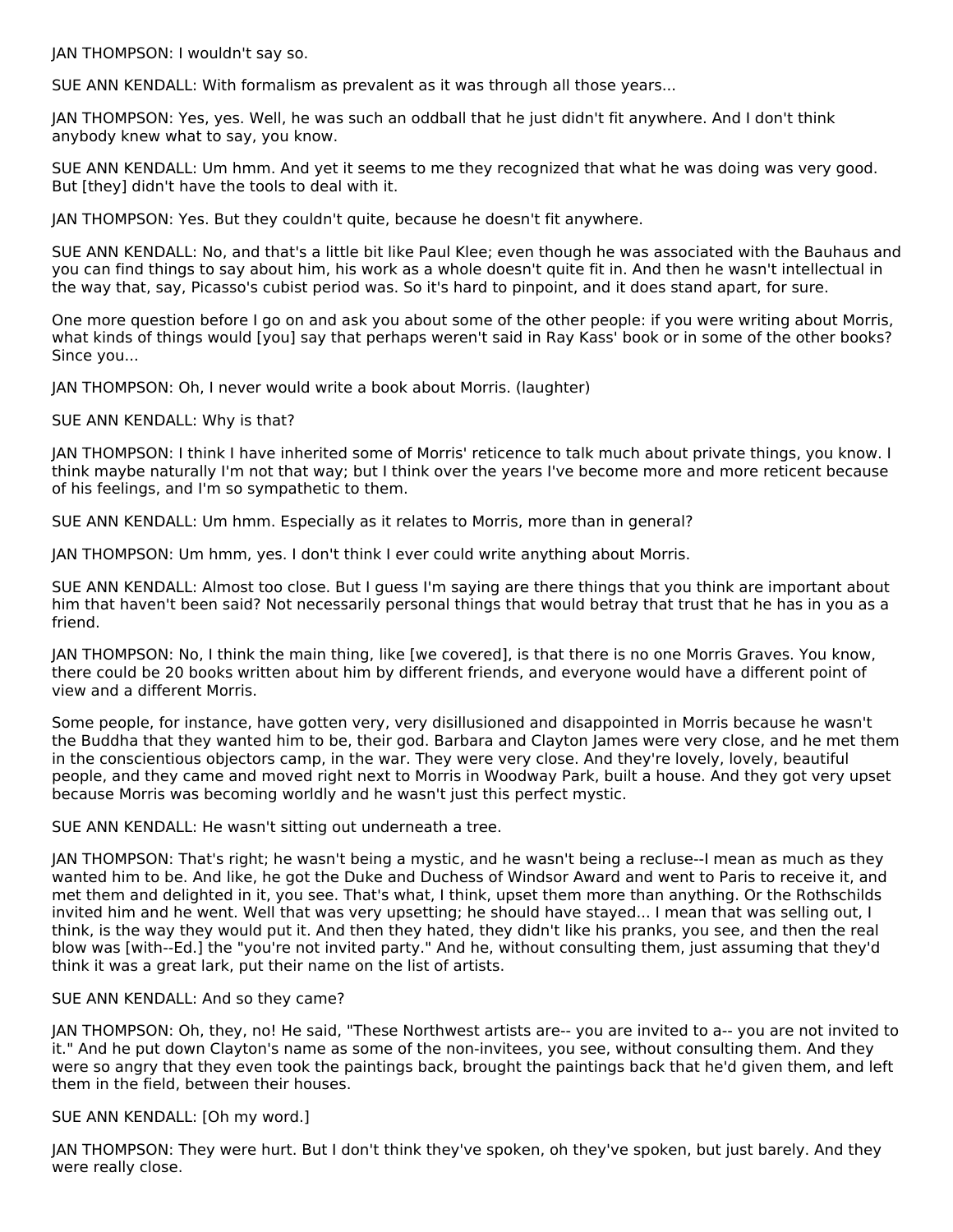JAN THOMPSON: I wouldn't say so.

SUE ANN KENDALL: With formalism as prevalent as it was through all those years...

JAN THOMPSON: Yes, yes. Well, he was such an oddball that he just didn't fit anywhere. And I don't think anybody knew what to say, you know.

SUE ANN KENDALL: Um hmm. And yet it seems to me they recognized that what he was doing was very good. But [they] didn't have the tools to deal with it.

JAN THOMPSON: Yes. But they couldn't quite, because he doesn't fit anywhere.

SUE ANN KENDALL: No, and that's a little bit like Paul Klee; even though he was associated with the Bauhaus and you can find things to say about him, his work as a whole doesn't quite fit in. And then he wasn't intellectual in the way that, say, Picasso's cubist period was. So it's hard to pinpoint, and it does stand apart, for sure.

One more question before I go on and ask you about some of the other people: if you were writing about Morris, what kinds of things would [you] say that perhaps weren't said in Ray Kass' book or in some of the other books? Since you...

JAN THOMPSON: Oh, I never would write a book about Morris. (laughter)

SUE ANN KENDALL: Why is that?

JAN THOMPSON: I think I have inherited some of Morris' reticence to talk much about private things, you know. I think maybe naturally I'm not that way; but I think over the years I've become more and more reticent because of his feelings, and I'm so sympathetic to them.

SUE ANN KENDALL: Um hmm. Especially as it relates to Morris, more than in general?

JAN THOMPSON: Um hmm, yes. I don't think I ever could write anything about Morris.

SUE ANN KENDALL: Almost too close. But I guess I'm saying are there things that you think are important about him that haven't been said? Not necessarily personal things that would betray that trust that he has in you as a friend.

JAN THOMPSON: No, I think the main thing, like [we covered], is that there is no one Morris Graves. You know, there could be 20 books written about him by different friends, and everyone would have a different point of view and a different Morris.

Some people, for instance, have gotten very, very disillusioned and disappointed in Morris because he wasn't the Buddha that they wanted him to be, their god. Barbara and Clayton James were very close, and he met them in the conscientious objectors camp, in the war. They were very close. And they're lovely, lovely, beautiful people, and they came and moved right next to Morris in Woodway Park, built a house. And they got very upset because Morris was becoming worldly and he wasn't just this perfect mystic.

SUE ANN KENDALL: He wasn't sitting out underneath a tree.

JAN THOMPSON: That's right; he wasn't being a mystic, and he wasn't being a recluse--I mean as much as they wanted him to be. And like, he got the Duke and Duchess of Windsor Award and went to Paris to receive it, and met them and delighted in it, you see. That's what, I think, upset them more than anything. Or the Rothschilds invited him and he went. Well that was very upsetting; he should have stayed... I mean that was selling out, I think, is the way they would put it. And then they hated, they didn't like his pranks, you see, and then the real blow was [with--Ed.] the "you're not invited party." And he, without consulting them, just assuming that they'd think it was a great lark, put their name on the list of artists.

SUE ANN KENDALL: And so they came?

JAN THOMPSON: Oh, they, no! He said, "These Northwest artists are-- you are invited to a-- you are not invited to it." And he put down Clayton's name as some of the non-invitees, you see, without consulting them. And they were so angry that they even took the paintings back, brought the paintings back that he'd given them, and left them in the field, between their houses.

SUE ANN KENDALL: [Oh my word.]

JAN THOMPSON: They were hurt. But I don't think they've spoken, oh they've spoken, but just barely. And they were really close.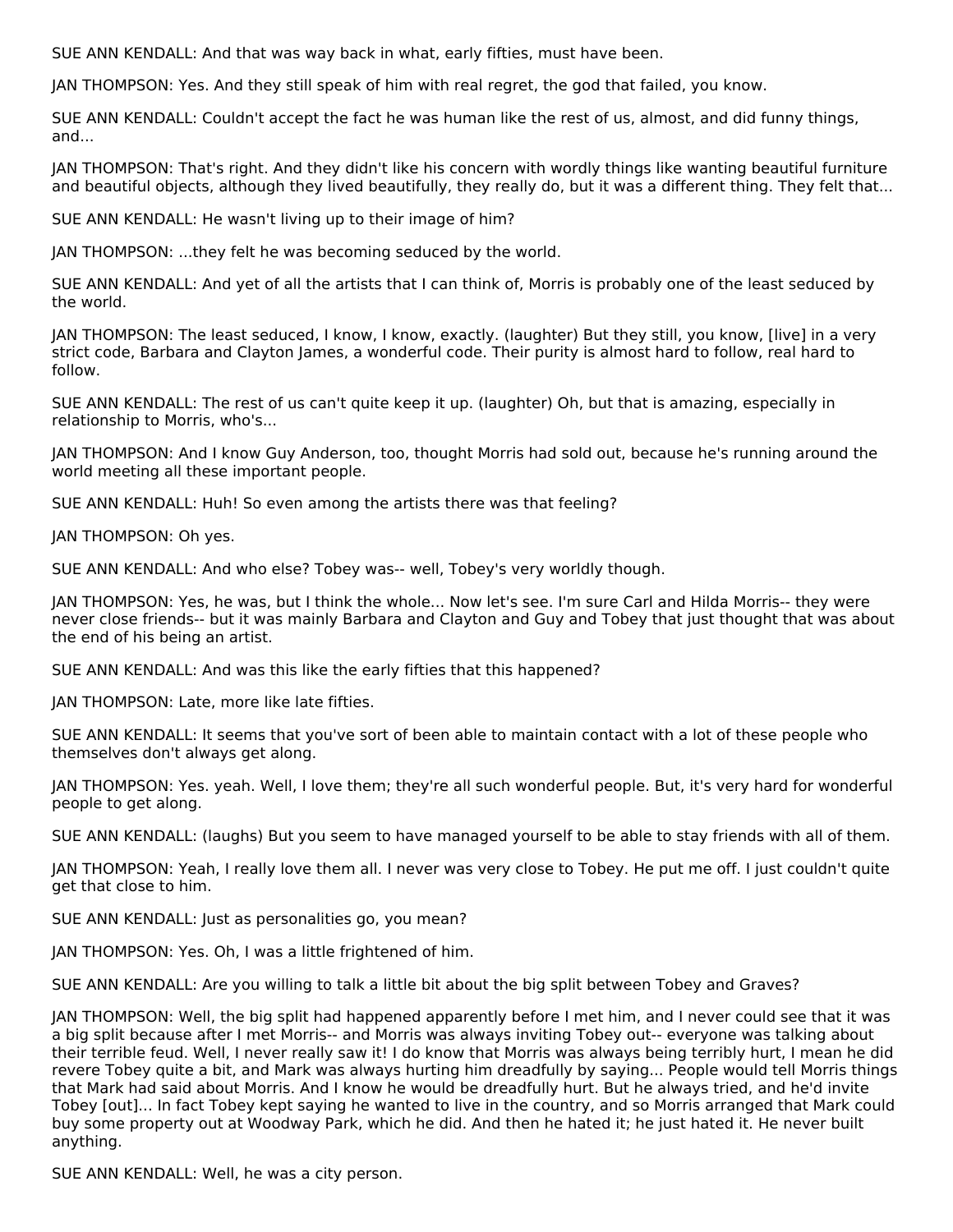SUE ANN KENDALL: And that was way back in what, early fifties, must have been.

JAN THOMPSON: Yes. And they still speak of him with real regret, the god that failed, you know.

SUE ANN KENDALL: Couldn't accept the fact he was human like the rest of us, almost, and did funny things, and...

JAN THOMPSON: That's right. And they didn't like his concern with wordly things like wanting beautiful furniture and beautiful objects, although they lived beautifully, they really do, but it was a different thing. They felt that...

SUE ANN KENDALL: He wasn't living up to their image of him?

JAN THOMPSON: ...they felt he was becoming seduced by the world.

SUE ANN KENDALL: And yet of all the artists that I can think of, Morris is probably one of the least seduced by the world.

JAN THOMPSON: The least seduced, I know, I know, exactly. (laughter) But they still, you know, [live] in a very strict code, Barbara and Clayton James, a wonderful code. Their purity is almost hard to follow, real hard to follow.

SUE ANN KENDALL: The rest of us can't quite keep it up. (laughter) Oh, but that is amazing, especially in relationship to Morris, who's...

JAN THOMPSON: And I know Guy Anderson, too, thought Morris had sold out, because he's running around the world meeting all these important people.

SUE ANN KENDALL: Huh! So even among the artists there was that feeling?

JAN THOMPSON: Oh yes.

SUE ANN KENDALL: And who else? Tobey was-- well, Tobey's very worldly though.

JAN THOMPSON: Yes, he was, but I think the whole... Now let's see. I'm sure Carl and Hilda Morris-- they were never close friends-- but it was mainly Barbara and Clayton and Guy and Tobey that just thought that was about the end of his being an artist.

SUE ANN KENDALL: And was this like the early fifties that this happened?

JAN THOMPSON: Late, more like late fifties.

SUE ANN KENDALL: It seems that you've sort of been able to maintain contact with a lot of these people who themselves don't always get along.

JAN THOMPSON: Yes. yeah. Well, I love them; they're all such wonderful people. But, it's very hard for wonderful people to get along.

SUE ANN KENDALL: (laughs) But you seem to have managed yourself to be able to stay friends with all of them.

JAN THOMPSON: Yeah, I really love them all. I never was very close to Tobey. He put me off. I just couldn't quite get that close to him.

SUE ANN KENDALL: Just as personalities go, you mean?

JAN THOMPSON: Yes. Oh, I was a little frightened of him.

SUE ANN KENDALL: Are you willing to talk a little bit about the big split between Tobey and Graves?

JAN THOMPSON: Well, the big split had happened apparently before I met him, and I never could see that it was a big split because after I met Morris-- and Morris was always inviting Tobey out-- everyone was talking about their terrible feud. Well, I never really saw it! I do know that Morris was always being terribly hurt, I mean he did revere Tobey quite a bit, and Mark was always hurting him dreadfully by saying... People would tell Morris things that Mark had said about Morris. And I know he would be dreadfully hurt. But he always tried, and he'd invite Tobey [out]... In fact Tobey kept saying he wanted to live in the country, and so Morris arranged that Mark could buy some property out at Woodway Park, which he did. And then he hated it; he just hated it. He never built anything.

SUE ANN KENDALL: Well, he was a city person.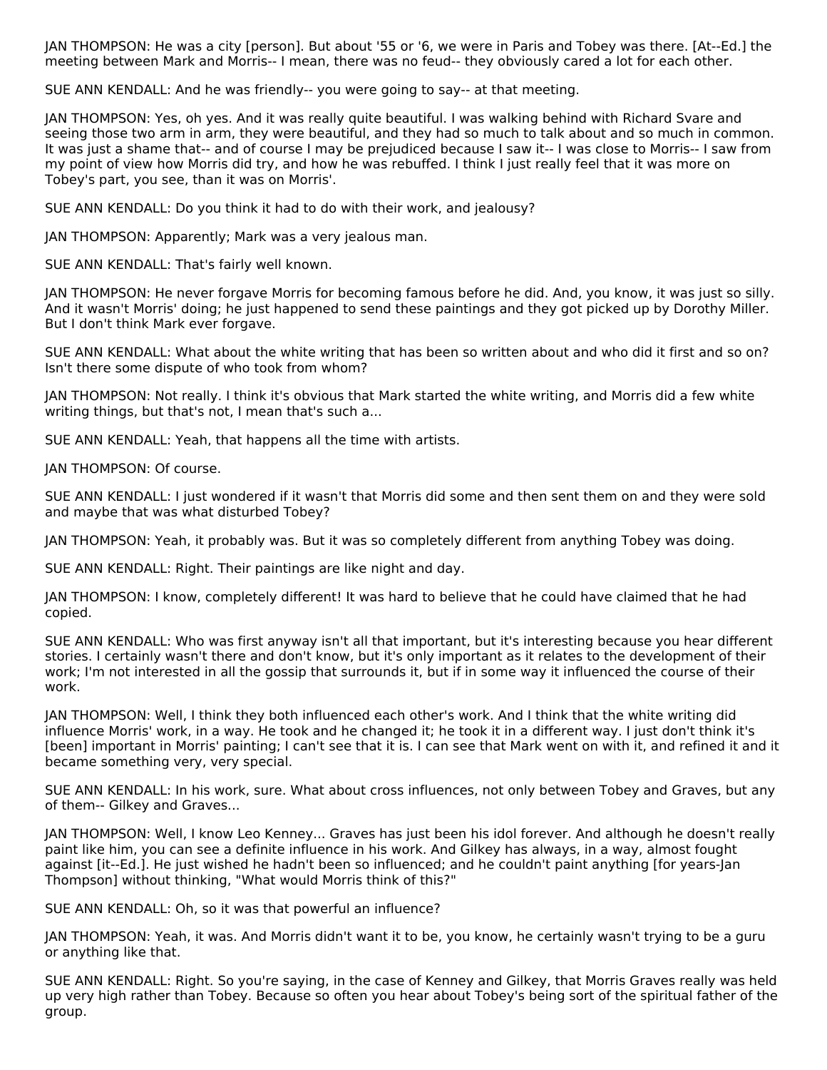JAN THOMPSON: He was a city [person]. But about '55 or '6, we were in Paris and Tobey was there. [At--Ed.] the meeting between Mark and Morris-- I mean, there was no feud-- they obviously cared a lot for each other.

SUE ANN KENDALL: And he was friendly-- you were going to say-- at that meeting.

JAN THOMPSON: Yes, oh yes. And it was really quite beautiful. I was walking behind with Richard Svare and seeing those two arm in arm, they were beautiful, and they had so much to talk about and so much in common. It was just a shame that-- and of course I may be prejudiced because I saw it-- I was close to Morris-- I saw from my point of view how Morris did try, and how he was rebuffed. I think I just really feel that it was more on Tobey's part, you see, than it was on Morris'.

SUE ANN KENDALL: Do you think it had to do with their work, and jealousy?

JAN THOMPSON: Apparently; Mark was a very jealous man.

SUE ANN KENDALL: That's fairly well known.

JAN THOMPSON: He never forgave Morris for becoming famous before he did. And, you know, it was just so silly. And it wasn't Morris' doing; he just happened to send these paintings and they got picked up by Dorothy Miller. But I don't think Mark ever forgave.

SUE ANN KENDALL: What about the white writing that has been so written about and who did it first and so on? Isn't there some dispute of who took from whom?

JAN THOMPSON: Not really. I think it's obvious that Mark started the white writing, and Morris did a few white writing things, but that's not, I mean that's such a...

SUE ANN KENDALL: Yeah, that happens all the time with artists.

JAN THOMPSON: Of course.

SUE ANN KENDALL: I just wondered if it wasn't that Morris did some and then sent them on and they were sold and maybe that was what disturbed Tobey?

JAN THOMPSON: Yeah, it probably was. But it was so completely different from anything Tobey was doing.

SUE ANN KENDALL: Right. Their paintings are like night and day.

JAN THOMPSON: I know, completely different! It was hard to believe that he could have claimed that he had copied.

SUE ANN KENDALL: Who was first anyway isn't all that important, but it's interesting because you hear different stories. I certainly wasn't there and don't know, but it's only important as it relates to the development of their work; I'm not interested in all the gossip that surrounds it, but if in some way it influenced the course of their work.

JAN THOMPSON: Well, I think they both influenced each other's work. And I think that the white writing did influence Morris' work, in a way. He took and he changed it; he took it in a different way. I just don't think it's [been] important in Morris' painting; I can't see that it is. I can see that Mark went on with it, and refined it and it became something very, very special.

SUE ANN KENDALL: In his work, sure. What about cross influences, not only between Tobey and Graves, but any of them-- Gilkey and Graves...

JAN THOMPSON: Well, I know Leo Kenney... Graves has just been his idol forever. And although he doesn't really paint like him, you can see a definite influence in his work. And Gilkey has always, in a way, almost fought against [it--Ed.]. He just wished he hadn't been so influenced; and he couldn't paint anything [for years-Jan Thompson] without thinking, "What would Morris think of this?"

SUE ANN KENDALL: Oh, so it was that powerful an influence?

JAN THOMPSON: Yeah, it was. And Morris didn't want it to be, you know, he certainly wasn't trying to be a guru or anything like that.

SUE ANN KENDALL: Right. So you're saying, in the case of Kenney and Gilkey, that Morris Graves really was held up very high rather than Tobey. Because so often you hear about Tobey's being sort of the spiritual father of the group.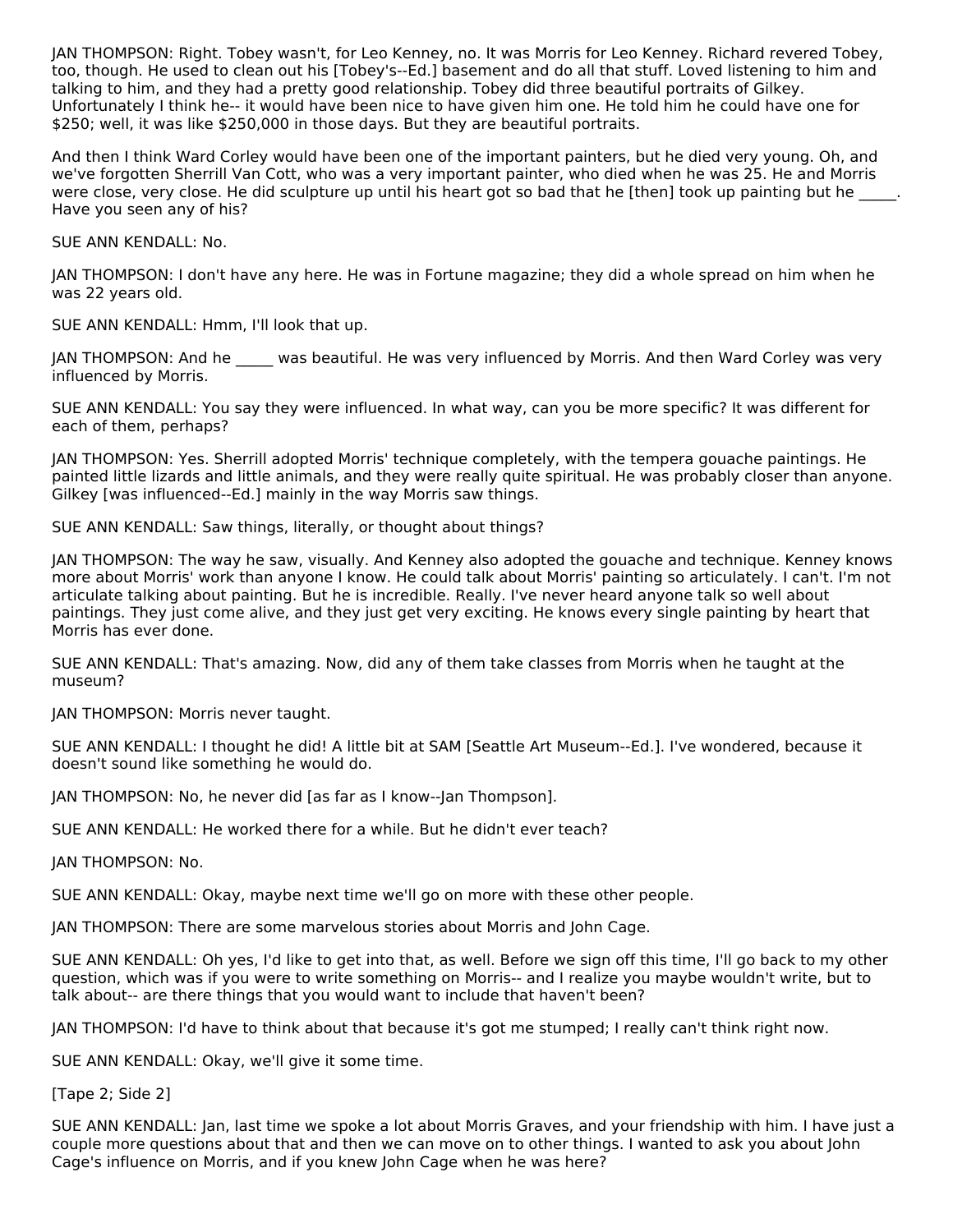JAN THOMPSON: Right. Tobey wasn't, for Leo Kenney, no. It was Morris for Leo Kenney. Richard revered Tobey, too, though. He used to clean out his [Tobey's--Ed.] basement and do all that stuff. Loved listening to him and talking to him, and they had a pretty good relationship. Tobey did three beautiful portraits of Gilkey. Unfortunately I think he-- it would have been nice to have given him one. He told him he could have one for $250; well, it was like $250,000 in those days. But they are beautiful portraits.

And then I think Ward Corley would have been one of the important painters, but he died very young. Oh, and we've forgotten Sherrill Van Cott, who was a very important painter, who died when he was 25. He and Morris were close, very close. He did sculpture up until his heart got so bad that he [then] took up painting but he _____. Have you seen any of his?

SUE ANN KENDALL: No.

JAN THOMPSON: I don't have any here. He was in Fortune magazine; they did a whole spread on him when he was 22 years old.

SUE ANN KENDALL: Hmm, I'll look that up.

JAN THOMPSON: And he _____ was beautiful. He was very influenced by Morris. And then Ward Corley was very influenced by Morris.

SUE ANN KENDALL: You say they were influenced. In what way, can you be more specific? It was different for each of them, perhaps?

JAN THOMPSON: Yes. Sherrill adopted Morris' technique completely, with the tempera gouache paintings. He painted little lizards and little animals, and they were really quite spiritual. He was probably closer than anyone. Gilkey [was influenced--Ed.] mainly in the way Morris saw things.

SUE ANN KENDALL: Saw things, literally, or thought about things?

JAN THOMPSON: The way he saw, visually. And Kenney also adopted the gouache and technique. Kenney knows more about Morris' work than anyone I know. He could talk about Morris' painting so articulately. I can't. I'm not articulate talking about painting. But he is incredible. Really. I've never heard anyone talk so well about paintings. They just come alive, and they just get very exciting. He knows every single painting by heart that Morris has ever done.

SUE ANN KENDALL: That's amazing. Now, did any of them take classes from Morris when he taught at the museum?

JAN THOMPSON: Morris never taught.

SUE ANN KENDALL: I thought he did! A little bit at SAM [Seattle Art Museum--Ed.]. I've wondered, because it doesn't sound like something he would do.

JAN THOMPSON: No, he never did [as far as I know--Jan Thompson].

SUE ANN KENDALL: He worked there for a while. But he didn't ever teach?

JAN THOMPSON: No.

SUE ANN KENDALL: Okay, maybe next time we'll go on more with these other people.

JAN THOMPSON: There are some marvelous stories about Morris and John Cage.

SUE ANN KENDALL: Oh yes, I'd like to get into that, as well. Before we sign off this time, I'll go back to my other question, which was if you were to write something on Morris-- and I realize you maybe wouldn't write, but to talk about-- are there things that you would want to include that haven't been?

JAN THOMPSON: I'd have to think about that because it's got me stumped; I really can't think right now.

SUE ANN KENDALL: Okay, we'll give it some time.

[Tape 2; Side 2]

SUE ANN KENDALL: Jan, last time we spoke a lot about Morris Graves, and your friendship with him. I have just a couple more questions about that and then we can move on to other things. I wanted to ask you about John Cage's influence on Morris, and if you knew John Cage when he was here?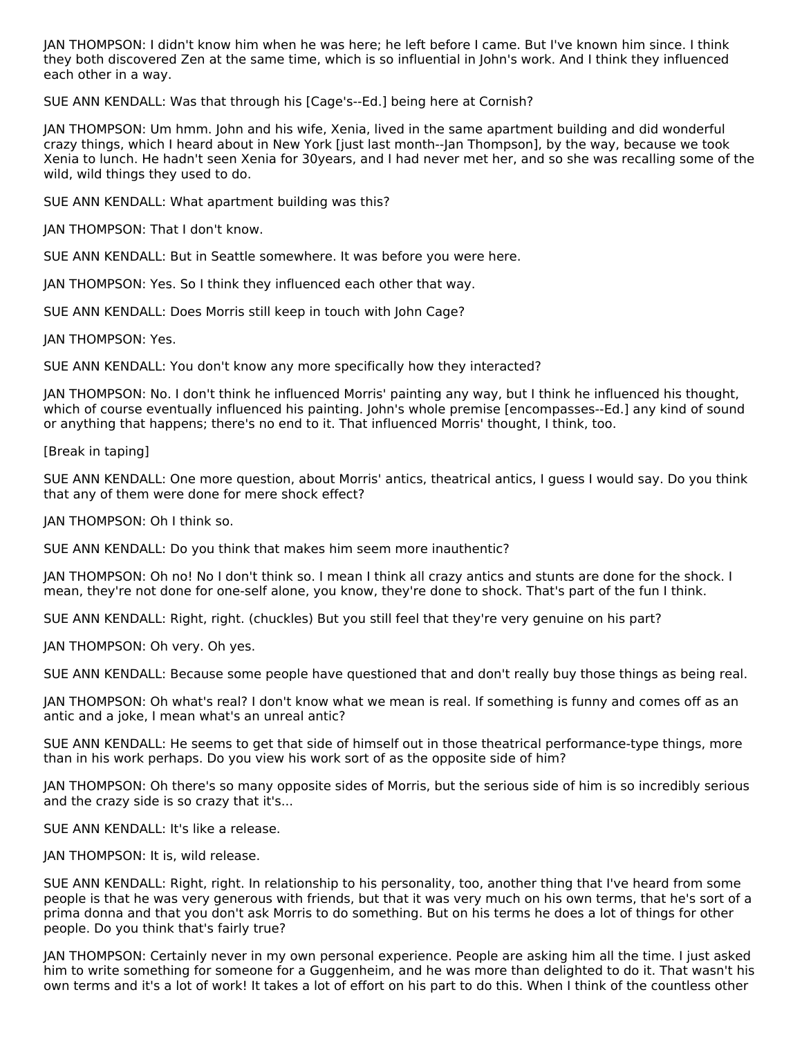JAN THOMPSON: I didn't know him when he was here; he left before I came. But I've known him since. I think they both discovered Zen at the same time, which is so influential in John's work. And I think they influenced each other in a way.

SUE ANN KENDALL: Was that through his [Cage's--Ed.] being here at Cornish?

JAN THOMPSON: Um hmm. John and his wife, Xenia, lived in the same apartment building and did wonderful crazy things, which I heard about in New York [just last month--Jan Thompson], by the way, because we took Xenia to lunch. He hadn't seen Xenia for 30years, and I had never met her, and so she was recalling some of the wild, wild things they used to do.

SUE ANN KENDALL: What apartment building was this?

JAN THOMPSON: That I don't know.

SUE ANN KENDALL: But in Seattle somewhere. It was before you were here.

JAN THOMPSON: Yes. So I think they influenced each other that way.

SUE ANN KENDALL: Does Morris still keep in touch with John Cage?

JAN THOMPSON: Yes.

SUE ANN KENDALL: You don't know any more specifically how they interacted?

JAN THOMPSON: No. I don't think he influenced Morris' painting any way, but I think he influenced his thought, which of course eventually influenced his painting. John's whole premise [encompasses--Ed.] any kind of sound or anything that happens; there's no end to it. That influenced Morris' thought, I think, too.

[Break in taping]

SUE ANN KENDALL: One more question, about Morris' antics, theatrical antics, I guess I would say. Do you think that any of them were done for mere shock effect?

JAN THOMPSON: Oh I think so.

SUE ANN KENDALL: Do you think that makes him seem more inauthentic?

JAN THOMPSON: Oh no! No I don't think so. I mean I think all crazy antics and stunts are done for the shock. I mean, they're not done for one-self alone, you know, they're done to shock. That's part of the fun I think.

SUE ANN KENDALL: Right, right. (chuckles) But you still feel that they're very genuine on his part?

JAN THOMPSON: Oh very. Oh yes.

SUE ANN KENDALL: Because some people have questioned that and don't really buy those things as being real.

JAN THOMPSON: Oh what's real? I don't know what we mean is real. If something is funny and comes off as an antic and a joke, I mean what's an unreal antic?

SUE ANN KENDALL: He seems to get that side of himself out in those theatrical performance-type things, more than in his work perhaps. Do you view his work sort of as the opposite side of him?

JAN THOMPSON: Oh there's so many opposite sides of Morris, but the serious side of him is so incredibly serious and the crazy side is so crazy that it's...

SUE ANN KENDALL: It's like a release.

JAN THOMPSON: It is, wild release.

SUE ANN KENDALL: Right, right. In relationship to his personality, too, another thing that I've heard from some people is that he was very generous with friends, but that it was very much on his own terms, that he's sort of a prima donna and that you don't ask Morris to do something. But on his terms he does a lot of things for other people. Do you think that's fairly true?

JAN THOMPSON: Certainly never in my own personal experience. People are asking him all the time. I just asked him to write something for someone for a Guggenheim, and he was more than delighted to do it. That wasn't his own terms and it's a lot of work! It takes a lot of effort on his part to do this. When I think of the countless other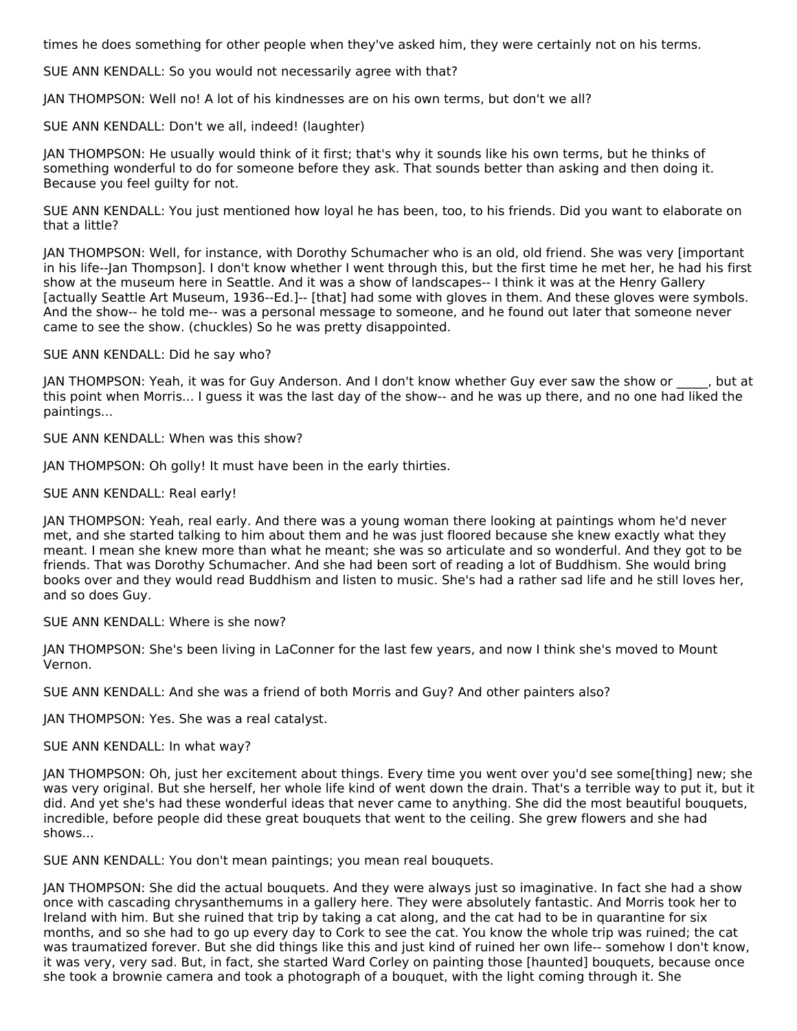times he does something for other people when they've asked him, they were certainly not on his terms.

SUE ANN KENDALL: So you would not necessarily agree with that?

JAN THOMPSON: Well no! A lot of his kindnesses are on his own terms, but don't we all?

SUE ANN KENDALL: Don't we all, indeed! (laughter)

JAN THOMPSON: He usually would think of it first; that's why it sounds like his own terms, but he thinks of something wonderful to do for someone before they ask. That sounds better than asking and then doing it. Because you feel guilty for not.

SUE ANN KENDALL: You just mentioned how loyal he has been, too, to his friends. Did you want to elaborate on that a little?

JAN THOMPSON: Well, for instance, with Dorothy Schumacher who is an old, old friend. She was very [important in his life--Jan Thompson]. I don't know whether I went through this, but the first time he met her, he had his first show at the museum here in Seattle. And it was a show of landscapes-- I think it was at the Henry Gallery [actually Seattle Art Museum, 1936--Ed.]-- [that] had some with gloves in them. And these gloves were symbols. And the show-- he told me-- was a personal message to someone, and he found out later that someone never came to see the show. (chuckles) So he was pretty disappointed.

SUE ANN KENDALL: Did he say who?

JAN THOMPSON: Yeah, it was for Guy Anderson. And I don't know whether Guy ever saw the show or _____, but at this point when Morris... I guess it was the last day of the show-- and he was up there, and no one had liked the paintings...

SUE ANN KENDALL: When was this show?

JAN THOMPSON: Oh golly! It must have been in the early thirties.

SUE ANN KENDALL: Real early!

JAN THOMPSON: Yeah, real early. And there was a young woman there looking at paintings whom he'd never met, and she started talking to him about them and he was just floored because she knew exactly what they meant. I mean she knew more than what he meant; she was so articulate and so wonderful. And they got to be friends. That was Dorothy Schumacher. And she had been sort of reading a lot of Buddhism. She would bring books over and they would read Buddhism and listen to music. She's had a rather sad life and he still loves her, and so does Guy.

SUE ANN KENDALL: Where is she now?

JAN THOMPSON: She's been living in LaConner for the last few years, and now I think she's moved to Mount Vernon.

SUE ANN KENDALL: And she was a friend of both Morris and Guy? And other painters also?

JAN THOMPSON: Yes. She was a real catalyst.

SUE ANN KENDALL: In what way?

JAN THOMPSON: Oh, just her excitement about things. Every time you went over you'd see some[thing] new; she was very original. But she herself, her whole life kind of went down the drain. That's a terrible way to put it, but it did. And yet she's had these wonderful ideas that never came to anything. She did the most beautiful bouquets, incredible, before people did these great bouquets that went to the ceiling. She grew flowers and she had shows...

SUE ANN KENDALL: You don't mean paintings; you mean real bouquets.

JAN THOMPSON: She did the actual bouquets. And they were always just so imaginative. In fact she had a show once with cascading chrysanthemums in a gallery here. They were absolutely fantastic. And Morris took her to Ireland with him. But she ruined that trip by taking a cat along, and the cat had to be in quarantine for six months, and so she had to go up every day to Cork to see the cat. You know the whole trip was ruined; the cat was traumatized forever. But she did things like this and just kind of ruined her own life-- somehow I don't know, it was very, very sad. But, in fact, she started Ward Corley on painting those [haunted] bouquets, because once she took a brownie camera and took a photograph of a bouquet, with the light coming through it. She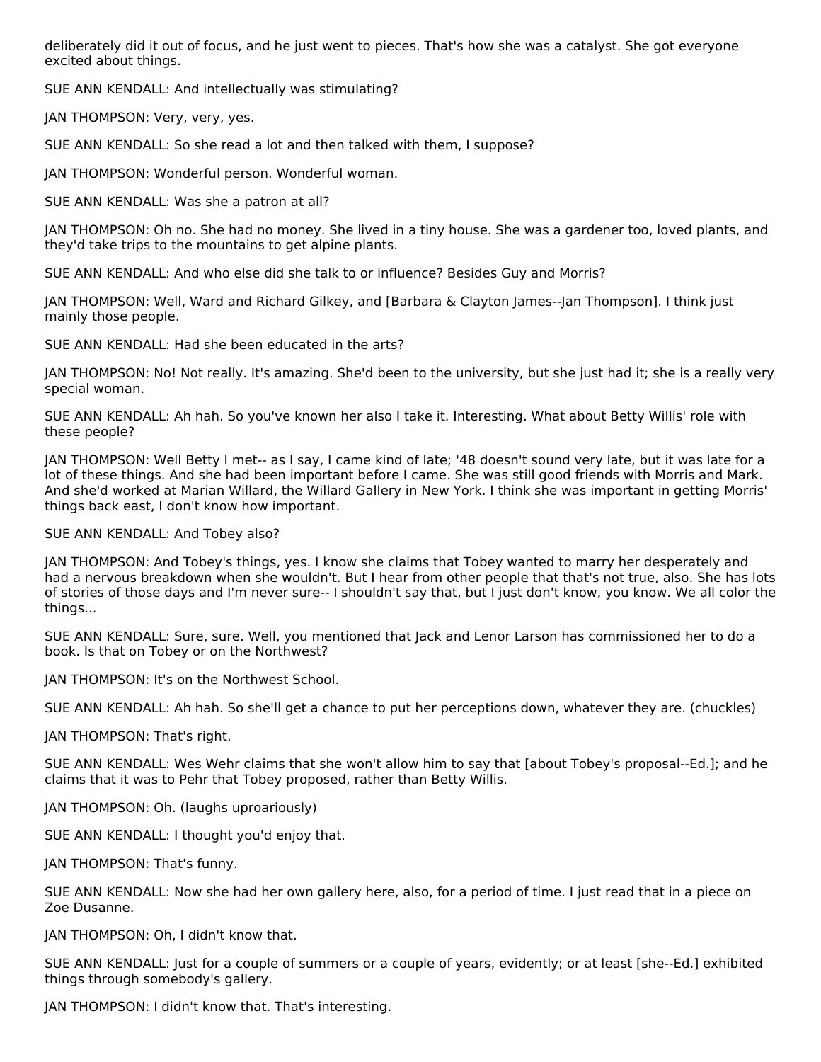deliberately did it out of focus, and he just went to pieces. That's how she was a catalyst. She got everyone excited about things.

SUE ANN KENDALL: And intellectually was stimulating?

JAN THOMPSON: Very, very, yes.

SUE ANN KENDALL: So she read a lot and then talked with them, I suppose?

JAN THOMPSON: Wonderful person. Wonderful woman.

SUE ANN KENDALL: Was she a patron at all?

JAN THOMPSON: Oh no. She had no money. She lived in a tiny house. She was a gardener too, loved plants, and they'd take trips to the mountains to get alpine plants.

SUE ANN KENDALL: And who else did she talk to or influence? Besides Guy and Morris?

JAN THOMPSON: Well, Ward and Richard Gilkey, and [Barbara & Clayton James--Jan Thompson]. I think just mainly those people.

SUE ANN KENDALL: Had she been educated in the arts?

JAN THOMPSON: No! Not really. It's amazing. She'd been to the university, but she just had it; she is a really very special woman.

SUE ANN KENDALL: Ah hah. So you've known her also I take it. Interesting. What about Betty Willis' role with these people?

JAN THOMPSON: Well Betty I met-- as I say, I came kind of late; '48 doesn't sound very late, but it was late for a lot of these things. And she had been important before I came. She was still good friends with Morris and Mark. And she'd worked at Marian Willard, the Willard Gallery in New York. I think she was important in getting Morris' things back east, I don't know how important.

SUE ANN KENDALL: And Tobey also?

JAN THOMPSON: And Tobey's things, yes. I know she claims that Tobey wanted to marry her desperately and had a nervous breakdown when she wouldn't. But I hear from other people that that's not true, also. She has lots of stories of those days and I'm never sure-- I shouldn't say that, but I just don't know, you know. We all color the things...

SUE ANN KENDALL: Sure, sure. Well, you mentioned that Jack and Lenor Larson has commissioned her to do a book. Is that on Tobey or on the Northwest?

JAN THOMPSON: It's on the Northwest School.

SUE ANN KENDALL: Ah hah. So she'll get a chance to put her perceptions down, whatever they are. (chuckles)

JAN THOMPSON: That's right.

SUE ANN KENDALL: Wes Wehr claims that she won't allow him to say that [about Tobey's proposal--Ed.]; and he claims that it was to Pehr that Tobey proposed, rather than Betty Willis.

JAN THOMPSON: Oh. (laughs uproariously)

SUE ANN KENDALL: I thought you'd enjoy that.

JAN THOMPSON: That's funny.

SUE ANN KENDALL: Now she had her own gallery here, also, for a period of time. I just read that in a piece on Zoe Dusanne.

JAN THOMPSON: Oh, I didn't know that.

SUE ANN KENDALL: Just for a couple of summers or a couple of years, evidently; or at least [she--Ed.] exhibited things through somebody's gallery.

JAN THOMPSON: I didn't know that. That's interesting.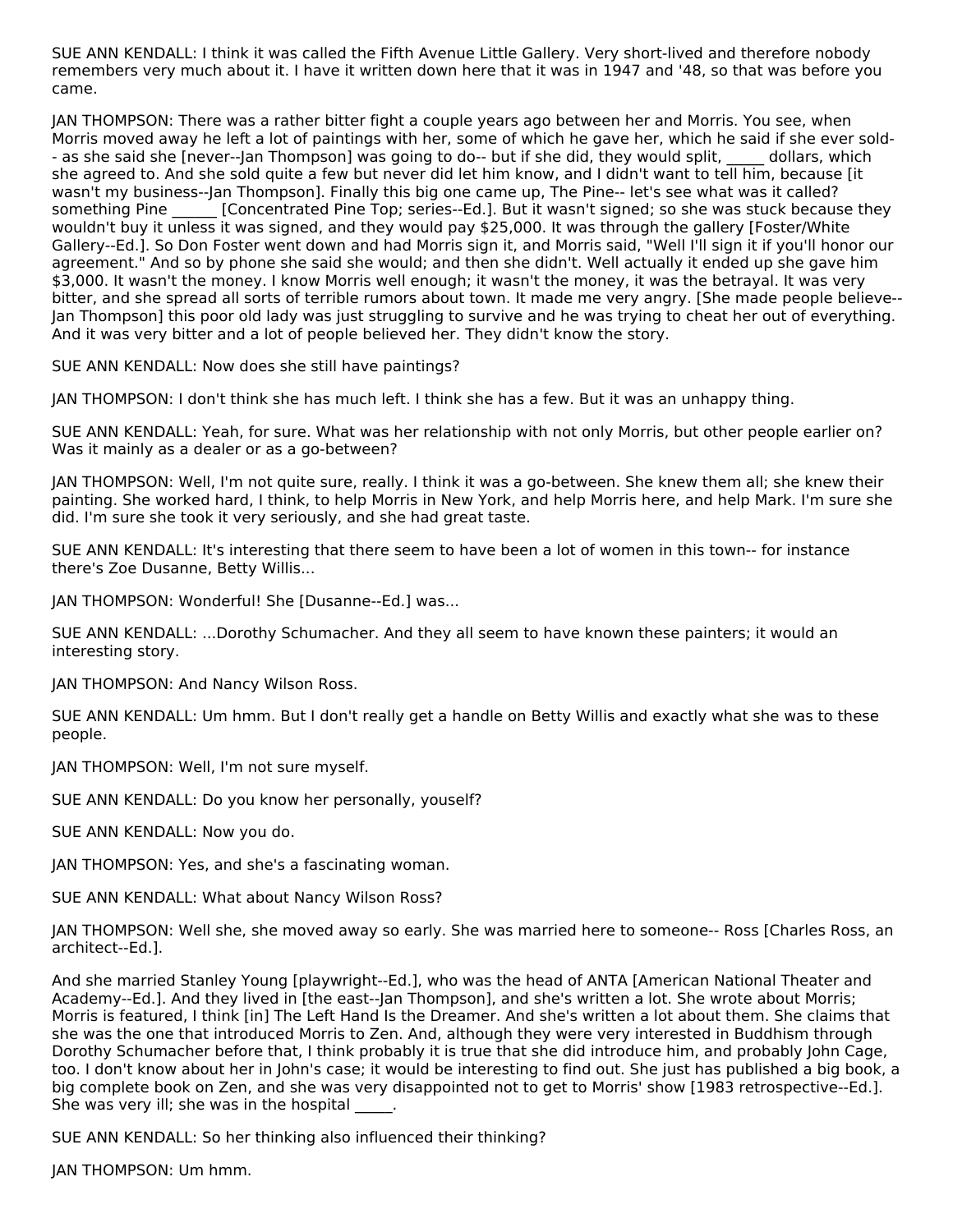SUE ANN KENDALL: I think it was called the Fifth Avenue Little Gallery. Very short-lived and therefore nobody remembers very much about it. I have it written down here that it was in 1947 and '48, so that was before you came.

JAN THOMPSON: There was a rather bitter fight a couple years ago between her and Morris. You see, when Morris moved away he left a lot of paintings with her, some of which he gave her, which he said if she ever sold-- as she said she [never--Jan Thompson] was going to do-- but if she did, they would split, _____ dollars, which she agreed to. And she sold quite a few but never did let him know, and I didn't want to tell him, because [it wasn't my business--Jan Thompson]. Finally this big one came up, The Pine-- let's see what was it called? something Pine ______ [Concentrated Pine Top; series--Ed.]. But it wasn't signed; so she was stuck because they wouldn't buy it unless it was signed, and they would pay $25,000. It was through the gallery [Foster/White Gallery--Ed.]. So Don Foster went down and had Morris sign it, and Morris said, "Well I'll sign it if you'll honor our agreement." And so by phone she said she would; and then she didn't. Well actually it ended up she gave him $3,000. It wasn't the money. I know Morris well enough; it wasn't the money, it was the betrayal. It was very bitter, and she spread all sorts of terrible rumors about town. It made me very angry. [She made people believe--Jan Thompson] this poor old lady was just struggling to survive and he was trying to cheat her out of everything. And it was very bitter and a lot of people believed her. They didn't know the story.

SUE ANN KENDALL: Now does she still have paintings?

JAN THOMPSON: I don't think she has much left. I think she has a few. But it was an unhappy thing.

SUE ANN KENDALL: Yeah, for sure. What was her relationship with not only Morris, but other people earlier on? Was it mainly as a dealer or as a go-between?

JAN THOMPSON: Well, I'm not quite sure, really. I think it was a go-between. She knew them all; she knew their painting. She worked hard, I think, to help Morris in New York, and help Morris here, and help Mark. I'm sure she did. I'm sure she took it very seriously, and she had great taste.

SUE ANN KENDALL: It's interesting that there seem to have been a lot of women in this town-- for instance there's Zoe Dusanne, Betty Willis...

JAN THOMPSON: Wonderful! She [Dusanne--Ed.] was...

SUE ANN KENDALL: ...Dorothy Schumacher. And they all seem to have known these painters; it would an interesting story.

JAN THOMPSON: And Nancy Wilson Ross.

SUE ANN KENDALL: Um hmm. But I don't really get a handle on Betty Willis and exactly what she was to these people.

JAN THOMPSON: Well, I'm not sure myself.

SUE ANN KENDALL: Do you know her personally, youself?

SUE ANN KENDALL: Now you do.

JAN THOMPSON: Yes, and she's a fascinating woman.

SUE ANN KENDALL: What about Nancy Wilson Ross?

JAN THOMPSON: Well she, she moved away so early. She was married here to someone-- Ross [Charles Ross, an architect--Ed.].

And she married Stanley Young [playwright--Ed.], who was the head of ANTA [American National Theater and Academy--Ed.]. And they lived in [the east--Jan Thompson], and she's written a lot. She wrote about Morris; Morris is featured, I think [in] The Left Hand Is the Dreamer. And she's written a lot about them. She claims that she was the one that introduced Morris to Zen. And, although they were very interested in Buddhism through Dorothy Schumacher before that, I think probably it is true that she did introduce him, and probably John Cage, too. I don't know about her in John's case; it would be interesting to find out. She just has published a big book, a big complete book on Zen, and she was very disappointed not to get to Morris' show [1983 retrospective--Ed.]. She was very ill; she was in the hospital _____.

SUE ANN KENDALL: So her thinking also influenced their thinking?

JAN THOMPSON: Um hmm.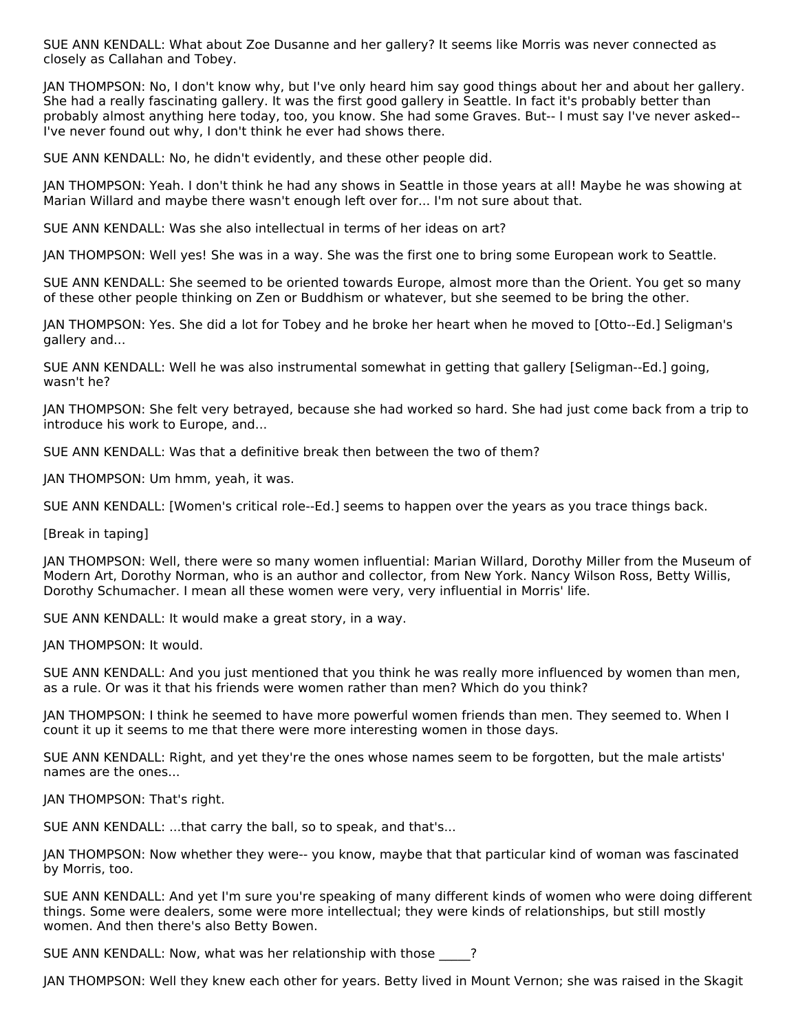SUE ANN KENDALL: What about Zoe Dusanne and her gallery? It seems like Morris was never connected as closely as Callahan and Tobey.

JAN THOMPSON: No, I don't know why, but I've only heard him say good things about her and about her gallery. She had a really fascinating gallery. It was the first good gallery in Seattle. In fact it's probably better than probably almost anything here today, too, you know. She had some Graves. But-- I must say I've never asked-- I've never found out why, I don't think he ever had shows there.

SUE ANN KENDALL: No, he didn't evidently, and these other people did.

JAN THOMPSON: Yeah. I don't think he had any shows in Seattle in those years at all! Maybe he was showing at Marian Willard and maybe there wasn't enough left over for... I'm not sure about that.

SUE ANN KENDALL: Was she also intellectual in terms of her ideas on art?

JAN THOMPSON: Well yes! She was in a way. She was the first one to bring some European work to Seattle.

SUE ANN KENDALL: She seemed to be oriented towards Europe, almost more than the Orient. You get so many of these other people thinking on Zen or Buddhism or whatever, but she seemed to be bring the other.

JAN THOMPSON: Yes. She did a lot for Tobey and he broke her heart when he moved to [Otto--Ed.] Seligman's gallery and...

SUE ANN KENDALL: Well he was also instrumental somewhat in getting that gallery [Seligman--Ed.] going, wasn't he?

JAN THOMPSON: She felt very betrayed, because she had worked so hard. She had just come back from a trip to introduce his work to Europe, and...

SUE ANN KENDALL: Was that a definitive break then between the two of them?

JAN THOMPSON: Um hmm, yeah, it was.

SUE ANN KENDALL: [Women's critical role--Ed.] seems to happen over the years as you trace things back.

[Break in taping]

JAN THOMPSON: Well, there were so many women influential: Marian Willard, Dorothy Miller from the Museum of Modern Art, Dorothy Norman, who is an author and collector, from New York. Nancy Wilson Ross, Betty Willis, Dorothy Schumacher. I mean all these women were very, very influential in Morris' life.

SUE ANN KENDALL: It would make a great story, in a way.

JAN THOMPSON: It would.

SUE ANN KENDALL: And you just mentioned that you think he was really more influenced by women than men, as a rule. Or was it that his friends were women rather than men? Which do you think?

JAN THOMPSON: I think he seemed to have more powerful women friends than men. They seemed to. When I count it up it seems to me that there were more interesting women in those days.

SUE ANN KENDALL: Right, and yet they're the ones whose names seem to be forgotten, but the male artists' names are the ones...

JAN THOMPSON: That's right.

SUE ANN KENDALL: ...that carry the ball, so to speak, and that's...

JAN THOMPSON: Now whether they were-- you know, maybe that that particular kind of woman was fascinated by Morris, too.

SUE ANN KENDALL: And yet I'm sure you're speaking of many different kinds of women who were doing different things. Some were dealers, some were more intellectual; they were kinds of relationships, but still mostly women. And then there's also Betty Bowen.

SUE ANN KENDALL: Now, what was her relationship with those _____?

JAN THOMPSON: Well they knew each other for years. Betty lived in Mount Vernon; she was raised in the Skagit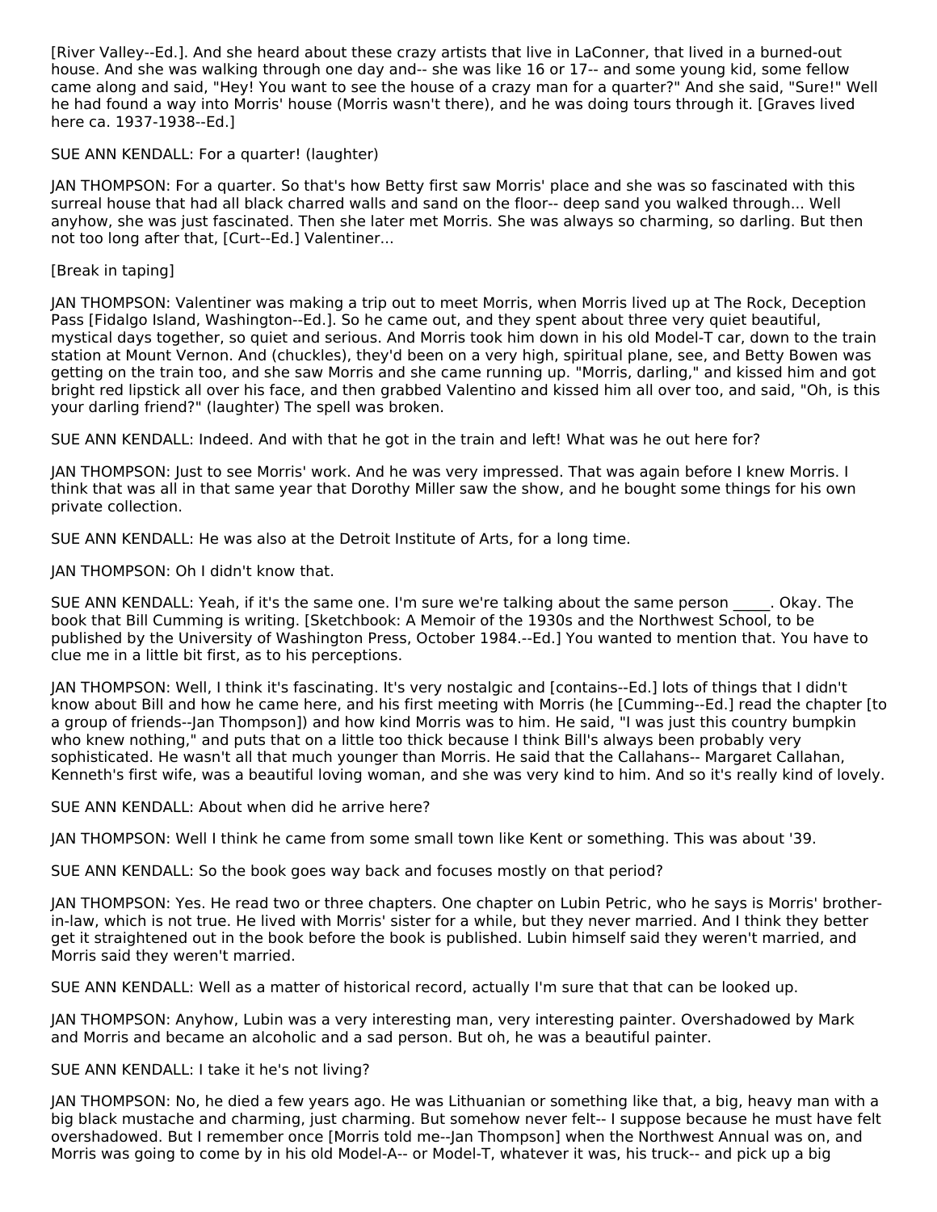[River Valley--Ed.]. And she heard about these crazy artists that live in LaConner, that lived in a burned-out house. And she was walking through one day and-- she was like 16 or 17-- and some young kid, some fellow came along and said, "Hey! You want to see the house of a crazy man for a quarter?" And she said, "Sure!" Well he had found a way into Morris' house (Morris wasn't there), and he was doing tours through it. [Graves lived here ca. 1937-1938--Ed.]

SUE ANN KENDALL: For a quarter! (laughter)

JAN THOMPSON: For a quarter. So that's how Betty first saw Morris' place and she was so fascinated with this surreal house that had all black charred walls and sand on the floor-- deep sand you walked through... Well anyhow, she was just fascinated. Then she later met Morris. She was always so charming, so darling. But then not too long after that, [Curt--Ed.] Valentiner...

[Break in taping]

JAN THOMPSON: Valentiner was making a trip out to meet Morris, when Morris lived up at The Rock, Deception Pass [Fidalgo Island, Washington--Ed.]. So he came out, and they spent about three very quiet beautiful, mystical days together, so quiet and serious. And Morris took him down in his old Model-T car, down to the train station at Mount Vernon. And (chuckles), they'd been on a very high, spiritual plane, see, and Betty Bowen was getting on the train too, and she saw Morris and she came running up. "Morris, darling," and kissed him and got bright red lipstick all over his face, and then grabbed Valentino and kissed him all over too, and said, "Oh, is this your darling friend?" (laughter) The spell was broken.

SUE ANN KENDALL: Indeed. And with that he got in the train and left! What was he out here for?

JAN THOMPSON: Just to see Morris' work. And he was very impressed. That was again before I knew Morris. I think that was all in that same year that Dorothy Miller saw the show, and he bought some things for his own private collection.

SUE ANN KENDALL: He was also at the Detroit Institute of Arts, for a long time.

JAN THOMPSON: Oh I didn't know that.

SUE ANN KENDALL: Yeah, if it's the same one. I'm sure we're talking about the same person _____. Okay. The book that Bill Cumming is writing. [Sketchbook: A Memoir of the 1930s and the Northwest School, to be published by the University of Washington Press, October 1984.--Ed.] You wanted to mention that. You have to clue me in a little bit first, as to his perceptions.

JAN THOMPSON: Well, I think it's fascinating. It's very nostalgic and [contains--Ed.] lots of things that I didn't know about Bill and how he came here, and his first meeting with Morris (he [Cumming--Ed.] read the chapter [to a group of friends--Jan Thompson]) and how kind Morris was to him. He said, "I was just this country bumpkin who knew nothing," and puts that on a little too thick because I think Bill's always been probably very sophisticated. He wasn't all that much younger than Morris. He said that the Callahans-- Margaret Callahan, Kenneth's first wife, was a beautiful loving woman, and she was very kind to him. And so it's really kind of lovely.

SUE ANN KENDALL: About when did he arrive here?

JAN THOMPSON: Well I think he came from some small town like Kent or something. This was about '39.

SUE ANN KENDALL: So the book goes way back and focuses mostly on that period?

JAN THOMPSON: Yes. He read two or three chapters. One chapter on Lubin Petric, who he says is Morris' brother-in-law, which is not true. He lived with Morris' sister for a while, but they never married. And I think they better get it straightened out in the book before the book is published. Lubin himself said they weren't married, and Morris said they weren't married.

SUE ANN KENDALL: Well as a matter of historical record, actually I'm sure that that can be looked up.

JAN THOMPSON: Anyhow, Lubin was a very interesting man, very interesting painter. Overshadowed by Mark and Morris and became an alcoholic and a sad person. But oh, he was a beautiful painter.

SUE ANN KENDALL: I take it he's not living?

JAN THOMPSON: No, he died a few years ago. He was Lithuanian or something like that, a big, heavy man with a big black mustache and charming, just charming. But somehow never felt-- I suppose because he must have felt overshadowed. But I remember once [Morris told me--Jan Thompson] when the Northwest Annual was on, and Morris was going to come by in his old Model-A-- or Model-T, whatever it was, his truck-- and pick up a big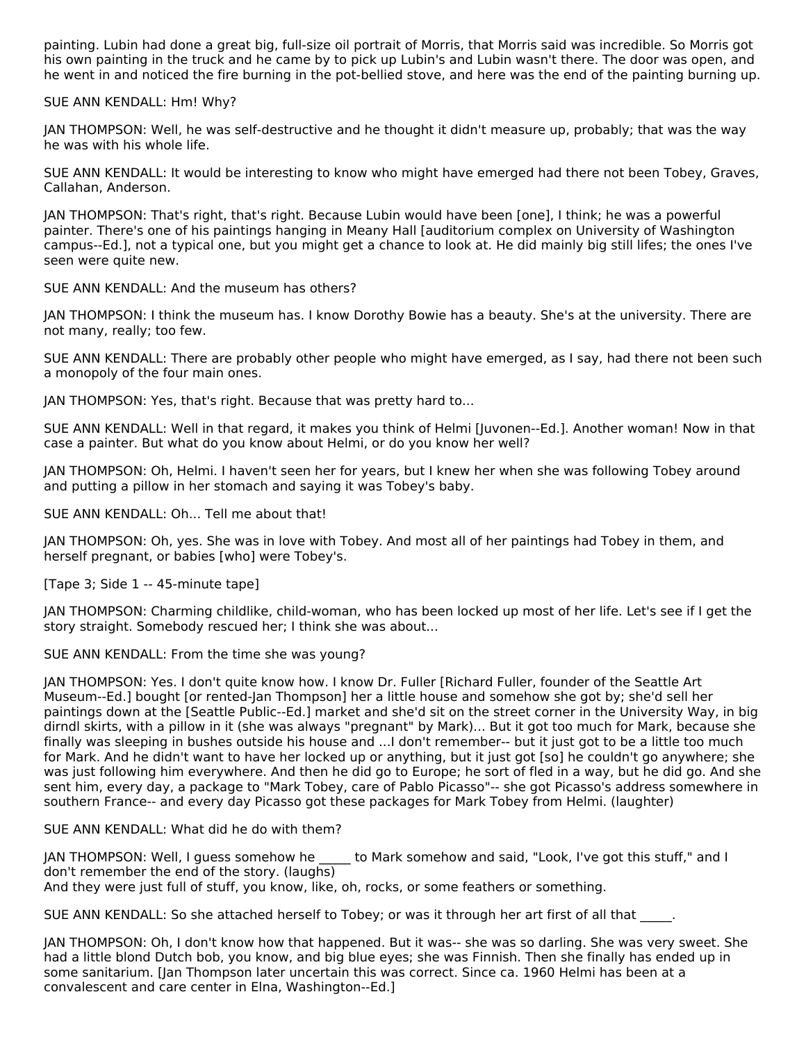painting. Lubin had done a great big, full-size oil portrait of Morris, that Morris said was incredible. So Morris got his own painting in the truck and he came by to pick up Lubin's and Lubin wasn't there. The door was open, and he went in and noticed the fire burning in the pot-bellied stove, and here was the end of the painting burning up.

SUE ANN KENDALL: Hm! Why?

JAN THOMPSON: Well, he was self-destructive and he thought it didn't measure up, probably; that was the way he was with his whole life.

SUE ANN KENDALL: It would be interesting to know who might have emerged had there not been Tobey, Graves, Callahan, Anderson.

JAN THOMPSON: That's right, that's right. Because Lubin would have been [one], I think; he was a powerful painter. There's one of his paintings hanging in Meany Hall [auditorium complex on University of Washington campus--Ed.], not a typical one, but you might get a chance to look at. He did mainly big still lifes; the ones I've seen were quite new.

SUE ANN KENDALL: And the museum has others?

JAN THOMPSON: I think the museum has. I know Dorothy Bowie has a beauty. She's at the university. There are not many, really; too few.

SUE ANN KENDALL: There are probably other people who might have emerged, as I say, had there not been such a monopoly of the four main ones.

JAN THOMPSON: Yes, that's right. Because that was pretty hard to...

SUE ANN KENDALL: Well in that regard, it makes you think of Helmi [Juvonen--Ed.]. Another woman! Now in that case a painter. But what do you know about Helmi, or do you know her well?

JAN THOMPSON: Oh, Helmi. I haven't seen her for years, but I knew her when she was following Tobey around and putting a pillow in her stomach and saying it was Tobey's baby.

SUE ANN KENDALL: Oh... Tell me about that!

JAN THOMPSON: Oh, yes. She was in love with Tobey. And most all of her paintings had Tobey in them, and herself pregnant, or babies [who] were Tobey's.

[Tape 3; Side 1 -- 45-minute tape]

JAN THOMPSON: Charming childlike, child-woman, who has been locked up most of her life. Let's see if I get the story straight. Somebody rescued her; I think she was about...

SUE ANN KENDALL: From the time she was young?

JAN THOMPSON: Yes. I don't quite know how. I know Dr. Fuller [Richard Fuller, founder of the Seattle Art Museum--Ed.] bought [or rented-Jan Thompson] her a little house and somehow she got by; she'd sell her paintings down at the [Seattle Public--Ed.] market and she'd sit on the street corner in the University Way, in big dirndl skirts, with a pillow in it (she was always "pregnant" by Mark)... But it got too much for Mark, because she finally was sleeping in bushes outside his house and ...I don't remember-- but it just got to be a little too much for Mark. And he didn't want to have her locked up or anything, but it just got [so] he couldn't go anywhere; she was just following him everywhere. And then he did go to Europe; he sort of fled in a way, but he did go. And she sent him, every day, a package to "Mark Tobey, care of Pablo Picasso"-- she got Picasso's address somewhere in southern France-- and every day Picasso got these packages for Mark Tobey from Helmi. (laughter)

SUE ANN KENDALL: What did he do with them?

JAN THOMPSON: Well, I guess somehow he _____ to Mark somehow and said, "Look, I've got this stuff," and I don't remember the end of the story. (laughs)
And they were just full of stuff, you know, like, oh, rocks, or some feathers or something.

SUE ANN KENDALL: So she attached herself to Tobey; or was it through her art first of all that _____.

JAN THOMPSON: Oh, I don't know how that happened. But it was-- she was so darling. She was very sweet. She had a little blond Dutch bob, you know, and big blue eyes; she was Finnish. Then she finally has ended up in some sanitarium. [Jan Thompson later uncertain this was correct. Since ca. 1960 Helmi has been at a convalescent and care center in Elna, Washington--Ed.]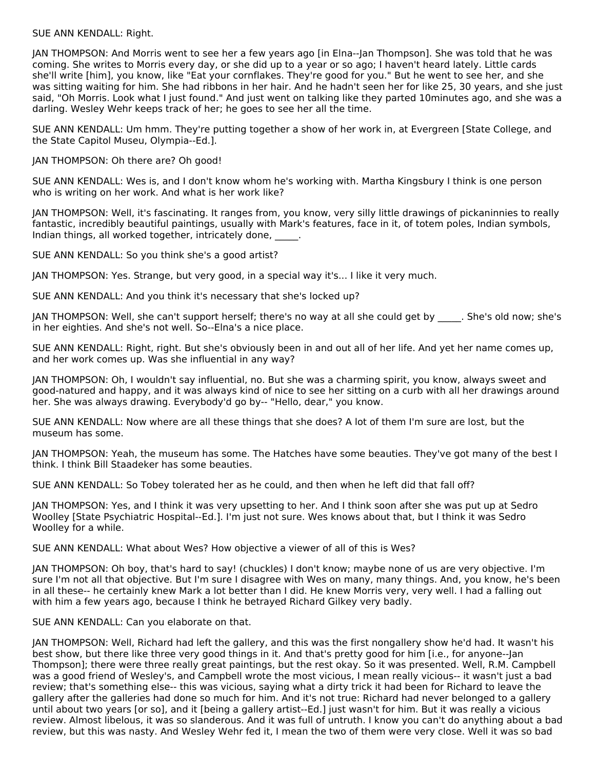SUE ANN KENDALL: Right.

JAN THOMPSON: And Morris went to see her a few years ago [in Elna--Jan Thompson]. She was told that he was coming. She writes to Morris every day, or she did up to a year or so ago; I haven't heard lately. Little cards she'll write [him], you know, like "Eat your cornflakes. They're good for you." But he went to see her, and she was sitting waiting for him. She had ribbons in her hair. And he hadn't seen her for like 25, 30 years, and she just said, "Oh Morris. Look what I just found." And just went on talking like they parted 10minutes ago, and she was a darling. Wesley Wehr keeps track of her; he goes to see her all the time.

SUE ANN KENDALL: Um hmm. They're putting together a show of her work in, at Evergreen [State College, and the State Capitol Museu, Olympia--Ed.].

JAN THOMPSON: Oh there are? Oh good!

SUE ANN KENDALL: Wes is, and I don't know whom he's working with. Martha Kingsbury I think is one person who is writing on her work. And what is her work like?

JAN THOMPSON: Well, it's fascinating. It ranges from, you know, very silly little drawings of pickaninnies to really fantastic, incredibly beautiful paintings, usually with Mark's features, face in it, of totem poles, Indian symbols, Indian things, all worked together, intricately done, _____.

SUE ANN KENDALL: So you think she's a good artist?

JAN THOMPSON: Yes. Strange, but very good, in a special way it's... I like it very much.

SUE ANN KENDALL: And you think it's necessary that she's locked up?

JAN THOMPSON: Well, she can't support herself; there's no way at all she could get by _____. She's old now; she's in her eighties. And she's not well. So--Elna's a nice place.

SUE ANN KENDALL: Right, right. But she's obviously been in and out all of her life. And yet her name comes up, and her work comes up. Was she influential in any way?

JAN THOMPSON: Oh, I wouldn't say influential, no. But she was a charming spirit, you know, always sweet and good-natured and happy, and it was always kind of nice to see her sitting on a curb with all her drawings around her. She was always drawing. Everybody'd go by-- "Hello, dear," you know.

SUE ANN KENDALL: Now where are all these things that she does? A lot of them I'm sure are lost, but the museum has some.

JAN THOMPSON: Yeah, the museum has some. The Hatches have some beauties. They've got many of the best I think. I think Bill Staadeker has some beauties.

SUE ANN KENDALL: So Tobey tolerated her as he could, and then when he left did that fall off?

JAN THOMPSON: Yes, and I think it was very upsetting to her. And I think soon after she was put up at Sedro Woolley [State Psychiatric Hospital--Ed.]. I'm just not sure. Wes knows about that, but I think it was Sedro Woolley for a while.

SUE ANN KENDALL: What about Wes? How objective a viewer of all of this is Wes?

JAN THOMPSON: Oh boy, that's hard to say! (chuckles) I don't know; maybe none of us are very objective. I'm sure I'm not all that objective. But I'm sure I disagree with Wes on many, many things. And, you know, he's been in all these-- he certainly knew Mark a lot better than I did. He knew Morris very, very well. I had a falling out with him a few years ago, because I think he betrayed Richard Gilkey very badly.

SUE ANN KENDALL: Can you elaborate on that.

JAN THOMPSON: Well, Richard had left the gallery, and this was the first nongallery show he'd had. It wasn't his best show, but there like three very good things in it. And that's pretty good for him [i.e., for anyone--Jan Thompson]; there were three really great paintings, but the rest okay. So it was presented. Well, R.M. Campbell was a good friend of Wesley's, and Campbell wrote the most vicious, I mean really vicious-- it wasn't just a bad review; that's something else-- this was vicious, saying what a dirty trick it had been for Richard to leave the gallery after the galleries had done so much for him. And it's not true: Richard had never belonged to a gallery until about two years [or so], and it [being a gallery artist--Ed.] just wasn't for him. But it was really a vicious review. Almost libelous, it was so slanderous. And it was full of untruth. I know you can't do anything about a bad review, but this was nasty. And Wesley Wehr fed it, I mean the two of them were very close. Well it was so bad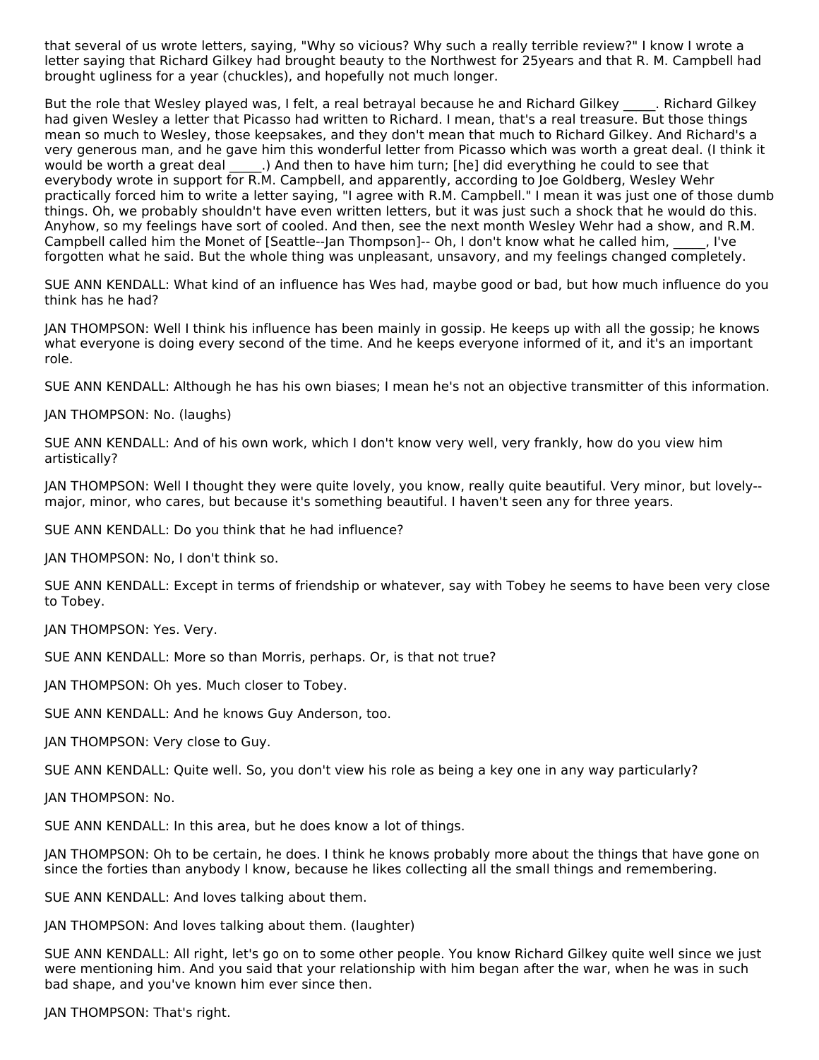that several of us wrote letters, saying, "Why so vicious? Why such a really terrible review?" I know I wrote a letter saying that Richard Gilkey had brought beauty to the Northwest for 25years and that R. M. Campbell had brought ugliness for a year (chuckles), and hopefully not much longer.

But the role that Wesley played was, I felt, a real betrayal because he and Richard Gilkey _____. Richard Gilkey had given Wesley a letter that Picasso had written to Richard. I mean, that's a real treasure. But those things mean so much to Wesley, those keepsakes, and they don't mean that much to Richard Gilkey. And Richard's a very generous man, and he gave him this wonderful letter from Picasso which was worth a great deal. (I think it would be worth a great deal _____.) And then to have him turn; [he] did everything he could to see that everybody wrote in support for R.M. Campbell, and apparently, according to Joe Goldberg, Wesley Wehr practically forced him to write a letter saying, "I agree with R.M. Campbell." I mean it was just one of those dumb things. Oh, we probably shouldn't have even written letters, but it was just such a shock that he would do this. Anyhow, so my feelings have sort of cooled. And then, see the next month Wesley Wehr had a show, and R.M. Campbell called him the Monet of [Seattle--Jan Thompson]-- Oh, I don't know what he called him, _____, I've forgotten what he said. But the whole thing was unpleasant, unsavory, and my feelings changed completely.

SUE ANN KENDALL: What kind of an influence has Wes had, maybe good or bad, but how much influence do you think has he had?

JAN THOMPSON: Well I think his influence has been mainly in gossip. He keeps up with all the gossip; he knows what everyone is doing every second of the time. And he keeps everyone informed of it, and it's an important role.

SUE ANN KENDALL: Although he has his own biases; I mean he's not an objective transmitter of this information.

JAN THOMPSON: No. (laughs)

SUE ANN KENDALL: And of his own work, which I don't know very well, very frankly, how do you view him artistically?

JAN THOMPSON: Well I thought they were quite lovely, you know, really quite beautiful. Very minor, but lovely--major, minor, who cares, but because it's something beautiful. I haven't seen any for three years.

SUE ANN KENDALL: Do you think that he had influence?

JAN THOMPSON: No, I don't think so.

SUE ANN KENDALL: Except in terms of friendship or whatever, say with Tobey he seems to have been very close to Tobey.

JAN THOMPSON: Yes. Very.

SUE ANN KENDALL: More so than Morris, perhaps. Or, is that not true?

JAN THOMPSON: Oh yes. Much closer to Tobey.

SUE ANN KENDALL: And he knows Guy Anderson, too.

JAN THOMPSON: Very close to Guy.

SUE ANN KENDALL: Quite well. So, you don't view his role as being a key one in any way particularly?

JAN THOMPSON: No.

SUE ANN KENDALL: In this area, but he does know a lot of things.

JAN THOMPSON: Oh to be certain, he does. I think he knows probably more about the things that have gone on since the forties than anybody I know, because he likes collecting all the small things and remembering.

SUE ANN KENDALL: And loves talking about them.

JAN THOMPSON: And loves talking about them. (laughter)

SUE ANN KENDALL: All right, let's go on to some other people. You know Richard Gilkey quite well since we just were mentioning him. And you said that your relationship with him began after the war, when he was in such bad shape, and you've known him ever since then.

JAN THOMPSON: That's right.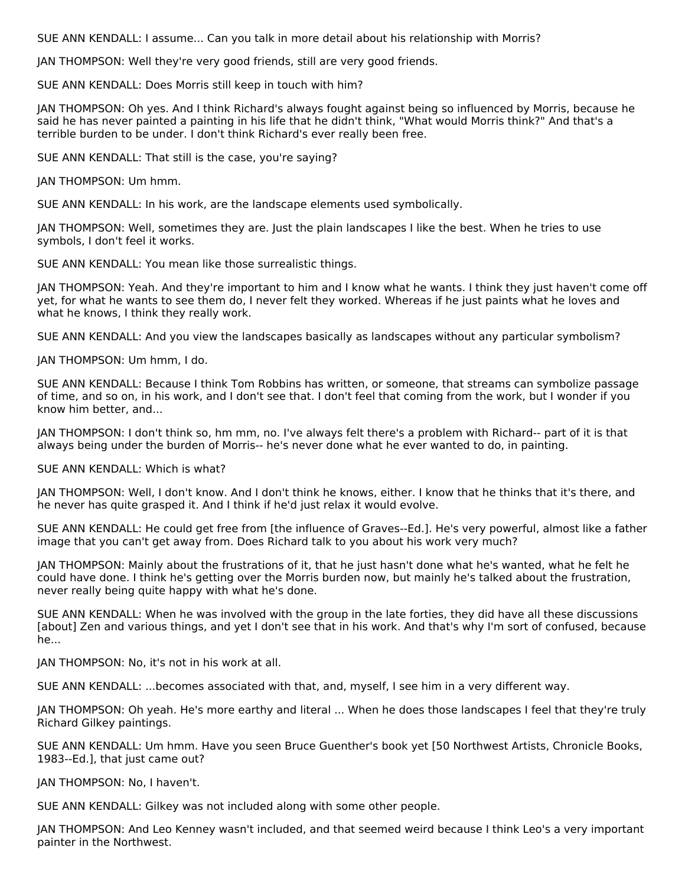SUE ANN KENDALL: I assume... Can you talk in more detail about his relationship with Morris?

JAN THOMPSON: Well they're very good friends, still are very good friends.

SUE ANN KENDALL: Does Morris still keep in touch with him?

JAN THOMPSON: Oh yes. And I think Richard's always fought against being so influenced by Morris, because he said he has never painted a painting in his life that he didn't think, "What would Morris think?" And that's a terrible burden to be under. I don't think Richard's ever really been free.

SUE ANN KENDALL: That still is the case, you're saying?

JAN THOMPSON: Um hmm.

SUE ANN KENDALL: In his work, are the landscape elements used symbolically.

JAN THOMPSON: Well, sometimes they are. Just the plain landscapes I like the best. When he tries to use symbols, I don't feel it works.

SUE ANN KENDALL: You mean like those surrealistic things.

JAN THOMPSON: Yeah. And they're important to him and I know what he wants. I think they just haven't come off yet, for what he wants to see them do, I never felt they worked. Whereas if he just paints what he loves and what he knows, I think they really work.

SUE ANN KENDALL: And you view the landscapes basically as landscapes without any particular symbolism?

JAN THOMPSON: Um hmm, I do.

SUE ANN KENDALL: Because I think Tom Robbins has written, or someone, that streams can symbolize passage of time, and so on, in his work, and I don't see that. I don't feel that coming from the work, but I wonder if you know him better, and...

JAN THOMPSON: I don't think so, hm mm, no. I've always felt there's a problem with Richard-- part of it is that always being under the burden of Morris-- he's never done what he ever wanted to do, in painting.

SUE ANN KENDALL: Which is what?

JAN THOMPSON: Well, I don't know. And I don't think he knows, either. I know that he thinks that it's there, and he never has quite grasped it. And I think if he'd just relax it would evolve.

SUE ANN KENDALL: He could get free from [the influence of Graves--Ed.]. He's very powerful, almost like a father image that you can't get away from. Does Richard talk to you about his work very much?

JAN THOMPSON: Mainly about the frustrations of it, that he just hasn't done what he's wanted, what he felt he could have done. I think he's getting over the Morris burden now, but mainly he's talked about the frustration, never really being quite happy with what he's done.

SUE ANN KENDALL: When he was involved with the group in the late forties, they did have all these discussions [about] Zen and various things, and yet I don't see that in his work. And that's why I'm sort of confused, because he...

JAN THOMPSON: No, it's not in his work at all.

SUE ANN KENDALL: ...becomes associated with that, and, myself, I see him in a very different way.

JAN THOMPSON: Oh yeah. He's more earthy and literal ... When he does those landscapes I feel that they're truly Richard Gilkey paintings.

SUE ANN KENDALL: Um hmm. Have you seen Bruce Guenther's book yet [50 Northwest Artists, Chronicle Books, 1983--Ed.], that just came out?

JAN THOMPSON: No, I haven't.

SUE ANN KENDALL: Gilkey was not included along with some other people.

JAN THOMPSON: And Leo Kenney wasn't included, and that seemed weird because I think Leo's a very important painter in the Northwest.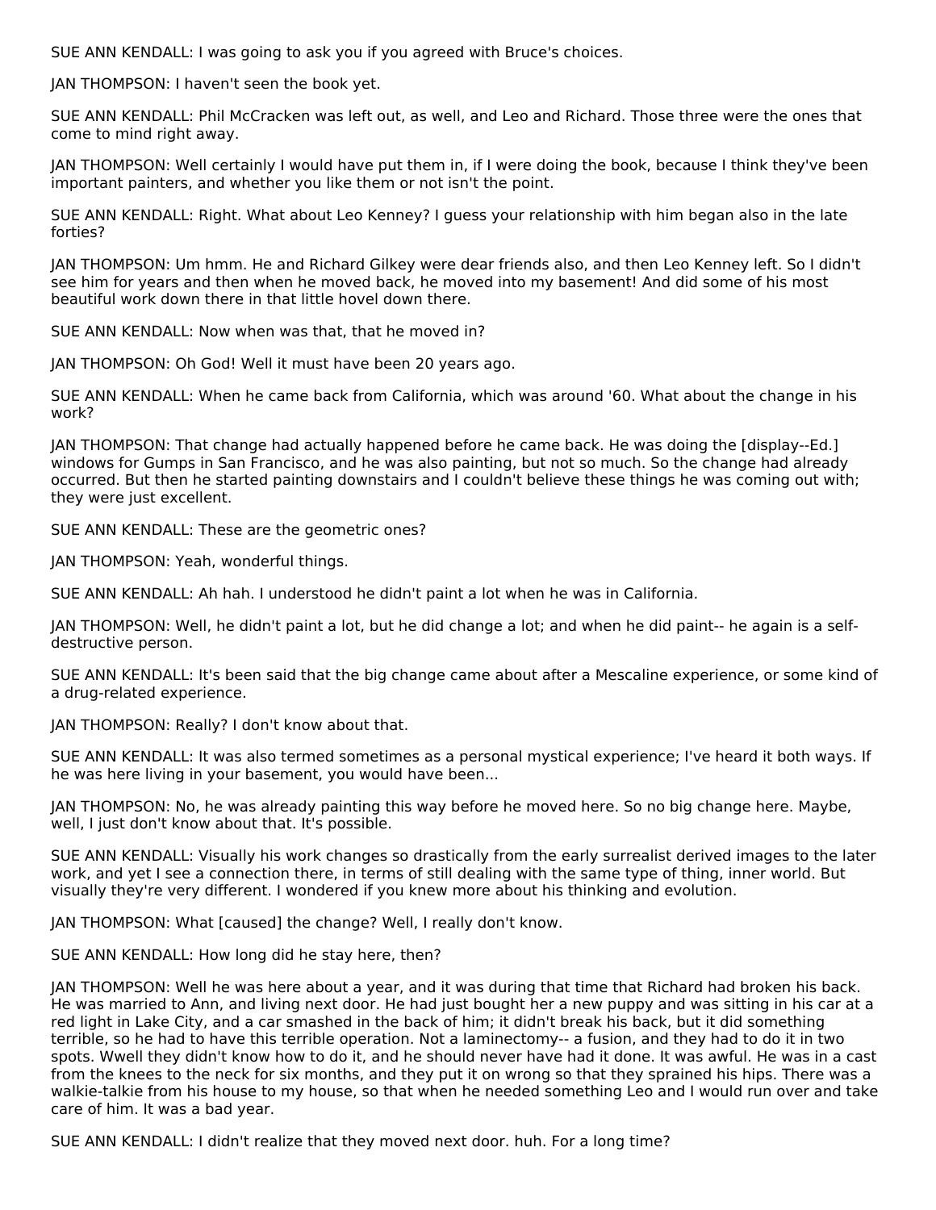SUE ANN KENDALL: I was going to ask you if you agreed with Bruce's choices.

JAN THOMPSON: I haven't seen the book yet.

SUE ANN KENDALL: Phil McCracken was left out, as well, and Leo and Richard. Those three were the ones that come to mind right away.

JAN THOMPSON: Well certainly I would have put them in, if I were doing the book, because I think they've been important painters, and whether you like them or not isn't the point.

SUE ANN KENDALL: Right. What about Leo Kenney? I guess your relationship with him began also in the late forties?

JAN THOMPSON: Um hmm. He and Richard Gilkey were dear friends also, and then Leo Kenney left. So I didn't see him for years and then when he moved back, he moved into my basement! And did some of his most beautiful work down there in that little hovel down there.

SUE ANN KENDALL: Now when was that, that he moved in?

JAN THOMPSON: Oh God! Well it must have been 20 years ago.

SUE ANN KENDALL: When he came back from California, which was around '60. What about the change in his work?

JAN THOMPSON: That change had actually happened before he came back. He was doing the [display--Ed.] windows for Gumps in San Francisco, and he was also painting, but not so much. So the change had already occurred. But then he started painting downstairs and I couldn't believe these things he was coming out with; they were just excellent.

SUE ANN KENDALL: These are the geometric ones?

JAN THOMPSON: Yeah, wonderful things.

SUE ANN KENDALL: Ah hah. I understood he didn't paint a lot when he was in California.

JAN THOMPSON: Well, he didn't paint a lot, but he did change a lot; and when he did paint-- he again is a self-destructive person.

SUE ANN KENDALL: It's been said that the big change came about after a Mescaline experience, or some kind of a drug-related experience.

JAN THOMPSON: Really? I don't know about that.

SUE ANN KENDALL: It was also termed sometimes as a personal mystical experience; I've heard it both ways. If he was here living in your basement, you would have been...

JAN THOMPSON: No, he was already painting this way before he moved here. So no big change here. Maybe, well, I just don't know about that. It's possible.

SUE ANN KENDALL: Visually his work changes so drastically from the early surrealist derived images to the later work, and yet I see a connection there, in terms of still dealing with the same type of thing, inner world. But visually they're very different. I wondered if you knew more about his thinking and evolution.

JAN THOMPSON: What [caused] the change? Well, I really don't know.

SUE ANN KENDALL: How long did he stay here, then?

JAN THOMPSON: Well he was here about a year, and it was during that time that Richard had broken his back. He was married to Ann, and living next door. He had just bought her a new puppy and was sitting in his car at a red light in Lake City, and a car smashed in the back of him; it didn't break his back, but it did something terrible, so he had to have this terrible operation. Not a laminectomy-- a fusion, and they had to do it in two spots. Wwell they didn't know how to do it, and he should never have had it done. It was awful. He was in a cast from the knees to the neck for six months, and they put it on wrong so that they sprained his hips. There was a walkie-talkie from his house to my house, so that when he needed something Leo and I would run over and take care of him. It was a bad year.

SUE ANN KENDALL: I didn't realize that they moved next door. huh. For a long time?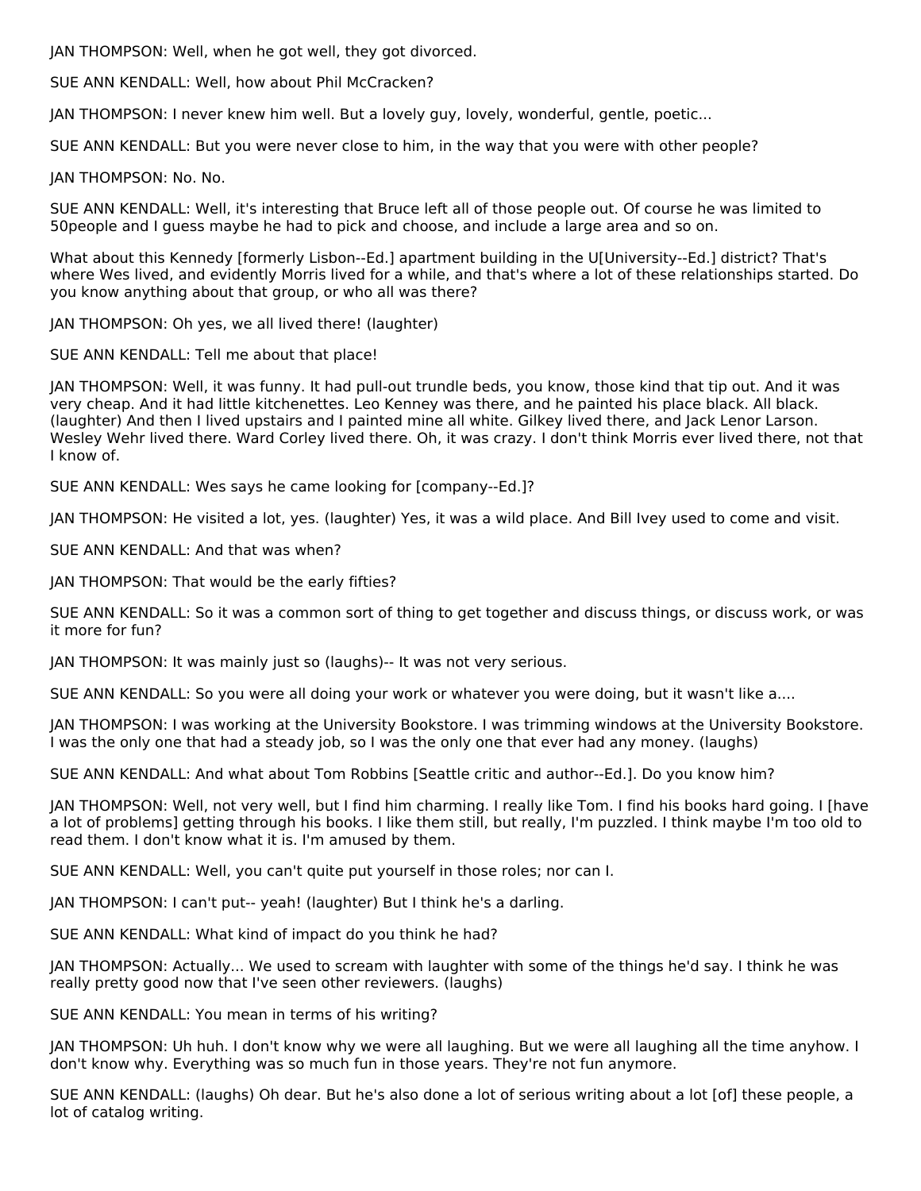JAN THOMPSON: Well, when he got well, they got divorced.

SUE ANN KENDALL: Well, how about Phil McCracken?

JAN THOMPSON: I never knew him well. But a lovely guy, lovely, wonderful, gentle, poetic...

SUE ANN KENDALL: But you were never close to him, in the way that you were with other people?

JAN THOMPSON: No. No.

SUE ANN KENDALL: Well, it's interesting that Bruce left all of those people out. Of course he was limited to 50people and I guess maybe he had to pick and choose, and include a large area and so on.

What about this Kennedy [formerly Lisbon--Ed.] apartment building in the U[University--Ed.] district? That's where Wes lived, and evidently Morris lived for a while, and that's where a lot of these relationships started. Do you know anything about that group, or who all was there?

JAN THOMPSON: Oh yes, we all lived there! (laughter)

SUE ANN KENDALL: Tell me about that place!

JAN THOMPSON: Well, it was funny. It had pull-out trundle beds, you know, those kind that tip out. And it was very cheap. And it had little kitchenettes. Leo Kenney was there, and he painted his place black. All black. (laughter) And then I lived upstairs and I painted mine all white. Gilkey lived there, and Jack Lenor Larson. Wesley Wehr lived there. Ward Corley lived there. Oh, it was crazy. I don't think Morris ever lived there, not that I know of.

SUE ANN KENDALL: Wes says he came looking for [company--Ed.]?

JAN THOMPSON: He visited a lot, yes. (laughter) Yes, it was a wild place. And Bill Ivey used to come and visit.

SUE ANN KENDALL: And that was when?

JAN THOMPSON: That would be the early fifties?

SUE ANN KENDALL: So it was a common sort of thing to get together and discuss things, or discuss work, or was it more for fun?

JAN THOMPSON: It was mainly just so (laughs)-- It was not very serious.

SUE ANN KENDALL: So you were all doing your work or whatever you were doing, but it wasn't like a....

JAN THOMPSON: I was working at the University Bookstore. I was trimming windows at the University Bookstore. I was the only one that had a steady job, so I was the only one that ever had any money. (laughs)

SUE ANN KENDALL: And what about Tom Robbins [Seattle critic and author--Ed.]. Do you know him?

JAN THOMPSON: Well, not very well, but I find him charming. I really like Tom. I find his books hard going. I [have a lot of problems] getting through his books. I like them still, but really, I'm puzzled. I think maybe I'm too old to read them. I don't know what it is. I'm amused by them.

SUE ANN KENDALL: Well, you can't quite put yourself in those roles; nor can I.

JAN THOMPSON: I can't put-- yeah! (laughter) But I think he's a darling.

SUE ANN KENDALL: What kind of impact do you think he had?

JAN THOMPSON: Actually... We used to scream with laughter with some of the things he'd say. I think he was really pretty good now that I've seen other reviewers. (laughs)

SUE ANN KENDALL: You mean in terms of his writing?

JAN THOMPSON: Uh huh. I don't know why we were all laughing. But we were all laughing all the time anyhow. I don't know why. Everything was so much fun in those years. They're not fun anymore.

SUE ANN KENDALL: (laughs) Oh dear. But he's also done a lot of serious writing about a lot [of] these people, a lot of catalog writing.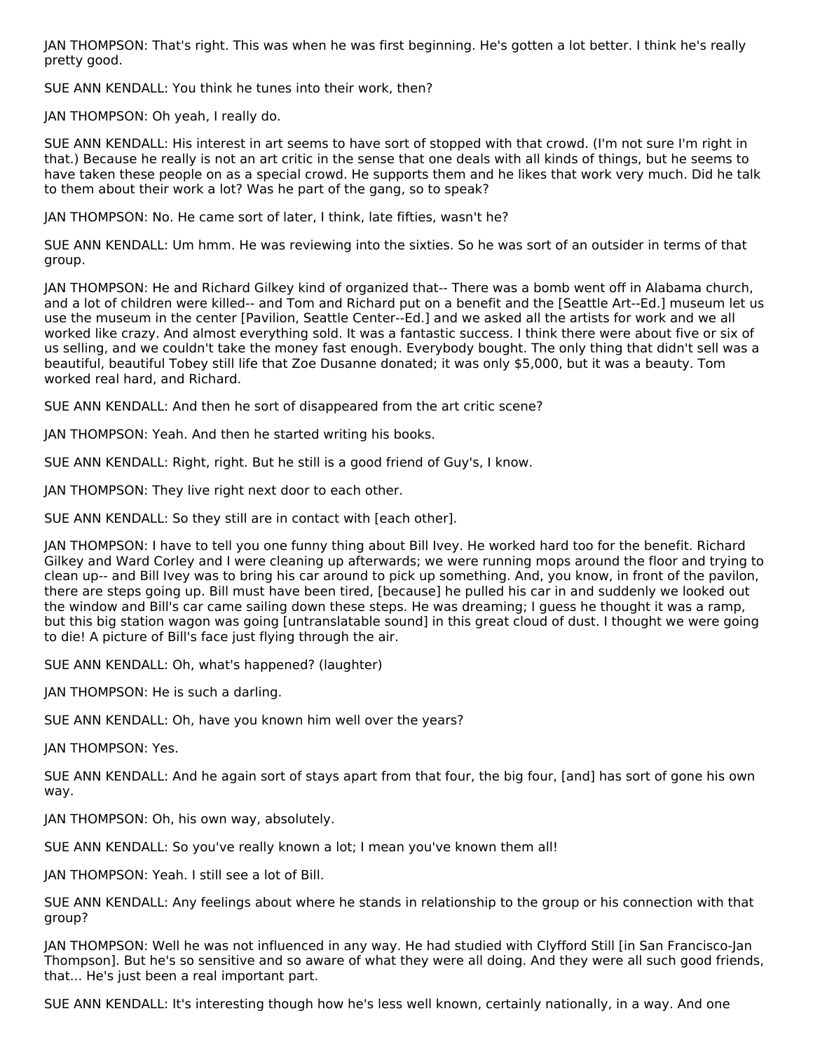JAN THOMPSON: That's right. This was when he was first beginning. He's gotten a lot better. I think he's really pretty good.

SUE ANN KENDALL: You think he tunes into their work, then?

JAN THOMPSON: Oh yeah, I really do.

SUE ANN KENDALL: His interest in art seems to have sort of stopped with that crowd. (I'm not sure I'm right in that.) Because he really is not an art critic in the sense that one deals with all kinds of things, but he seems to have taken these people on as a special crowd. He supports them and he likes that work very much. Did he talk to them about their work a lot? Was he part of the gang, so to speak?

JAN THOMPSON: No. He came sort of later, I think, late fifties, wasn't he?

SUE ANN KENDALL: Um hmm. He was reviewing into the sixties. So he was sort of an outsider in terms of that group.

JAN THOMPSON: He and Richard Gilkey kind of organized that-- There was a bomb went off in Alabama church, and a lot of children were killed-- and Tom and Richard put on a benefit and the [Seattle Art--Ed.] museum let us use the museum in the center [Pavilion, Seattle Center--Ed.] and we asked all the artists for work and we all worked like crazy. And almost everything sold. It was a fantastic success. I think there were about five or six of us selling, and we couldn't take the money fast enough. Everybody bought. The only thing that didn't sell was a beautiful, beautiful Tobey still life that Zoe Dusanne donated; it was only $5,000, but it was a beauty. Tom worked real hard, and Richard.

SUE ANN KENDALL: And then he sort of disappeared from the art critic scene?

JAN THOMPSON: Yeah. And then he started writing his books.

SUE ANN KENDALL: Right, right. But he still is a good friend of Guy's, I know.

JAN THOMPSON: They live right next door to each other.

SUE ANN KENDALL: So they still are in contact with [each other].

JAN THOMPSON: I have to tell you one funny thing about Bill Ivey. He worked hard too for the benefit. Richard Gilkey and Ward Corley and I were cleaning up afterwards; we were running mops around the floor and trying to clean up-- and Bill Ivey was to bring his car around to pick up something. And, you know, in front of the pavilon, there are steps going up. Bill must have been tired, [because] he pulled his car in and suddenly we looked out the window and Bill's car came sailing down these steps. He was dreaming; I guess he thought it was a ramp, but this big station wagon was going [untranslatable sound] in this great cloud of dust. I thought we were going to die! A picture of Bill's face just flying through the air.

SUE ANN KENDALL: Oh, what's happened? (laughter)

JAN THOMPSON: He is such a darling.

SUE ANN KENDALL: Oh, have you known him well over the years?

JAN THOMPSON: Yes.

SUE ANN KENDALL: And he again sort of stays apart from that four, the big four, [and] has sort of gone his own way.

JAN THOMPSON: Oh, his own way, absolutely.

SUE ANN KENDALL: So you've really known a lot; I mean you've known them all!

JAN THOMPSON: Yeah. I still see a lot of Bill.

SUE ANN KENDALL: Any feelings about where he stands in relationship to the group or his connection with that group?

JAN THOMPSON: Well he was not influenced in any way. He had studied with Clyfford Still [in San Francisco-Jan Thompson]. But he's so sensitive and so aware of what they were all doing. And they were all such good friends, that... He's just been a real important part.

SUE ANN KENDALL: It's interesting though how he's less well known, certainly nationally, in a way. And one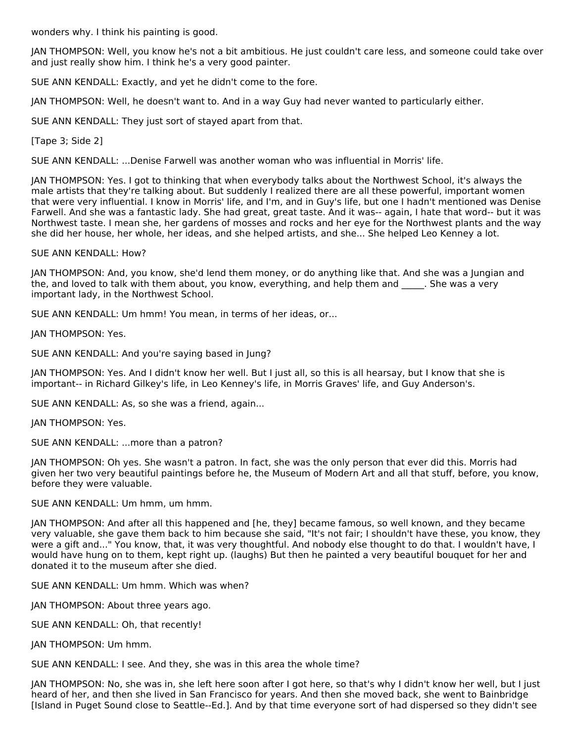wonders why. I think his painting is good.

JAN THOMPSON: Well, you know he's not a bit ambitious. He just couldn't care less, and someone could take over and just really show him. I think he's a very good painter.

SUE ANN KENDALL: Exactly, and yet he didn't come to the fore.

JAN THOMPSON: Well, he doesn't want to. And in a way Guy had never wanted to particularly either.

SUE ANN KENDALL: They just sort of stayed apart from that.

[Tape 3; Side 2]

SUE ANN KENDALL: ...Denise Farwell was another woman who was influential in Morris' life.

JAN THOMPSON: Yes. I got to thinking that when everybody talks about the Northwest School, it's always the male artists that they're talking about. But suddenly I realized there are all these powerful, important women that were very influential. I know in Morris' life, and I'm, and in Guy's life, but one I hadn't mentioned was Denise Farwell. And she was a fantastic lady. She had great, great taste. And it was-- again, I hate that word-- but it was Northwest taste. I mean she, her gardens of mosses and rocks and her eye for the Northwest plants and the way she did her house, her whole, her ideas, and she helped artists, and she... She helped Leo Kenney a lot.

SUE ANN KENDALL: How?

JAN THOMPSON: And, you know, she'd lend them money, or do anything like that. And she was a Jungian and the, and loved to talk with them about, you know, everything, and help them and _____. She was a very important lady, in the Northwest School.

SUE ANN KENDALL: Um hmm! You mean, in terms of her ideas, or...

JAN THOMPSON: Yes.

SUE ANN KENDALL: And you're saying based in Jung?

JAN THOMPSON: Yes. And I didn't know her well. But I just all, so this is all hearsay, but I know that she is important-- in Richard Gilkey's life, in Leo Kenney's life, in Morris Graves' life, and Guy Anderson's.

SUE ANN KENDALL: As, so she was a friend, again...

JAN THOMPSON: Yes.

SUE ANN KENDALL: ...more than a patron?

JAN THOMPSON: Oh yes. She wasn't a patron. In fact, she was the only person that ever did this. Morris had given her two very beautiful paintings before he, the Museum of Modern Art and all that stuff, before, you know, before they were valuable.

SUE ANN KENDALL: Um hmm, um hmm.

JAN THOMPSON: And after all this happened and [he, they] became famous, so well known, and they became very valuable, she gave them back to him because she said, "It's not fair; I shouldn't have these, you know, they were a gift and..." You know, that, it was very thoughtful. And nobody else thought to do that. I wouldn't have, I would have hung on to them, kept right up. (laughs) But then he painted a very beautiful bouquet for her and donated it to the museum after she died.

SUE ANN KENDALL: Um hmm. Which was when?

JAN THOMPSON: About three years ago.

SUE ANN KENDALL: Oh, that recently!

JAN THOMPSON: Um hmm.

SUE ANN KENDALL: I see. And they, she was in this area the whole time?

JAN THOMPSON: No, she was in, she left here soon after I got here, so that's why I didn't know her well, but I just heard of her, and then she lived in San Francisco for years. And then she moved back, she went to Bainbridge [Island in Puget Sound close to Seattle--Ed.]. And by that time everyone sort of had dispersed so they didn't see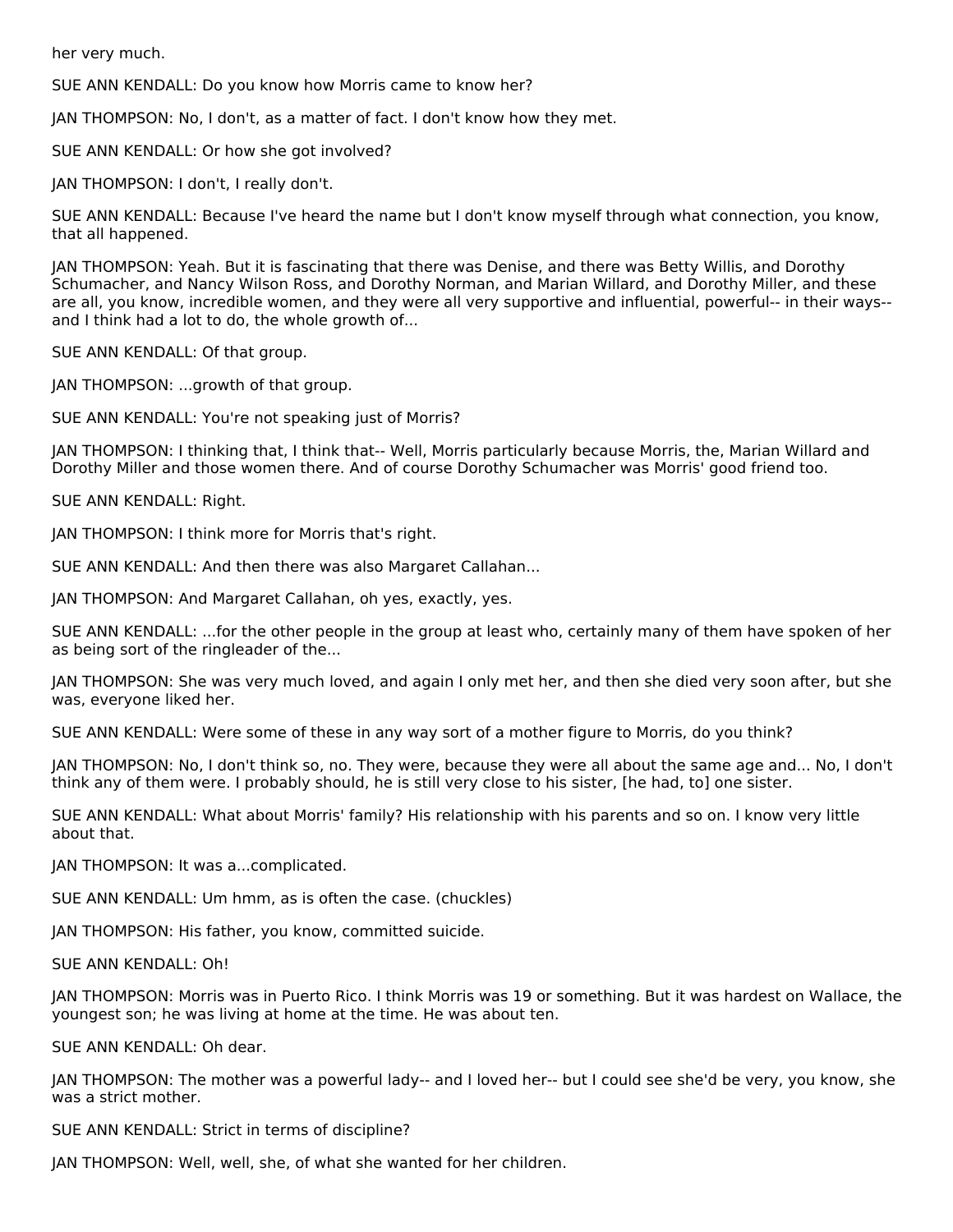her very much.

SUE ANN KENDALL: Do you know how Morris came to know her?

JAN THOMPSON: No, I don't, as a matter of fact. I don't know how they met.

SUE ANN KENDALL: Or how she got involved?

JAN THOMPSON: I don't, I really don't.

SUE ANN KENDALL: Because I've heard the name but I don't know myself through what connection, you know, that all happened.

JAN THOMPSON: Yeah. But it is fascinating that there was Denise, and there was Betty Willis, and Dorothy Schumacher, and Nancy Wilson Ross, and Dorothy Norman, and Marian Willard, and Dorothy Miller, and these are all, you know, incredible women, and they were all very supportive and influential, powerful-- in their ways-- and I think had a lot to do, the whole growth of...

SUE ANN KENDALL: Of that group.

JAN THOMPSON: ...growth of that group.

SUE ANN KENDALL: You're not speaking just of Morris?

JAN THOMPSON: I thinking that, I think that-- Well, Morris particularly because Morris, the, Marian Willard and Dorothy Miller and those women there. And of course Dorothy Schumacher was Morris' good friend too.

SUE ANN KENDALL: Right.

JAN THOMPSON: I think more for Morris that's right.

SUE ANN KENDALL: And then there was also Margaret Callahan...

JAN THOMPSON: And Margaret Callahan, oh yes, exactly, yes.

SUE ANN KENDALL: ...for the other people in the group at least who, certainly many of them have spoken of her as being sort of the ringleader of the...

JAN THOMPSON: She was very much loved, and again I only met her, and then she died very soon after, but she was, everyone liked her.

SUE ANN KENDALL: Were some of these in any way sort of a mother figure to Morris, do you think?

JAN THOMPSON: No, I don't think so, no. They were, because they were all about the same age and... No, I don't think any of them were. I probably should, he is still very close to his sister, [he had, to] one sister.

SUE ANN KENDALL: What about Morris' family? His relationship with his parents and so on. I know very little about that.

JAN THOMPSON: It was a...complicated.

SUE ANN KENDALL: Um hmm, as is often the case. (chuckles)

JAN THOMPSON: His father, you know, committed suicide.

SUE ANN KENDALL: Oh!

JAN THOMPSON: Morris was in Puerto Rico. I think Morris was 19 or something. But it was hardest on Wallace, the youngest son; he was living at home at the time. He was about ten.

SUE ANN KENDALL: Oh dear.

JAN THOMPSON: The mother was a powerful lady-- and I loved her-- but I could see she'd be very, you know, she was a strict mother.

SUE ANN KENDALL: Strict in terms of discipline?

JAN THOMPSON: Well, well, she, of what she wanted for her children.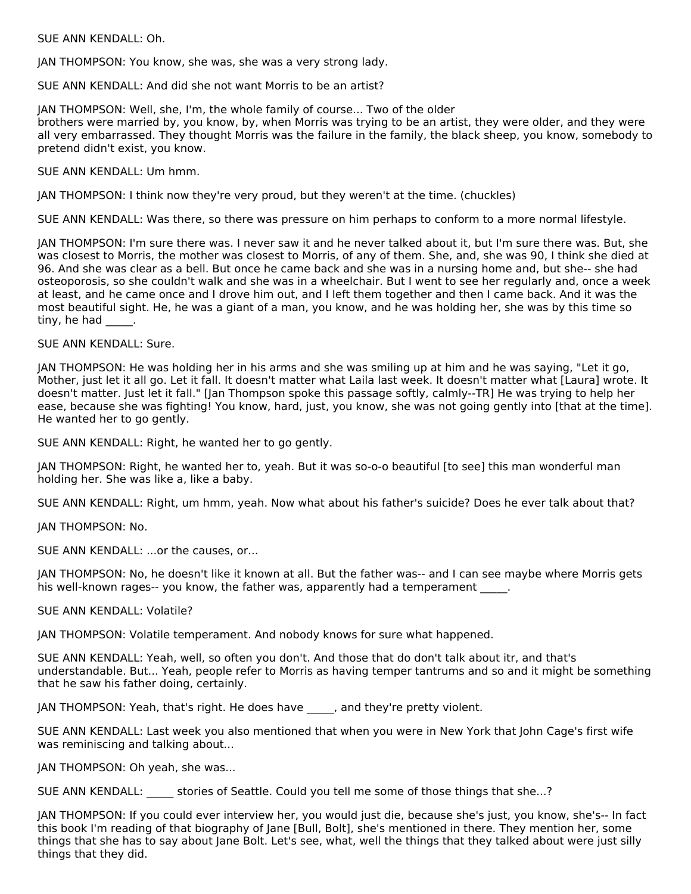SUE ANN KENDALL: Oh.

JAN THOMPSON: You know, she was, she was a very strong lady.

SUE ANN KENDALL: And did she not want Morris to be an artist?

JAN THOMPSON: Well, she, I'm, the whole family of course... Two of the older brothers were married by, you know, by, when Morris was trying to be an artist, they were older, and they were all very embarrassed. They thought Morris was the failure in the family, the black sheep, you know, somebody to pretend didn't exist, you know.

SUE ANN KENDALL: Um hmm.

JAN THOMPSON: I think now they're very proud, but they weren't at the time. (chuckles)

SUE ANN KENDALL: Was there, so there was pressure on him perhaps to conform to a more normal lifestyle.

JAN THOMPSON: I'm sure there was. I never saw it and he never talked about it, but I'm sure there was. But, she was closest to Morris, the mother was closest to Morris, of any of them. She, and, she was 90, I think she died at 96. And she was clear as a bell. But once he came back and she was in a nursing home and, but she-- she had osteoporosis, so she couldn't walk and she was in a wheelchair. But I went to see her regularly and, once a week at least, and he came once and I drove him out, and I left them together and then I came back. And it was the most beautiful sight. He, he was a giant of a man, you know, and he was holding her, she was by this time so tiny, he had _____.

SUE ANN KENDALL: Sure.

JAN THOMPSON: He was holding her in his arms and she was smiling up at him and he was saying, "Let it go, Mother, just let it all go. Let it fall. It doesn't matter what Laila last week. It doesn't matter what [Laura] wrote. It doesn't matter. Just let it fall." [Jan Thompson spoke this passage softly, calmly--TR] He was trying to help her ease, because she was fighting! You know, hard, just, you know, she was not going gently into [that at the time]. He wanted her to go gently.

SUE ANN KENDALL: Right, he wanted her to go gently.

JAN THOMPSON: Right, he wanted her to, yeah. But it was so-o-o beautiful [to see] this man wonderful man holding her. She was like a, like a baby.

SUE ANN KENDALL: Right, um hmm, yeah. Now what about his father's suicide? Does he ever talk about that?

JAN THOMPSON: No.

SUE ANN KENDALL: ...or the causes, or...

JAN THOMPSON: No, he doesn't like it known at all. But the father was-- and I can see maybe where Morris gets his well-known rages-- you know, the father was, apparently had a temperament _____.

SUE ANN KENDALL: Volatile?

JAN THOMPSON: Volatile temperament. And nobody knows for sure what happened.

SUE ANN KENDALL: Yeah, well, so often you don't. And those that do don't talk about itr, and that's understandable. But... Yeah, people refer to Morris as having temper tantrums and so and it might be something that he saw his father doing, certainly.

JAN THOMPSON: Yeah, that's right. He does have _____, and they're pretty violent.

SUE ANN KENDALL: Last week you also mentioned that when you were in New York that John Cage's first wife was reminiscing and talking about...

JAN THOMPSON: Oh yeah, she was...

SUE ANN KENDALL: _____ stories of Seattle. Could you tell me some of those things that she...?

JAN THOMPSON: If you could ever interview her, you would just die, because she's just, you know, she's-- In fact this book I'm reading of that biography of Jane [Bull, Bolt], she's mentioned in there. They mention her, some things that she has to say about Jane Bolt. Let's see, what, well the things that they talked about were just silly things that they did.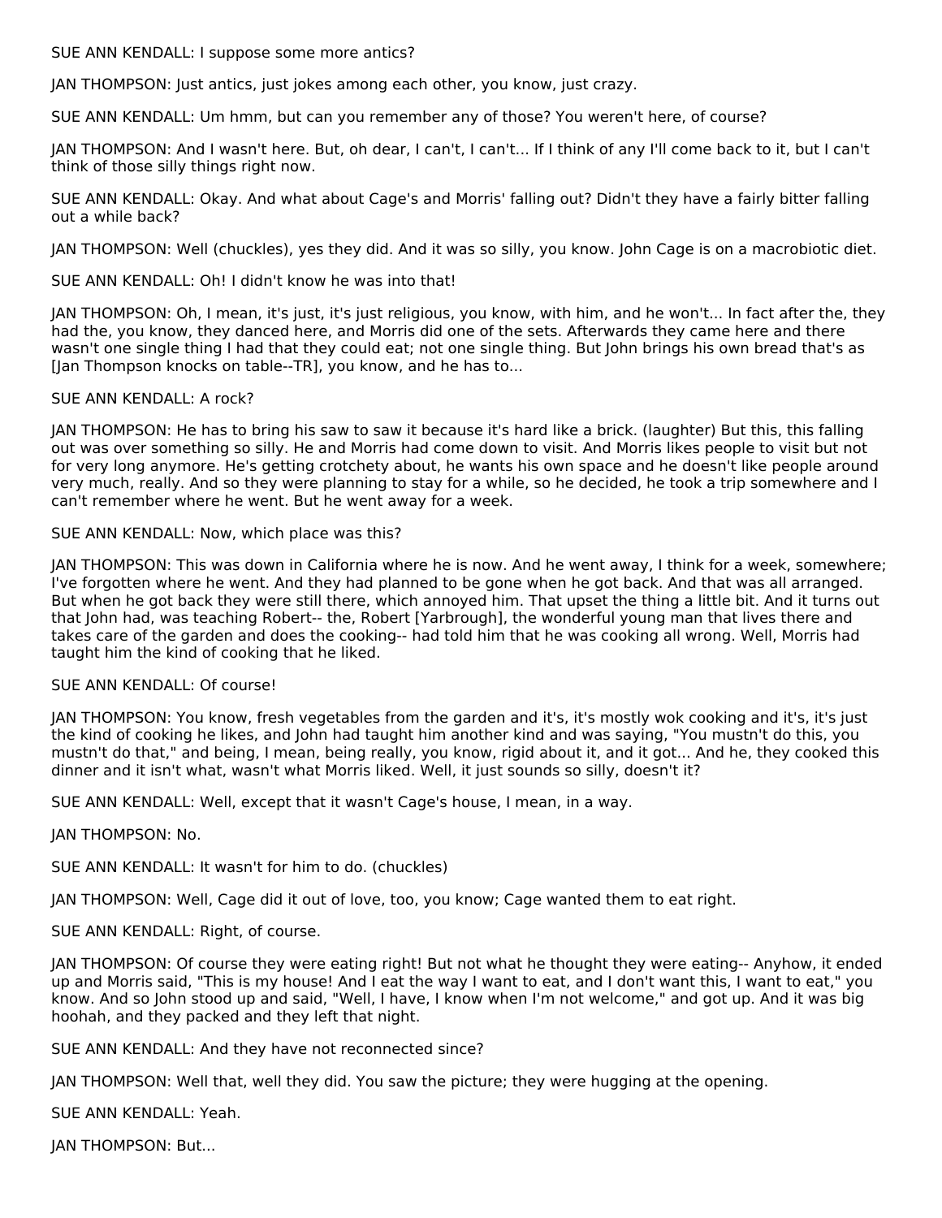SUE ANN KENDALL: I suppose some more antics?

JAN THOMPSON: Just antics, just jokes among each other, you know, just crazy.

SUE ANN KENDALL: Um hmm, but can you remember any of those? You weren't here, of course?

JAN THOMPSON: And I wasn't here. But, oh dear, I can't, I can't... If I think of any I'll come back to it, but I can't think of those silly things right now.

SUE ANN KENDALL: Okay. And what about Cage's and Morris' falling out? Didn't they have a fairly bitter falling out a while back?

JAN THOMPSON: Well (chuckles), yes they did. And it was so silly, you know. John Cage is on a macrobiotic diet.

SUE ANN KENDALL: Oh! I didn't know he was into that!

JAN THOMPSON: Oh, I mean, it's just, it's just religious, you know, with him, and he won't... In fact after the, they had the, you know, they danced here, and Morris did one of the sets. Afterwards they came here and there wasn't one single thing I had that they could eat; not one single thing. But John brings his own bread that's as [Jan Thompson knocks on table--TR], you know, and he has to...

SUE ANN KENDALL: A rock?

JAN THOMPSON: He has to bring his saw to saw it because it's hard like a brick. (laughter) But this, this falling out was over something so silly. He and Morris had come down to visit. And Morris likes people to visit but not for very long anymore. He's getting crotchety about, he wants his own space and he doesn't like people around very much, really. And so they were planning to stay for a while, so he decided, he took a trip somewhere and I can't remember where he went. But he went away for a week.

SUE ANN KENDALL: Now, which place was this?

JAN THOMPSON: This was down in California where he is now. And he went away, I think for a week, somewhere; I've forgotten where he went. And they had planned to be gone when he got back. And that was all arranged. But when he got back they were still there, which annoyed him. That upset the thing a little bit. And it turns out that John had, was teaching Robert-- the, Robert [Yarbrough], the wonderful young man that lives there and takes care of the garden and does the cooking-- had told him that he was cooking all wrong. Well, Morris had taught him the kind of cooking that he liked.

SUE ANN KENDALL: Of course!

JAN THOMPSON: You know, fresh vegetables from the garden and it's, it's mostly wok cooking and it's, it's just the kind of cooking he likes, and John had taught him another kind and was saying, "You mustn't do this, you mustn't do that," and being, I mean, being really, you know, rigid about it, and it got... And he, they cooked this dinner and it isn't what, wasn't what Morris liked. Well, it just sounds so silly, doesn't it?

SUE ANN KENDALL: Well, except that it wasn't Cage's house, I mean, in a way.

JAN THOMPSON: No.

SUE ANN KENDALL: It wasn't for him to do. (chuckles)

JAN THOMPSON: Well, Cage did it out of love, too, you know; Cage wanted them to eat right.

SUE ANN KENDALL: Right, of course.

JAN THOMPSON: Of course they were eating right! But not what he thought they were eating-- Anyhow, it ended up and Morris said, "This is my house! And I eat the way I want to eat, and I don't want this, I want to eat," you know. And so John stood up and said, "Well, I have, I know when I'm not welcome," and got up. And it was big hoohah, and they packed and they left that night.

SUE ANN KENDALL: And they have not reconnected since?

JAN THOMPSON: Well that, well they did. You saw the picture; they were hugging at the opening.

SUE ANN KENDALL: Yeah.

JAN THOMPSON: But...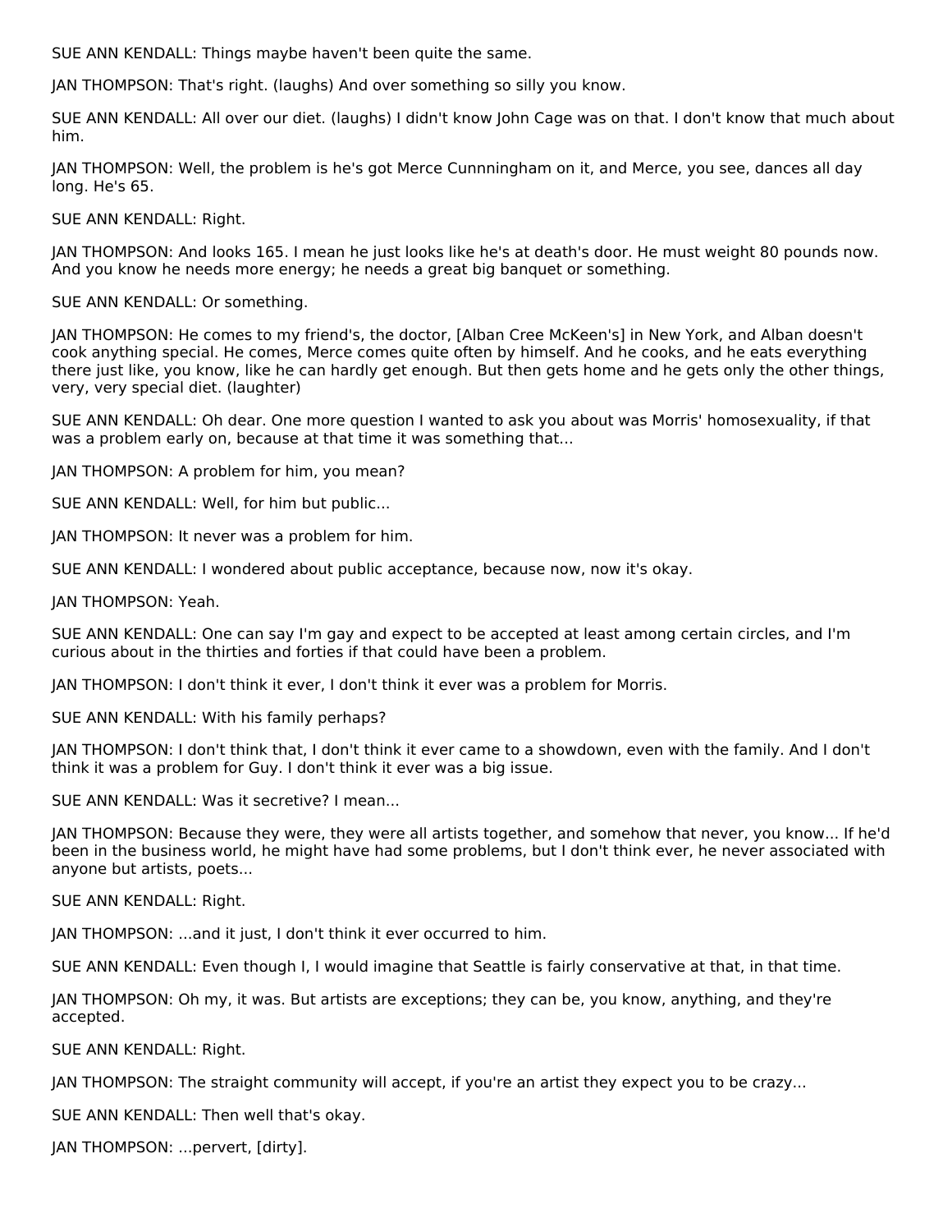SUE ANN KENDALL: Things maybe haven't been quite the same.

JAN THOMPSON: That's right. (laughs) And over something so silly you know.

SUE ANN KENDALL: All over our diet. (laughs) I didn't know John Cage was on that. I don't know that much about him.

JAN THOMPSON: Well, the problem is he's got Merce Cunnningham on it, and Merce, you see, dances all day long. He's 65.

SUE ANN KENDALL: Right.

JAN THOMPSON: And looks 165. I mean he just looks like he's at death's door. He must weight 80 pounds now. And you know he needs more energy; he needs a great big banquet or something.

SUE ANN KENDALL: Or something.

JAN THOMPSON: He comes to my friend's, the doctor, [Alban Cree McKeen's] in New York, and Alban doesn't cook anything special. He comes, Merce comes quite often by himself. And he cooks, and he eats everything there just like, you know, like he can hardly get enough. But then gets home and he gets only the other things, very, very special diet. (laughter)

SUE ANN KENDALL: Oh dear. One more question I wanted to ask you about was Morris' homosexuality, if that was a problem early on, because at that time it was something that...

JAN THOMPSON: A problem for him, you mean?

SUE ANN KENDALL: Well, for him but public...

JAN THOMPSON: It never was a problem for him.

SUE ANN KENDALL: I wondered about public acceptance, because now, now it's okay.

JAN THOMPSON: Yeah.

SUE ANN KENDALL: One can say I'm gay and expect to be accepted at least among certain circles, and I'm curious about in the thirties and forties if that could have been a problem.

JAN THOMPSON: I don't think it ever, I don't think it ever was a problem for Morris.

SUE ANN KENDALL: With his family perhaps?

JAN THOMPSON: I don't think that, I don't think it ever came to a showdown, even with the family. And I don't think it was a problem for Guy. I don't think it ever was a big issue.

SUE ANN KENDALL: Was it secretive? I mean...

JAN THOMPSON: Because they were, they were all artists together, and somehow that never, you know... If he'd been in the business world, he might have had some problems, but I don't think ever, he never associated with anyone but artists, poets...

SUE ANN KENDALL: Right.

JAN THOMPSON: ...and it just, I don't think it ever occurred to him.

SUE ANN KENDALL: Even though I, I would imagine that Seattle is fairly conservative at that, in that time.

JAN THOMPSON: Oh my, it was. But artists are exceptions; they can be, you know, anything, and they're accepted.

SUE ANN KENDALL: Right.

JAN THOMPSON: The straight community will accept, if you're an artist they expect you to be crazy...

SUE ANN KENDALL: Then well that's okay.

JAN THOMPSON: ...pervert, [dirty].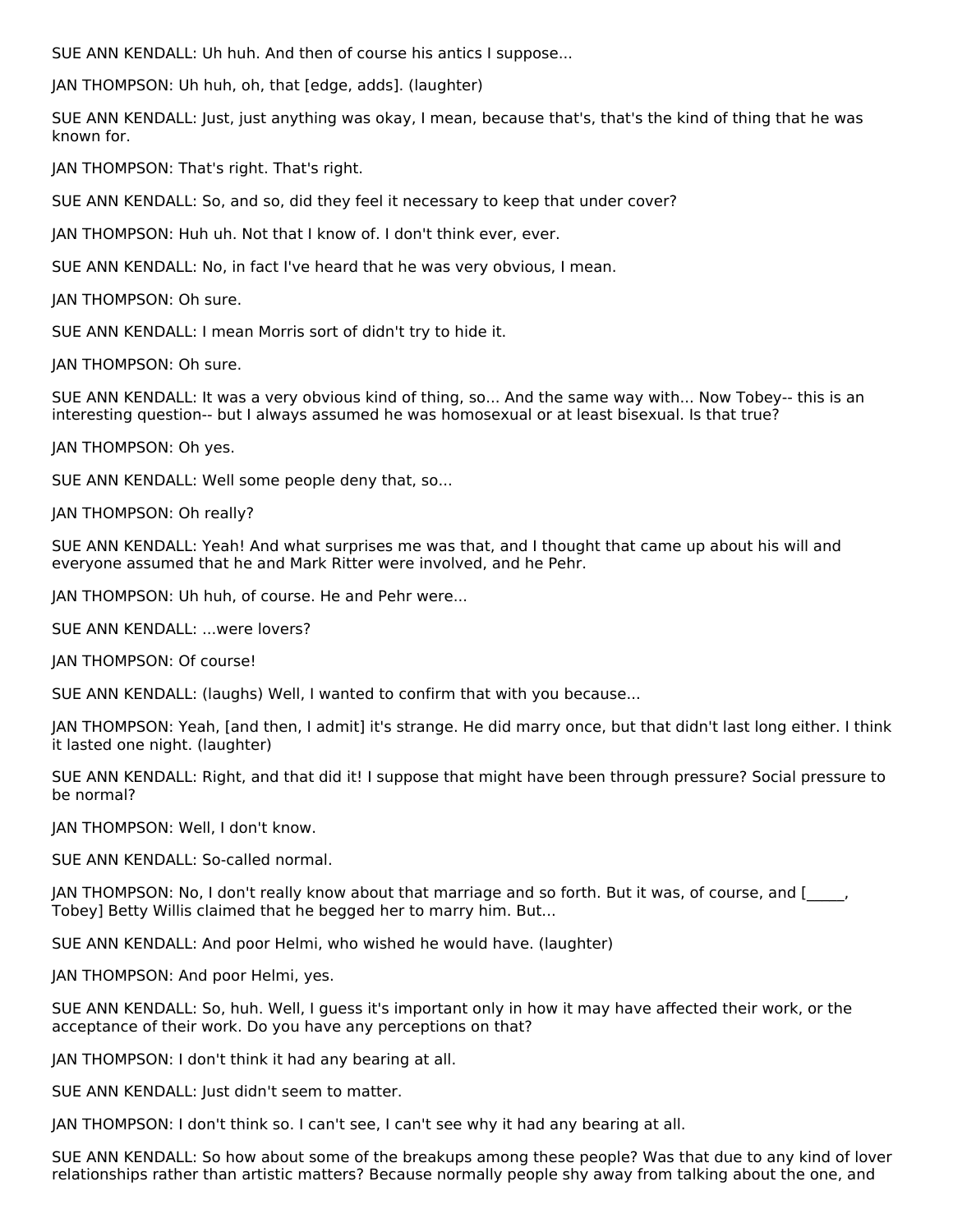SUE ANN KENDALL: Uh huh. And then of course his antics I suppose...

JAN THOMPSON: Uh huh, oh, that [edge, adds]. (laughter)

SUE ANN KENDALL: Just, just anything was okay, I mean, because that's, that's the kind of thing that he was known for.

JAN THOMPSON: That's right. That's right.

SUE ANN KENDALL: So, and so, did they feel it necessary to keep that under cover?

JAN THOMPSON: Huh uh. Not that I know of. I don't think ever, ever.

SUE ANN KENDALL: No, in fact I've heard that he was very obvious, I mean.

JAN THOMPSON: Oh sure.

SUE ANN KENDALL: I mean Morris sort of didn't try to hide it.

JAN THOMPSON: Oh sure.

SUE ANN KENDALL: It was a very obvious kind of thing, so... And the same way with... Now Tobey-- this is an interesting question-- but I always assumed he was homosexual or at least bisexual. Is that true?

JAN THOMPSON: Oh yes.

SUE ANN KENDALL: Well some people deny that, so...

JAN THOMPSON: Oh really?

SUE ANN KENDALL: Yeah! And what surprises me was that, and I thought that came up about his will and everyone assumed that he and Mark Ritter were involved, and he Pehr.

JAN THOMPSON: Uh huh, of course. He and Pehr were...

SUE ANN KENDALL: ...were lovers?

JAN THOMPSON: Of course!

SUE ANN KENDALL: (laughs) Well, I wanted to confirm that with you because...

JAN THOMPSON: Yeah, [and then, I admit] it's strange. He did marry once, but that didn't last long either. I think it lasted one night. (laughter)

SUE ANN KENDALL: Right, and that did it! I suppose that might have been through pressure? Social pressure to be normal?

JAN THOMPSON: Well, I don't know.

SUE ANN KENDALL: So-called normal.

JAN THOMPSON: No, I don't really know about that marriage and so forth. But it was, of course, and [_____, Tobey] Betty Willis claimed that he begged her to marry him. But...

SUE ANN KENDALL: And poor Helmi, who wished he would have. (laughter)

JAN THOMPSON: And poor Helmi, yes.

SUE ANN KENDALL: So, huh. Well, I guess it's important only in how it may have affected their work, or the acceptance of their work. Do you have any perceptions on that?

JAN THOMPSON: I don't think it had any bearing at all.

SUE ANN KENDALL: Just didn't seem to matter.

JAN THOMPSON: I don't think so. I can't see, I can't see why it had any bearing at all.

SUE ANN KENDALL: So how about some of the breakups among these people? Was that due to any kind of lover relationships rather than artistic matters? Because normally people shy away from talking about the one, and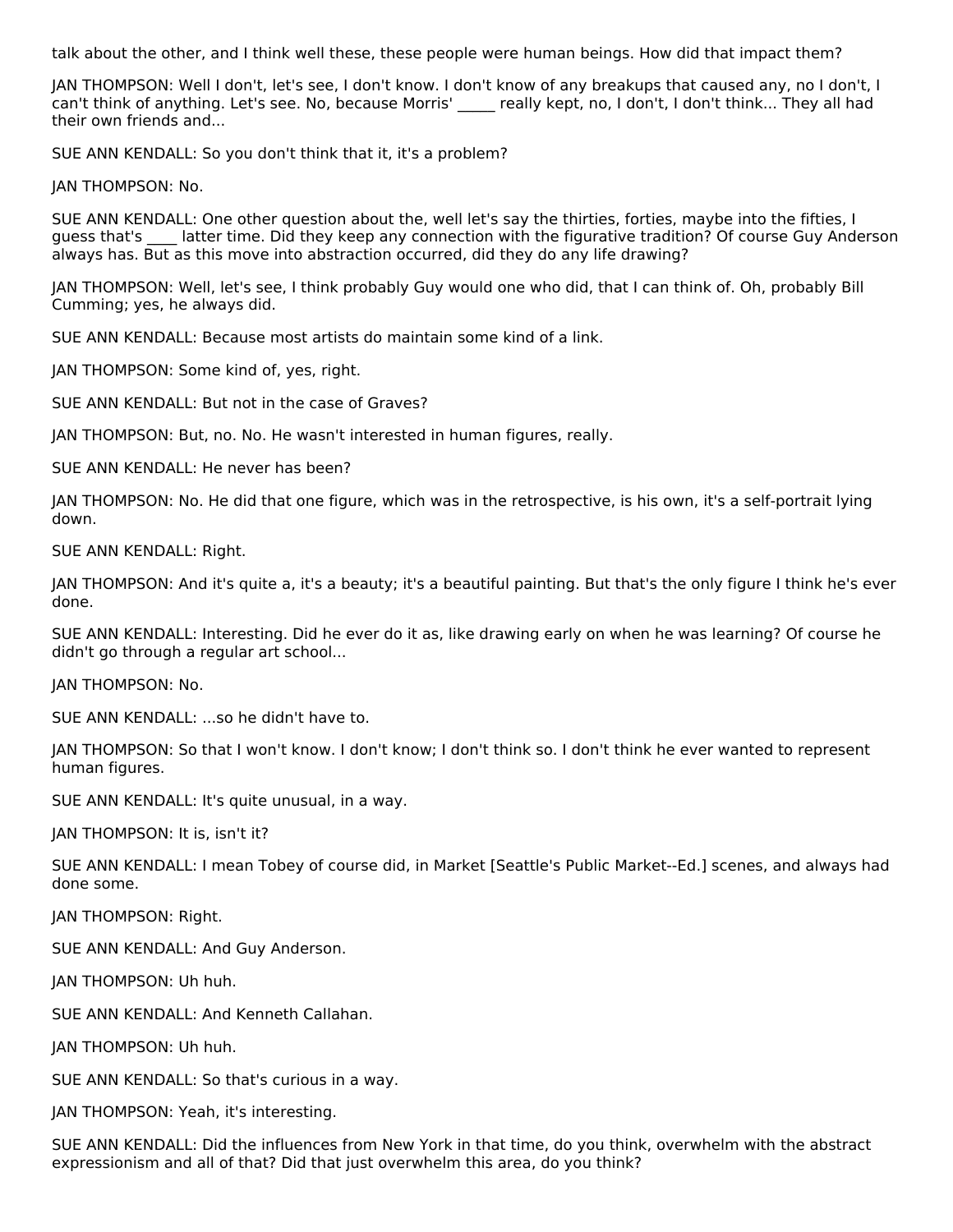talk about the other, and I think well these, these people were human beings. How did that impact them?

JAN THOMPSON: Well I don't, let's see, I don't know. I don't know of any breakups that caused any, no I don't, I can't think of anything. Let's see. No, because Morris' _____ really kept, no, I don't, I don't think... They all had their own friends and...

SUE ANN KENDALL: So you don't think that it, it's a problem?

JAN THOMPSON: No.

SUE ANN KENDALL: One other question about the, well let's say the thirties, forties, maybe into the fifties, I guess that's ____ latter time. Did they keep any connection with the figurative tradition? Of course Guy Anderson always has. But as this move into abstraction occurred, did they do any life drawing?

JAN THOMPSON: Well, let's see, I think probably Guy would one who did, that I can think of. Oh, probably Bill Cumming; yes, he always did.

SUE ANN KENDALL: Because most artists do maintain some kind of a link.

JAN THOMPSON: Some kind of, yes, right.

SUE ANN KENDALL: But not in the case of Graves?

JAN THOMPSON: But, no. No. He wasn't interested in human figures, really.

SUE ANN KENDALL: He never has been?

JAN THOMPSON: No. He did that one figure, which was in the retrospective, is his own, it's a self-portrait lying down.

SUE ANN KENDALL: Right.

JAN THOMPSON: And it's quite a, it's a beauty; it's a beautiful painting. But that's the only figure I think he's ever done.

SUE ANN KENDALL: Interesting. Did he ever do it as, like drawing early on when he was learning? Of course he didn't go through a regular art school...

JAN THOMPSON: No.

SUE ANN KENDALL: ...so he didn't have to.

JAN THOMPSON: So that I won't know. I don't know; I don't think so. I don't think he ever wanted to represent human figures.

SUE ANN KENDALL: It's quite unusual, in a way.

JAN THOMPSON: It is, isn't it?

SUE ANN KENDALL: I mean Tobey of course did, in Market [Seattle's Public Market--Ed.] scenes, and always had done some.

JAN THOMPSON: Right.

SUE ANN KENDALL: And Guy Anderson.

JAN THOMPSON: Uh huh.

SUE ANN KENDALL: And Kenneth Callahan.

JAN THOMPSON: Uh huh.

SUE ANN KENDALL: So that's curious in a way.

JAN THOMPSON: Yeah, it's interesting.

SUE ANN KENDALL: Did the influences from New York in that time, do you think, overwhelm with the abstract expressionism and all of that? Did that just overwhelm this area, do you think?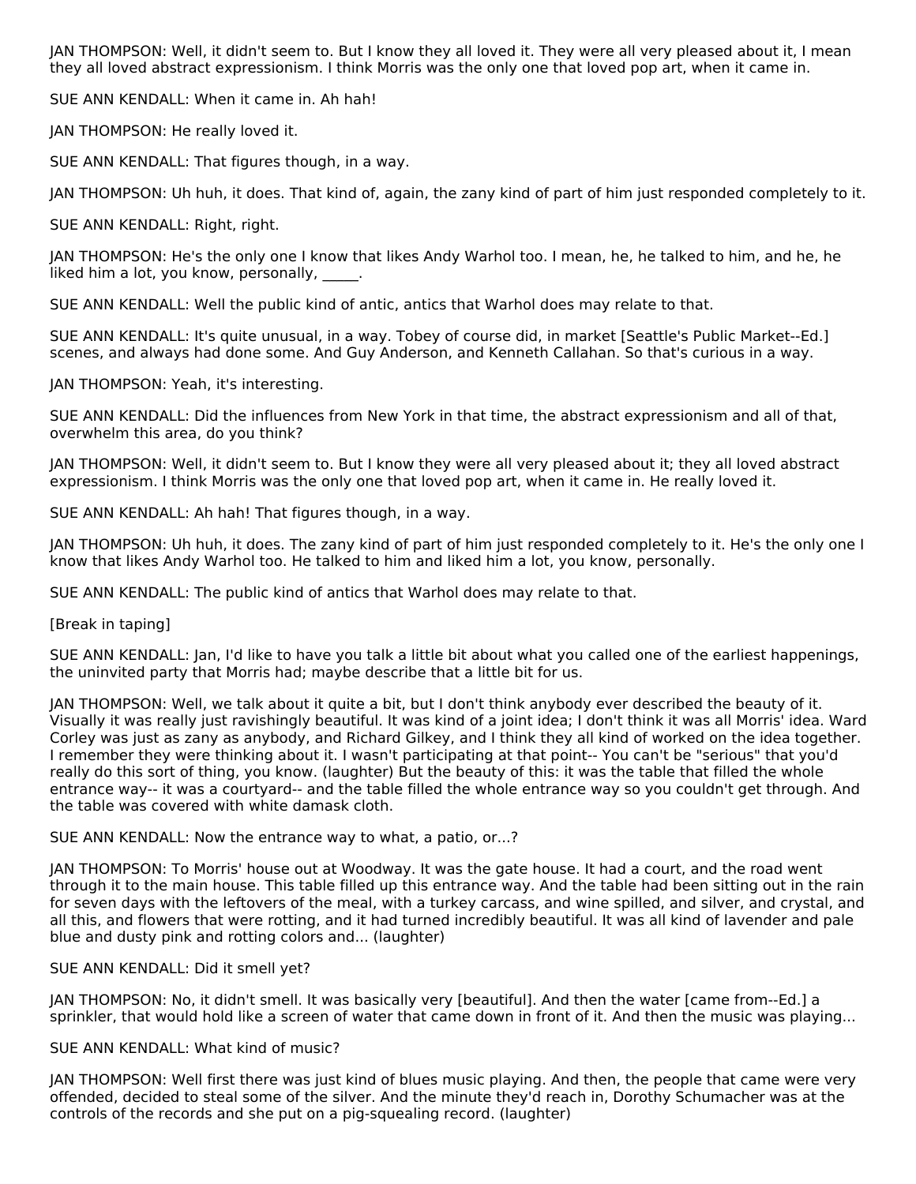JAN THOMPSON: Well, it didn't seem to. But I know they all loved it. They were all very pleased about it, I mean they all loved abstract expressionism. I think Morris was the only one that loved pop art, when it came in.

SUE ANN KENDALL: When it came in. Ah hah!

JAN THOMPSON: He really loved it.

SUE ANN KENDALL: That figures though, in a way.

JAN THOMPSON: Uh huh, it does. That kind of, again, the zany kind of part of him just responded completely to it.

SUE ANN KENDALL: Right, right.

JAN THOMPSON: He's the only one I know that likes Andy Warhol too. I mean, he, he talked to him, and he, he liked him a lot, you know, personally, _____.

SUE ANN KENDALL: Well the public kind of antic, antics that Warhol does may relate to that.

SUE ANN KENDALL: It's quite unusual, in a way. Tobey of course did, in market [Seattle's Public Market--Ed.] scenes, and always had done some. And Guy Anderson, and Kenneth Callahan. So that's curious in a way.

JAN THOMPSON: Yeah, it's interesting.

SUE ANN KENDALL: Did the influences from New York in that time, the abstract expressionism and all of that, overwhelm this area, do you think?

JAN THOMPSON: Well, it didn't seem to. But I know they were all very pleased about it; they all loved abstract expressionism. I think Morris was the only one that loved pop art, when it came in. He really loved it.

SUE ANN KENDALL: Ah hah! That figures though, in a way.

JAN THOMPSON: Uh huh, it does. The zany kind of part of him just responded completely to it. He's the only one I know that likes Andy Warhol too. He talked to him and liked him a lot, you know, personally.

SUE ANN KENDALL: The public kind of antics that Warhol does may relate to that.

[Break in taping]

SUE ANN KENDALL: Jan, I'd like to have you talk a little bit about what you called one of the earliest happenings, the uninvited party that Morris had; maybe describe that a little bit for us.

JAN THOMPSON: Well, we talk about it quite a bit, but I don't think anybody ever described the beauty of it. Visually it was really just ravishingly beautiful. It was kind of a joint idea; I don't think it was all Morris' idea. Ward Corley was just as zany as anybody, and Richard Gilkey, and I think they all kind of worked on the idea together. I remember they were thinking about it. I wasn't participating at that point-- You can't be "serious" that you'd really do this sort of thing, you know. (laughter) But the beauty of this: it was the table that filled the whole entrance way-- it was a courtyard-- and the table filled the whole entrance way so you couldn't get through. And the table was covered with white damask cloth.

SUE ANN KENDALL: Now the entrance way to what, a patio, or...?

JAN THOMPSON: To Morris' house out at Woodway. It was the gate house. It had a court, and the road went through it to the main house. This table filled up this entrance way. And the table had been sitting out in the rain for seven days with the leftovers of the meal, with a turkey carcass, and wine spilled, and silver, and crystal, and all this, and flowers that were rotting, and it had turned incredibly beautiful. It was all kind of lavender and pale blue and dusty pink and rotting colors and... (laughter)

SUE ANN KENDALL: Did it smell yet?

JAN THOMPSON: No, it didn't smell. It was basically very [beautiful]. And then the water [came from--Ed.] a sprinkler, that would hold like a screen of water that came down in front of it. And then the music was playing...

SUE ANN KENDALL: What kind of music?

JAN THOMPSON: Well first there was just kind of blues music playing. And then, the people that came were very offended, decided to steal some of the silver. And the minute they'd reach in, Dorothy Schumacher was at the controls of the records and she put on a pig-squealing record. (laughter)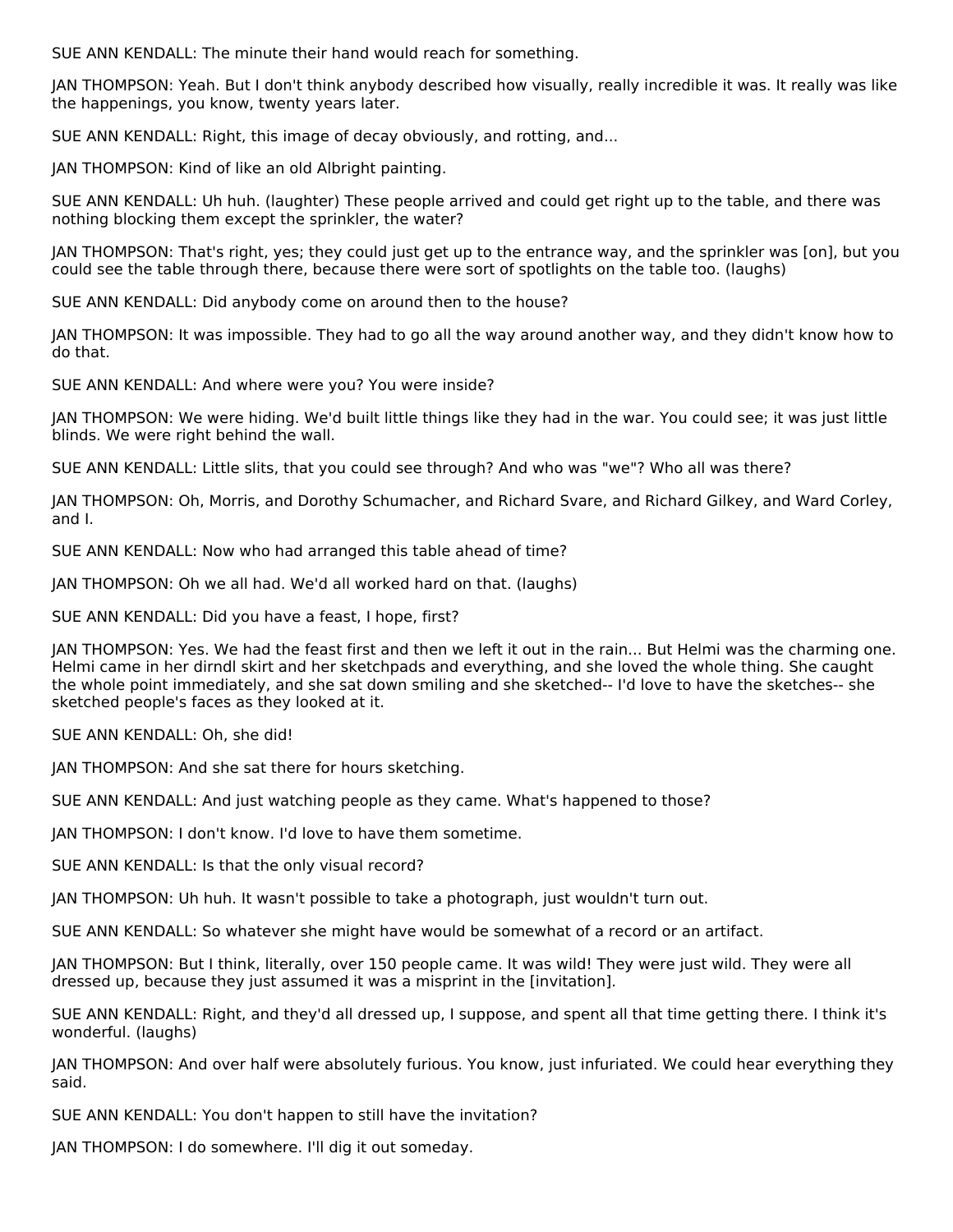SUE ANN KENDALL: The minute their hand would reach for something.

JAN THOMPSON: Yeah. But I don't think anybody described how visually, really incredible it was. It really was like the happenings, you know, twenty years later.

SUE ANN KENDALL: Right, this image of decay obviously, and rotting, and...

JAN THOMPSON: Kind of like an old Albright painting.

SUE ANN KENDALL: Uh huh. (laughter) These people arrived and could get right up to the table, and there was nothing blocking them except the sprinkler, the water?

JAN THOMPSON: That's right, yes; they could just get up to the entrance way, and the sprinkler was [on], but you could see the table through there, because there were sort of spotlights on the table too. (laughs)

SUE ANN KENDALL: Did anybody come on around then to the house?

JAN THOMPSON: It was impossible. They had to go all the way around another way, and they didn't know how to do that.

SUE ANN KENDALL: And where were you? You were inside?

JAN THOMPSON: We were hiding. We'd built little things like they had in the war. You could see; it was just little blinds. We were right behind the wall.

SUE ANN KENDALL: Little slits, that you could see through? And who was "we"? Who all was there?

JAN THOMPSON: Oh, Morris, and Dorothy Schumacher, and Richard Svare, and Richard Gilkey, and Ward Corley, and I.

SUE ANN KENDALL: Now who had arranged this table ahead of time?

JAN THOMPSON: Oh we all had. We'd all worked hard on that. (laughs)

SUE ANN KENDALL: Did you have a feast, I hope, first?

JAN THOMPSON: Yes. We had the feast first and then we left it out in the rain... But Helmi was the charming one. Helmi came in her dirndl skirt and her sketchpads and everything, and she loved the whole thing. She caught the whole point immediately, and she sat down smiling and she sketched-- I'd love to have the sketches-- she sketched people's faces as they looked at it.

SUE ANN KENDALL: Oh, she did!

JAN THOMPSON: And she sat there for hours sketching.

SUE ANN KENDALL: And just watching people as they came. What's happened to those?

JAN THOMPSON: I don't know. I'd love to have them sometime.

SUE ANN KENDALL: Is that the only visual record?

JAN THOMPSON: Uh huh. It wasn't possible to take a photograph, just wouldn't turn out.

SUE ANN KENDALL: So whatever she might have would be somewhat of a record or an artifact.

JAN THOMPSON: But I think, literally, over 150 people came. It was wild! They were just wild. They were all dressed up, because they just assumed it was a misprint in the [invitation].

SUE ANN KENDALL: Right, and they'd all dressed up, I suppose, and spent all that time getting there. I think it's wonderful. (laughs)

JAN THOMPSON: And over half were absolutely furious. You know, just infuriated. We could hear everything they said.

SUE ANN KENDALL: You don't happen to still have the invitation?

JAN THOMPSON: I do somewhere. I'll dig it out someday.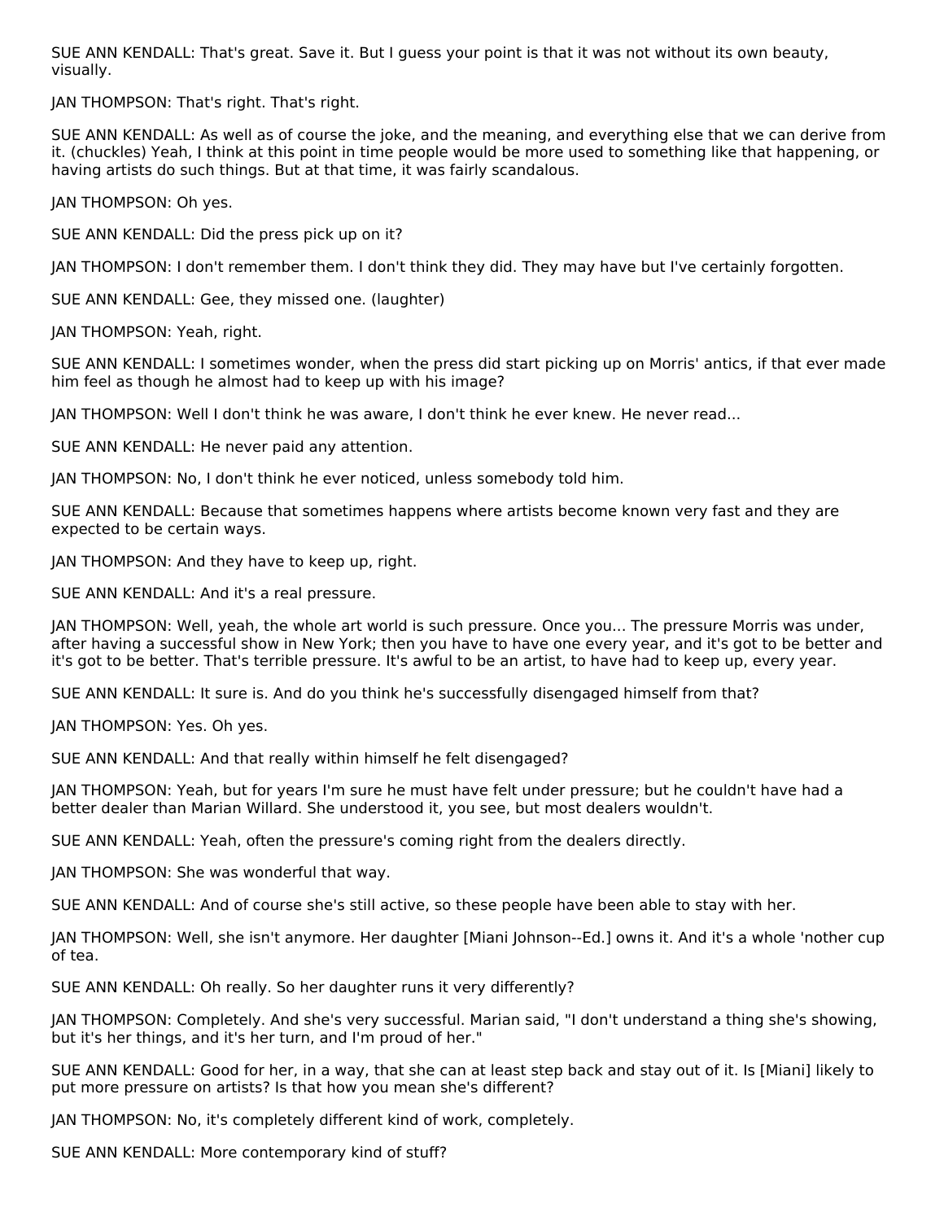SUE ANN KENDALL: That's great. Save it. But I guess your point is that it was not without its own beauty, visually.

JAN THOMPSON: That's right. That's right.

SUE ANN KENDALL: As well as of course the joke, and the meaning, and everything else that we can derive from it. (chuckles) Yeah, I think at this point in time people would be more used to something like that happening, or having artists do such things. But at that time, it was fairly scandalous.

JAN THOMPSON: Oh yes.

SUE ANN KENDALL: Did the press pick up on it?

JAN THOMPSON: I don't remember them. I don't think they did. They may have but I've certainly forgotten.

SUE ANN KENDALL: Gee, they missed one. (laughter)

JAN THOMPSON: Yeah, right.

SUE ANN KENDALL: I sometimes wonder, when the press did start picking up on Morris' antics, if that ever made him feel as though he almost had to keep up with his image?

JAN THOMPSON: Well I don't think he was aware, I don't think he ever knew. He never read...

SUE ANN KENDALL: He never paid any attention.

JAN THOMPSON: No, I don't think he ever noticed, unless somebody told him.

SUE ANN KENDALL: Because that sometimes happens where artists become known very fast and they are expected to be certain ways.

JAN THOMPSON: And they have to keep up, right.

SUE ANN KENDALL: And it's a real pressure.

JAN THOMPSON: Well, yeah, the whole art world is such pressure. Once you... The pressure Morris was under, after having a successful show in New York; then you have to have one every year, and it's got to be better and it's got to be better. That's terrible pressure. It's awful to be an artist, to have had to keep up, every year.

SUE ANN KENDALL: It sure is. And do you think he's successfully disengaged himself from that?

JAN THOMPSON: Yes. Oh yes.

SUE ANN KENDALL: And that really within himself he felt disengaged?

JAN THOMPSON: Yeah, but for years I'm sure he must have felt under pressure; but he couldn't have had a better dealer than Marian Willard. She understood it, you see, but most dealers wouldn't.

SUE ANN KENDALL: Yeah, often the pressure's coming right from the dealers directly.

JAN THOMPSON: She was wonderful that way.

SUE ANN KENDALL: And of course she's still active, so these people have been able to stay with her.

JAN THOMPSON: Well, she isn't anymore. Her daughter [Miani Johnson--Ed.] owns it. And it's a whole 'nother cup of tea.

SUE ANN KENDALL: Oh really. So her daughter runs it very differently?

JAN THOMPSON: Completely. And she's very successful. Marian said, "I don't understand a thing she's showing, but it's her things, and it's her turn, and I'm proud of her."

SUE ANN KENDALL: Good for her, in a way, that she can at least step back and stay out of it. Is [Miani] likely to put more pressure on artists? Is that how you mean she's different?

JAN THOMPSON: No, it's completely different kind of work, completely.

SUE ANN KENDALL: More contemporary kind of stuff?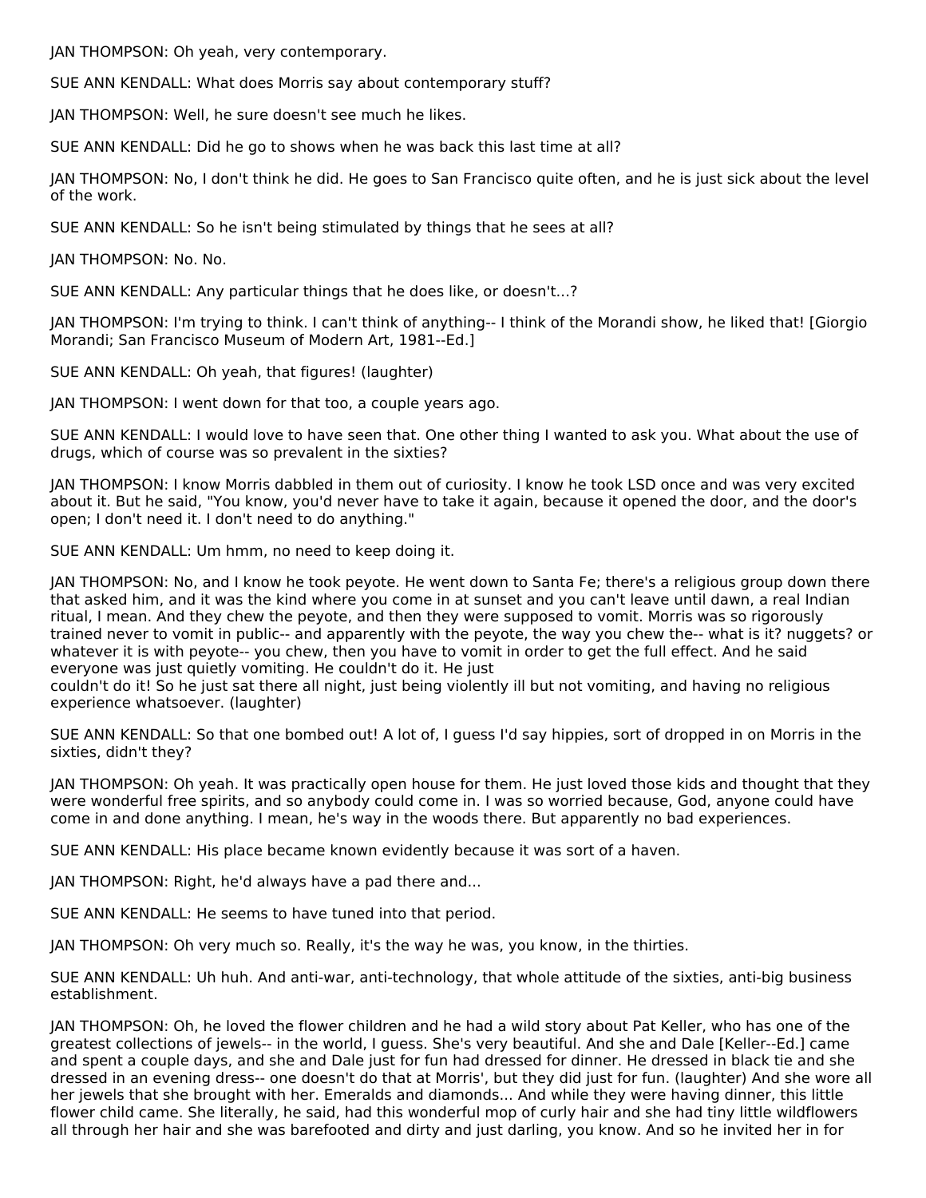JAN THOMPSON: Oh yeah, very contemporary.

SUE ANN KENDALL: What does Morris say about contemporary stuff?

JAN THOMPSON: Well, he sure doesn't see much he likes.

SUE ANN KENDALL: Did he go to shows when he was back this last time at all?

JAN THOMPSON: No, I don't think he did. He goes to San Francisco quite often, and he is just sick about the level of the work.

SUE ANN KENDALL: So he isn't being stimulated by things that he sees at all?

JAN THOMPSON: No. No.

SUE ANN KENDALL: Any particular things that he does like, or doesn't...?

JAN THOMPSON: I'm trying to think. I can't think of anything-- I think of the Morandi show, he liked that! [Giorgio Morandi; San Francisco Museum of Modern Art, 1981--Ed.]

SUE ANN KENDALL: Oh yeah, that figures! (laughter)

JAN THOMPSON: I went down for that too, a couple years ago.

SUE ANN KENDALL: I would love to have seen that. One other thing I wanted to ask you. What about the use of drugs, which of course was so prevalent in the sixties?

JAN THOMPSON: I know Morris dabbled in them out of curiosity. I know he took LSD once and was very excited about it. But he said, "You know, you'd never have to take it again, because it opened the door, and the door's open; I don't need it. I don't need to do anything."

SUE ANN KENDALL: Um hmm, no need to keep doing it.

JAN THOMPSON: No, and I know he took peyote. He went down to Santa Fe; there's a religious group down there that asked him, and it was the kind where you come in at sunset and you can't leave until dawn, a real Indian ritual, I mean. And they chew the peyote, and then they were supposed to vomit. Morris was so rigorously trained never to vomit in public-- and apparently with the peyote, the way you chew the-- what is it? nuggets? or whatever it is with peyote-- you chew, then you have to vomit in order to get the full effect. And he said everyone was just quietly vomiting. He couldn't do it. He just couldn't do it! So he just sat there all night, just being violently ill but not vomiting, and having no religious experience whatsoever. (laughter)

SUE ANN KENDALL: So that one bombed out! A lot of, I guess I'd say hippies, sort of dropped in on Morris in the sixties, didn't they?

JAN THOMPSON: Oh yeah. It was practically open house for them. He just loved those kids and thought that they were wonderful free spirits, and so anybody could come in. I was so worried because, God, anyone could have come in and done anything. I mean, he's way in the woods there. But apparently no bad experiences.

SUE ANN KENDALL: His place became known evidently because it was sort of a haven.

JAN THOMPSON: Right, he'd always have a pad there and...

SUE ANN KENDALL: He seems to have tuned into that period.

JAN THOMPSON: Oh very much so. Really, it's the way he was, you know, in the thirties.

SUE ANN KENDALL: Uh huh. And anti-war, anti-technology, that whole attitude of the sixties, anti-big business establishment.

JAN THOMPSON: Oh, he loved the flower children and he had a wild story about Pat Keller, who has one of the greatest collections of jewels-- in the world, I guess. She's very beautiful. And she and Dale [Keller--Ed.] came and spent a couple days, and she and Dale just for fun had dressed for dinner. He dressed in black tie and she dressed in an evening dress-- one doesn't do that at Morris', but they did just for fun. (laughter) And she wore all her jewels that she brought with her. Emeralds and diamonds... And while they were having dinner, this little flower child came. She literally, he said, had this wonderful mop of curly hair and she had tiny little wildflowers all through her hair and she was barefooted and dirty and just darling, you know. And so he invited her in for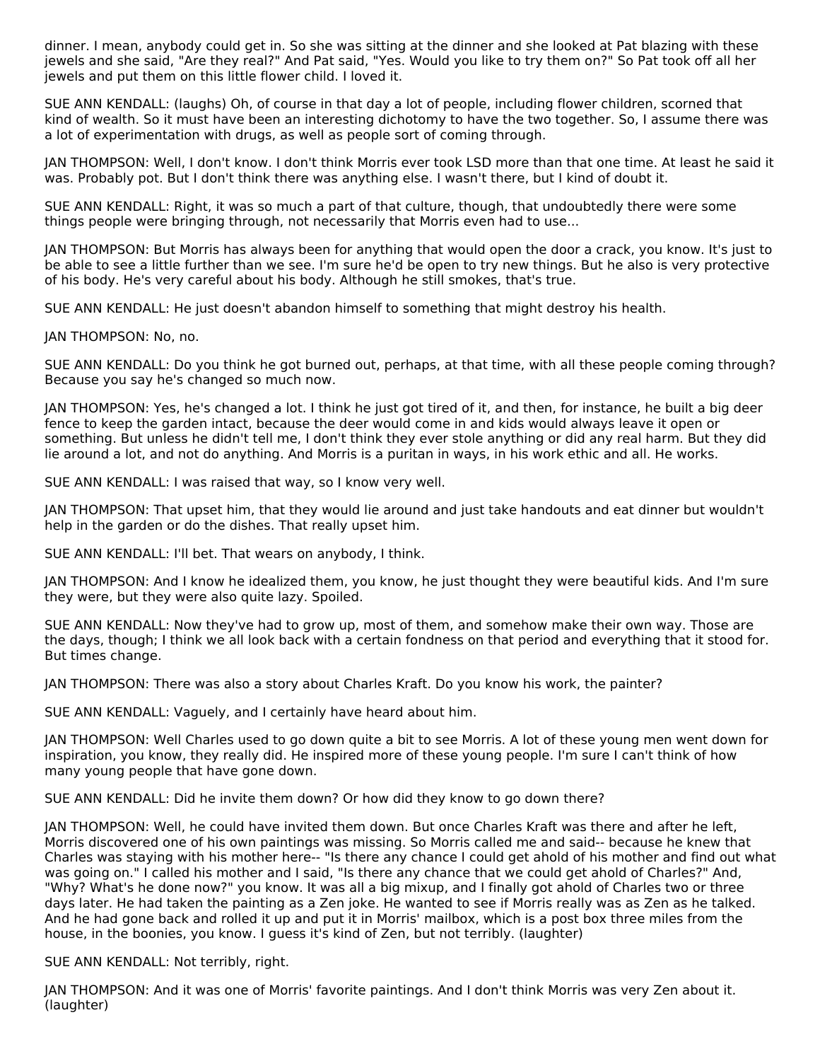dinner. I mean, anybody could get in. So she was sitting at the dinner and she looked at Pat blazing with these jewels and she said, "Are they real?" And Pat said, "Yes. Would you like to try them on?" So Pat took off all her jewels and put them on this little flower child. I loved it.

SUE ANN KENDALL: (laughs) Oh, of course in that day a lot of people, including flower children, scorned that kind of wealth. So it must have been an interesting dichotomy to have the two together. So, I assume there was a lot of experimentation with drugs, as well as people sort of coming through.

JAN THOMPSON: Well, I don't know. I don't think Morris ever took LSD more than that one time. At least he said it was. Probably pot. But I don't think there was anything else. I wasn't there, but I kind of doubt it.

SUE ANN KENDALL: Right, it was so much a part of that culture, though, that undoubtedly there were some things people were bringing through, not necessarily that Morris even had to use...

JAN THOMPSON: But Morris has always been for anything that would open the door a crack, you know. It's just to be able to see a little further than we see. I'm sure he'd be open to try new things. But he also is very protective of his body. He's very careful about his body. Although he still smokes, that's true.

SUE ANN KENDALL: He just doesn't abandon himself to something that might destroy his health.

JAN THOMPSON: No, no.

SUE ANN KENDALL: Do you think he got burned out, perhaps, at that time, with all these people coming through? Because you say he's changed so much now.

JAN THOMPSON: Yes, he's changed a lot. I think he just got tired of it, and then, for instance, he built a big deer fence to keep the garden intact, because the deer would come in and kids would always leave it open or something. But unless he didn't tell me, I don't think they ever stole anything or did any real harm. But they did lie around a lot, and not do anything. And Morris is a puritan in ways, in his work ethic and all. He works.

SUE ANN KENDALL: I was raised that way, so I know very well.

JAN THOMPSON: That upset him, that they would lie around and just take handouts and eat dinner but wouldn't help in the garden or do the dishes. That really upset him.

SUE ANN KENDALL: I'll bet. That wears on anybody, I think.

JAN THOMPSON: And I know he idealized them, you know, he just thought they were beautiful kids. And I'm sure they were, but they were also quite lazy. Spoiled.

SUE ANN KENDALL: Now they've had to grow up, most of them, and somehow make their own way. Those are the days, though; I think we all look back with a certain fondness on that period and everything that it stood for. But times change.

JAN THOMPSON: There was also a story about Charles Kraft. Do you know his work, the painter?

SUE ANN KENDALL: Vaguely, and I certainly have heard about him.

JAN THOMPSON: Well Charles used to go down quite a bit to see Morris. A lot of these young men went down for inspiration, you know, they really did. He inspired more of these young people. I'm sure I can't think of how many young people that have gone down.

SUE ANN KENDALL: Did he invite them down? Or how did they know to go down there?

JAN THOMPSON: Well, he could have invited them down. But once Charles Kraft was there and after he left, Morris discovered one of his own paintings was missing. So Morris called me and said-- because he knew that Charles was staying with his mother here-- "Is there any chance I could get ahold of his mother and find out what was going on." I called his mother and I said, "Is there any chance that we could get ahold of Charles?" And, "Why? What's he done now?" you know. It was all a big mixup, and I finally got ahold of Charles two or three days later. He had taken the painting as a Zen joke. He wanted to see if Morris really was as Zen as he talked. And he had gone back and rolled it up and put it in Morris' mailbox, which is a post box three miles from the house, in the boonies, you know. I guess it's kind of Zen, but not terribly. (laughter)

SUE ANN KENDALL: Not terribly, right.

JAN THOMPSON: And it was one of Morris' favorite paintings. And I don't think Morris was very Zen about it. (laughter)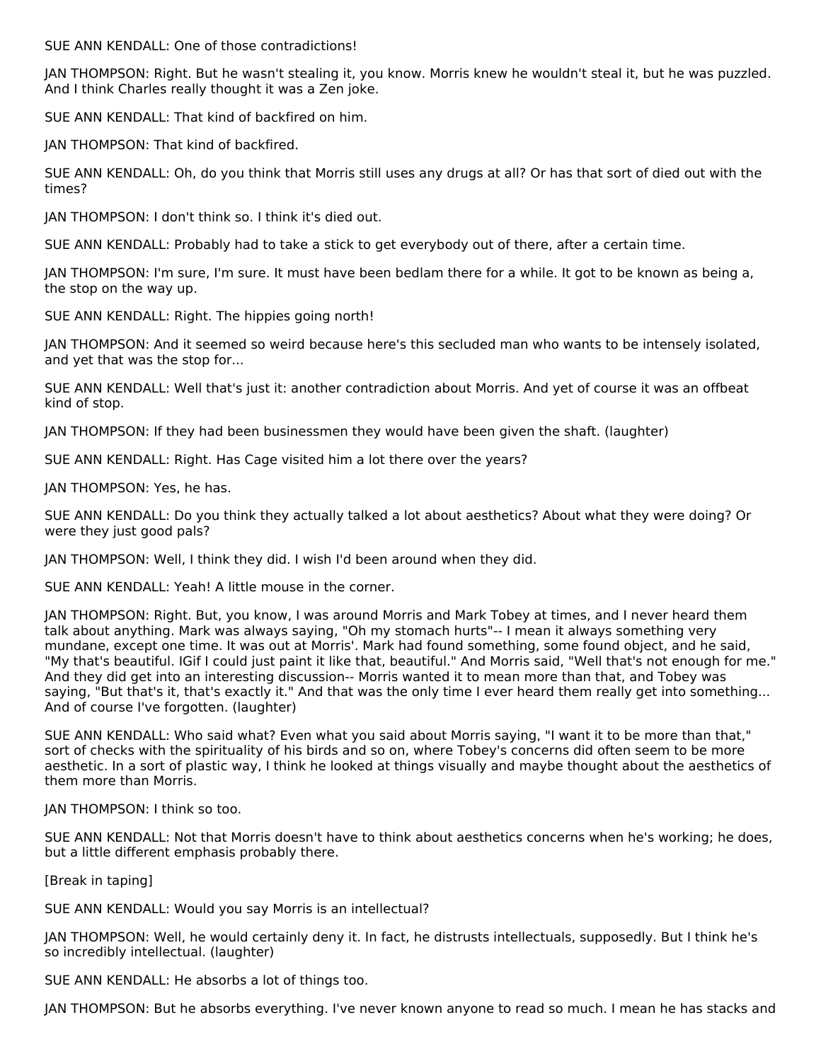SUE ANN KENDALL: One of those contradictions!

JAN THOMPSON: Right. But he wasn't stealing it, you know. Morris knew he wouldn't steal it, but he was puzzled. And I think Charles really thought it was a Zen joke.

SUE ANN KENDALL: That kind of backfired on him.

JAN THOMPSON: That kind of backfired.

SUE ANN KENDALL: Oh, do you think that Morris still uses any drugs at all? Or has that sort of died out with the times?

JAN THOMPSON: I don't think so. I think it's died out.

SUE ANN KENDALL: Probably had to take a stick to get everybody out of there, after a certain time.

JAN THOMPSON: I'm sure, I'm sure. It must have been bedlam there for a while. It got to be known as being a, the stop on the way up.

SUE ANN KENDALL: Right. The hippies going north!

JAN THOMPSON: And it seemed so weird because here's this secluded man who wants to be intensely isolated, and yet that was the stop for...

SUE ANN KENDALL: Well that's just it: another contradiction about Morris. And yet of course it was an offbeat kind of stop.

JAN THOMPSON: If they had been businessmen they would have been given the shaft. (laughter)

SUE ANN KENDALL: Right. Has Cage visited him a lot there over the years?

JAN THOMPSON: Yes, he has.

SUE ANN KENDALL: Do you think they actually talked a lot about aesthetics? About what they were doing? Or were they just good pals?

JAN THOMPSON: Well, I think they did. I wish I'd been around when they did.

SUE ANN KENDALL: Yeah! A little mouse in the corner.

JAN THOMPSON: Right. But, you know, I was around Morris and Mark Tobey at times, and I never heard them talk about anything. Mark was always saying, "Oh my stomach hurts"-- I mean it always something very mundane, except one time. It was out at Morris'. Mark had found something, some found object, and he said, "My that's beautiful. IGif I could just paint it like that, beautiful." And Morris said, "Well that's not enough for me." And they did get into an interesting discussion-- Morris wanted it to mean more than that, and Tobey was saying, "But that's it, that's exactly it." And that was the only time I ever heard them really get into something... And of course I've forgotten. (laughter)

SUE ANN KENDALL: Who said what? Even what you said about Morris saying, "I want it to be more than that," sort of checks with the spirituality of his birds and so on, where Tobey's concerns did often seem to be more aesthetic. In a sort of plastic way, I think he looked at things visually and maybe thought about the aesthetics of them more than Morris.

JAN THOMPSON: I think so too.

SUE ANN KENDALL: Not that Morris doesn't have to think about aesthetics concerns when he's working; he does, but a little different emphasis probably there.

[Break in taping]

SUE ANN KENDALL: Would you say Morris is an intellectual?

JAN THOMPSON: Well, he would certainly deny it. In fact, he distrusts intellectuals, supposedly. But I think he's so incredibly intellectual. (laughter)

SUE ANN KENDALL: He absorbs a lot of things too.

JAN THOMPSON: But he absorbs everything. I've never known anyone to read so much. I mean he has stacks and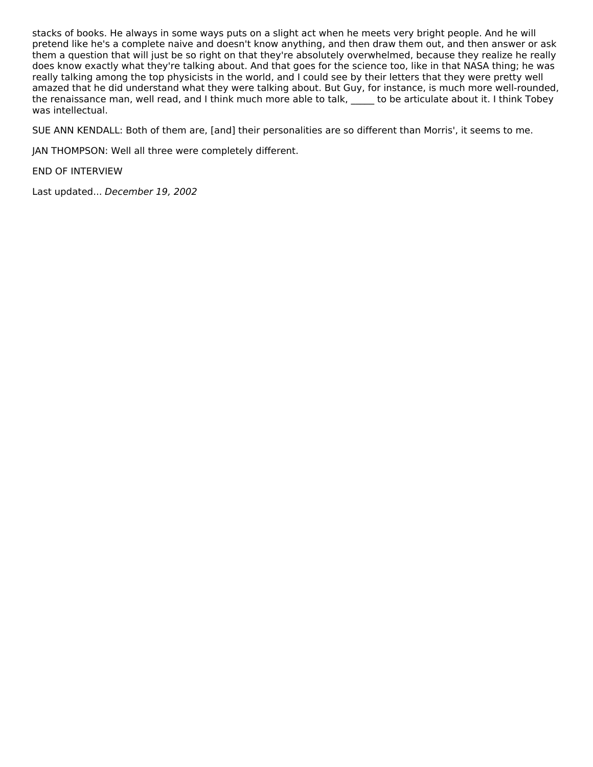stacks of books. He always in some ways puts on a slight act when he meets very bright people. And he will pretend like he's a complete naive and doesn't know anything, and then draw them out, and then answer or ask them a question that will just be so right on that they're absolutely overwhelmed, because they realize he really does know exactly what they're talking about. And that goes for the science too, like in that NASA thing; he was really talking among the top physicists in the world, and I could see by their letters that they were pretty well amazed that he did understand what they were talking about. But Guy, for instance, is much more well-rounded, the renaissance man, well read, and I think much more able to talk, _____ to be articulate about it. I think Tobey was intellectual.

SUE ANN KENDALL: Both of them are, [and] their personalities are so different than Morris', it seems to me.

JAN THOMPSON: Well all three were completely different.

END OF INTERVIEW

Last updated... *December 19, 2002*